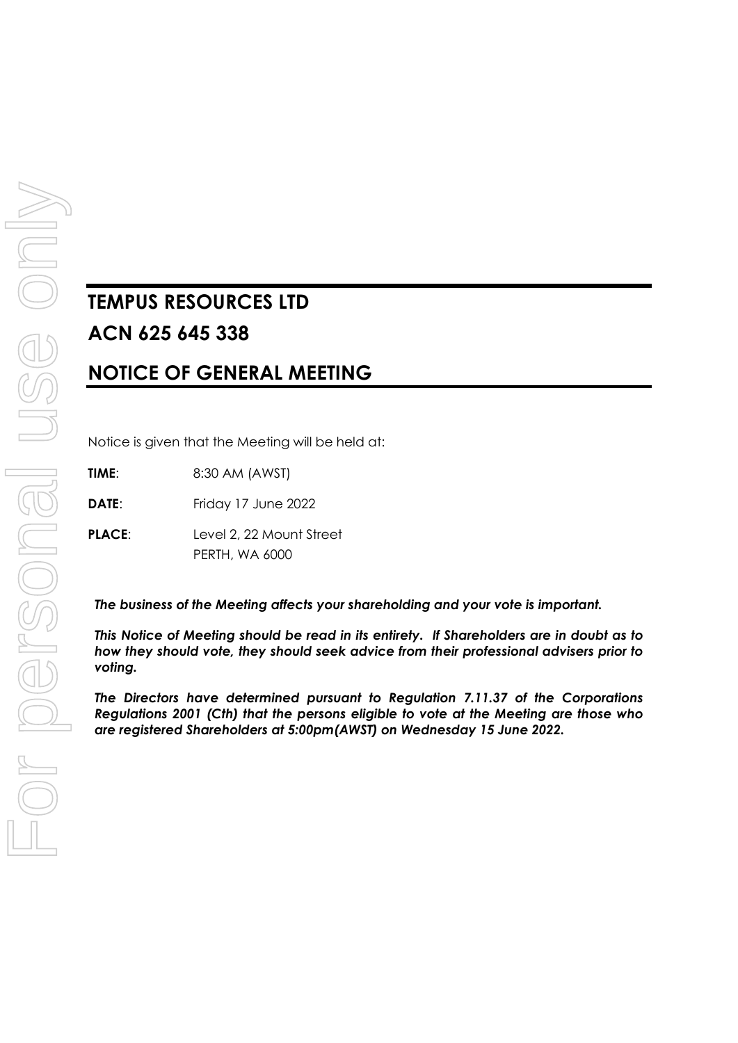# TEMPUS RESOURCES LTD

# ACN 625 645 338

# NOTICE OF GENERAL MEETING

Notice is given that the Meeting will be held at:

**TIME**: 8:30 AM (AWST)

**DATE**: Friday 17 June 2022

**PLACE**: Level 2, 22 Mount Street
PERTH, WA 6000

***The business of the Meeting affects your shareholding and your vote is important.***

***This Notice of Meeting should be read in its entirety. If Shareholders are in doubt as to how they should vote, they should seek advice from their professional advisers prior to voting.***

***The Directors have determined pursuant to Regulation 7.11.37 of the Corporations Regulations 2001 (Cth) that the persons eligible to vote at the Meeting are those who are registered Shareholders at 5:00pm(AWST) on Wednesday 15 June 2022.***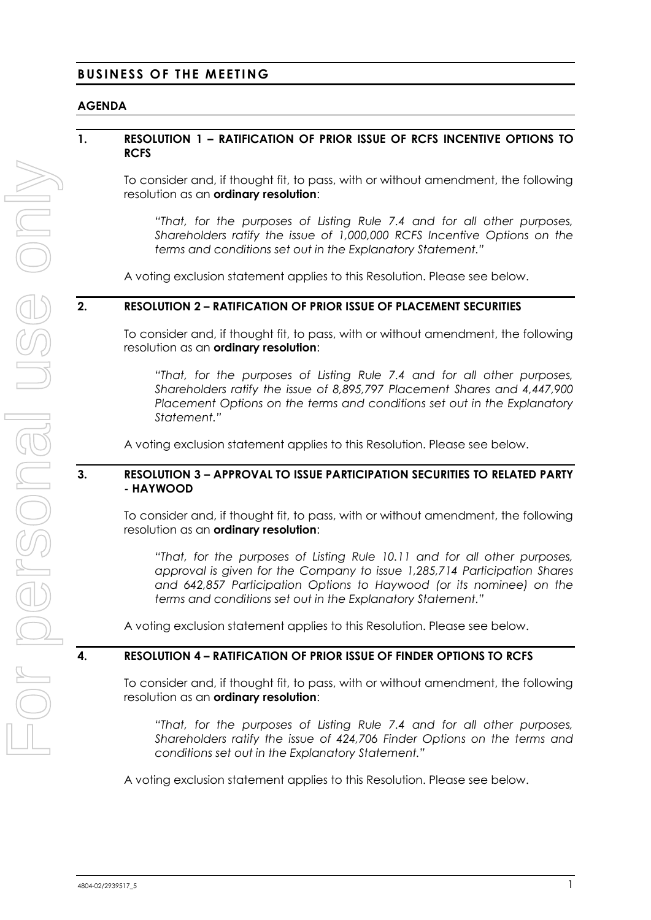# BUSINESS OF THE MEETING

## AGENDA

### 1. RESOLUTION 1 – RATIFICATION OF PRIOR ISSUE OF RCFS INCENTIVE OPTIONS TO RCFS

To consider and, if thought fit, to pass, with or without amendment, the following resolution as an **ordinary resolution**:

> *"That, for the purposes of Listing Rule 7.4 and for all other purposes, Shareholders ratify the issue of 1,000,000 RCFS Incentive Options on the terms and conditions set out in the Explanatory Statement."*

A voting exclusion statement applies to this Resolution. Please see below.

### 2. RESOLUTION 2 – RATIFICATION OF PRIOR ISSUE OF PLACEMENT SECURITIES

To consider and, if thought fit, to pass, with or without amendment, the following resolution as an **ordinary resolution**:

> *"That, for the purposes of Listing Rule 7.4 and for all other purposes, Shareholders ratify the issue of 8,895,797 Placement Shares and 4,447,900 Placement Options on the terms and conditions set out in the Explanatory Statement."*

A voting exclusion statement applies to this Resolution. Please see below.

### 3. RESOLUTION 3 – APPROVAL TO ISSUE PARTICIPATION SECURITIES TO RELATED PARTY - HAYWOOD

To consider and, if thought fit, to pass, with or without amendment, the following resolution as an **ordinary resolution**:

> *"That, for the purposes of Listing Rule 10.11 and for all other purposes, approval is given for the Company to issue 1,285,714 Participation Shares and 642,857 Participation Options to Haywood (or its nominee) on the terms and conditions set out in the Explanatory Statement."*

A voting exclusion statement applies to this Resolution. Please see below.

### 4. RESOLUTION 4 – RATIFICATION OF PRIOR ISSUE OF FINDER OPTIONS TO RCFS

To consider and, if thought fit, to pass, with or without amendment, the following resolution as an **ordinary resolution**:

> *"That, for the purposes of Listing Rule 7.4 and for all other purposes, Shareholders ratify the issue of 424,706 Finder Options on the terms and conditions set out in the Explanatory Statement."*

A voting exclusion statement applies to this Resolution. Please see below.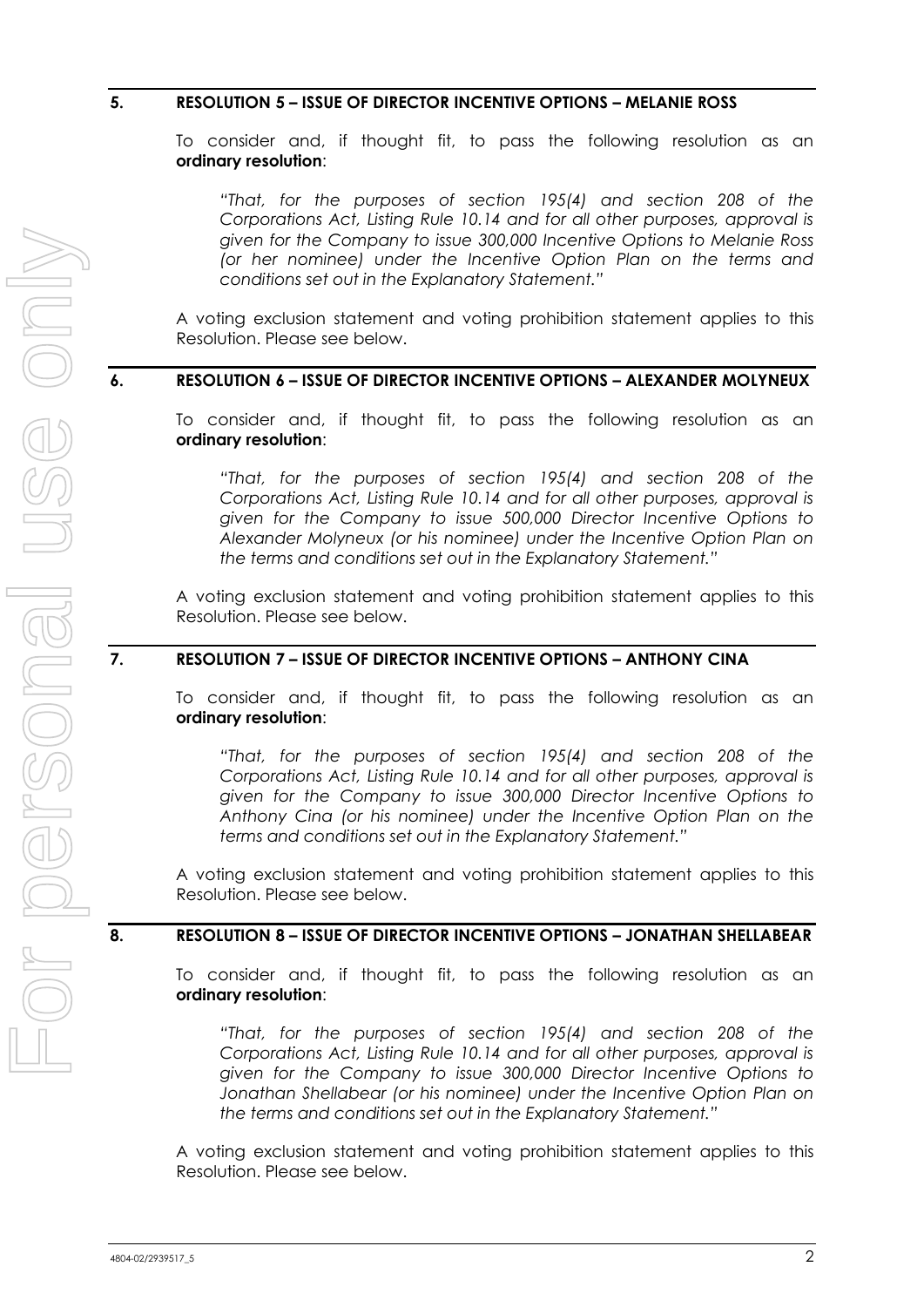## 5. RESOLUTION 5 – ISSUE OF DIRECTOR INCENTIVE OPTIONS – MELANIE ROSS

To consider and, if thought fit, to pass the following resolution as an **ordinary resolution**:

*"That, for the purposes of section 195(4) and section 208 of the Corporations Act, Listing Rule 10.14 and for all other purposes, approval is given for the Company to issue 300,000 Incentive Options to Melanie Ross (or her nominee) under the Incentive Option Plan on the terms and conditions set out in the Explanatory Statement."*

A voting exclusion statement and voting prohibition statement applies to this Resolution. Please see below.

## 6. RESOLUTION 6 – ISSUE OF DIRECTOR INCENTIVE OPTIONS – ALEXANDER MOLYNEUX

To consider and, if thought fit, to pass the following resolution as an **ordinary resolution**:

*"That, for the purposes of section 195(4) and section 208 of the Corporations Act, Listing Rule 10.14 and for all other purposes, approval is given for the Company to issue 500,000 Director Incentive Options to Alexander Molyneux (or his nominee) under the Incentive Option Plan on the terms and conditions set out in the Explanatory Statement."*

A voting exclusion statement and voting prohibition statement applies to this Resolution. Please see below.

## 7. RESOLUTION 7 – ISSUE OF DIRECTOR INCENTIVE OPTIONS – ANTHONY CINA

To consider and, if thought fit, to pass the following resolution as an **ordinary resolution**:

*"That, for the purposes of section 195(4) and section 208 of the Corporations Act, Listing Rule 10.14 and for all other purposes, approval is given for the Company to issue 300,000 Director Incentive Options to Anthony Cina (or his nominee) under the Incentive Option Plan on the terms and conditions set out in the Explanatory Statement."*

A voting exclusion statement and voting prohibition statement applies to this Resolution. Please see below.

## 8. RESOLUTION 8 – ISSUE OF DIRECTOR INCENTIVE OPTIONS – JONATHAN SHELLABEAR

To consider and, if thought fit, to pass the following resolution as an **ordinary resolution**:

*"That, for the purposes of section 195(4) and section 208 of the Corporations Act, Listing Rule 10.14 and for all other purposes, approval is given for the Company to issue 300,000 Director Incentive Options to Jonathan Shellabear (or his nominee) under the Incentive Option Plan on the terms and conditions set out in the Explanatory Statement."*

A voting exclusion statement and voting prohibition statement applies to this Resolution. Please see below.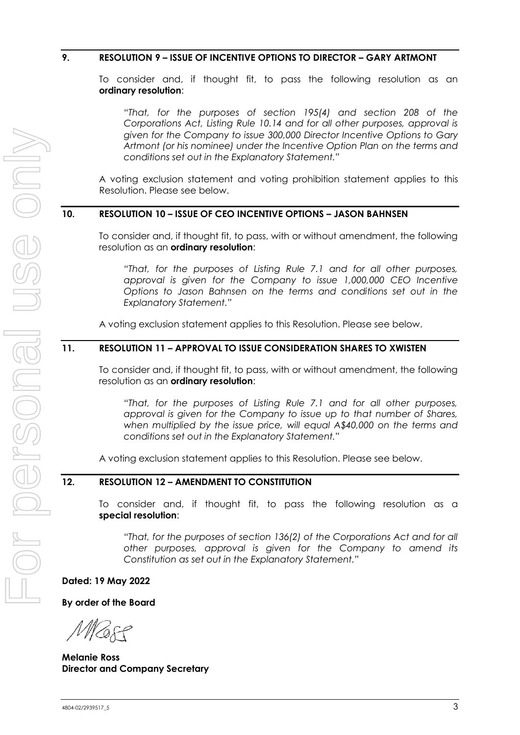## 9. RESOLUTION 9 – ISSUE OF INCENTIVE OPTIONS TO DIRECTOR – GARY ARTMONT

To consider and, if thought fit, to pass the following resolution as an **ordinary resolution**:

*"That, for the purposes of section 195(4) and section 208 of the Corporations Act, Listing Rule 10.14 and for all other purposes, approval is given for the Company to issue 300,000 Director Incentive Options to Gary Artmont (or his nominee) under the Incentive Option Plan on the terms and conditions set out in the Explanatory Statement."*

A voting exclusion statement and voting prohibition statement applies to this Resolution. Please see below.

## 10. RESOLUTION 10 – ISSUE OF CEO INCENTIVE OPTIONS – JASON BAHNSEN

To consider and, if thought fit, to pass, with or without amendment, the following resolution as an **ordinary resolution**:

*"That, for the purposes of Listing Rule 7.1 and for all other purposes, approval is given for the Company to issue 1,000,000 CEO Incentive Options to Jason Bahnsen on the terms and conditions set out in the Explanatory Statement."*

A voting exclusion statement applies to this Resolution. Please see below.

## 11. RESOLUTION 11 – APPROVAL TO ISSUE CONSIDERATION SHARES TO XWISTEN

To consider and, if thought fit, to pass, with or without amendment, the following resolution as an **ordinary resolution**:

*"That, for the purposes of Listing Rule 7.1 and for all other purposes, approval is given for the Company to issue up to that number of Shares, when multiplied by the issue price, will equal A$40,000 on the terms and conditions set out in the Explanatory Statement."*

A voting exclusion statement applies to this Resolution. Please see below.

## 12. RESOLUTION 12 – AMENDMENT TO CONSTITUTION

To consider and, if thought fit, to pass the following resolution as a **special resolution**:

*"That, for the purposes of section 136(2) of the Corporations Act and for all other purposes, approval is given for the Company to amend its Constitution as set out in the Explanatory Statement."*

**Dated: 19 May 2022**

**By order of the Board**

**Melanie Ross**
**Director and Company Secretary**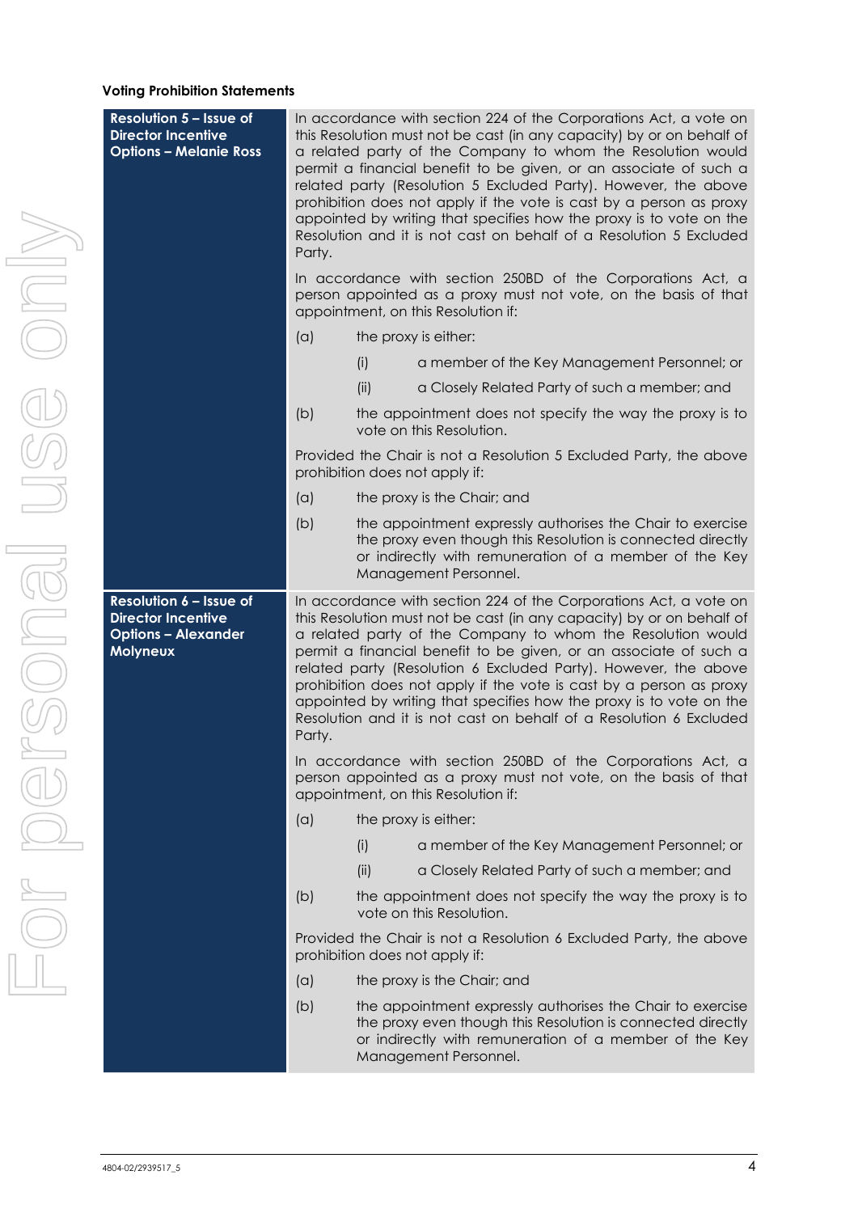**Voting Prohibition Statements**

| | |
|---|---|
| **Resolution 5 – Issue of Director Incentive Options – Melanie Ross** | In accordance with section 224 of the Corporations Act, a vote on this Resolution must not be cast (in any capacity) by or on behalf of a related party of the Company to whom the Resolution would permit a financial benefit to be given, or an associate of such a related party (Resolution 5 Excluded Party). However, the above prohibition does not apply if the vote is cast by a person as proxy appointed by writing that specifies how the proxy is to vote on the Resolution and it is not cast on behalf of a Resolution 5 Excluded Party.<br><br>In accordance with section 250BD of the Corporations Act, a person appointed as a proxy must not vote, on the basis of that appointment, on this Resolution if:<br>(a) the proxy is either:<br>(i) a member of the Key Management Personnel; or<br>(ii) a Closely Related Party of such a member; and<br>(b) the appointment does not specify the way the proxy is to vote on this Resolution.<br><br>Provided the Chair is not a Resolution 5 Excluded Party, the above prohibition does not apply if:<br>(a) the proxy is the Chair; and<br>(b) the appointment expressly authorises the Chair to exercise the proxy even though this Resolution is connected directly or indirectly with remuneration of a member of the Key Management Personnel. |
| **Resolution 6 – Issue of Director Incentive Options – Alexander Molyneux** | In accordance with section 224 of the Corporations Act, a vote on this Resolution must not be cast (in any capacity) by or on behalf of a related party of the Company to whom the Resolution would permit a financial benefit to be given, or an associate of such a related party (Resolution 6 Excluded Party). However, the above prohibition does not apply if the vote is cast by a person as proxy appointed by writing that specifies how the proxy is to vote on the Resolution and it is not cast on behalf of a Resolution 6 Excluded Party.<br><br>In accordance with section 250BD of the Corporations Act, a person appointed as a proxy must not vote, on the basis of that appointment, on this Resolution if:<br>(a) the proxy is either:<br>(i) a member of the Key Management Personnel; or<br>(ii) a Closely Related Party of such a member; and<br>(b) the appointment does not specify the way the proxy is to vote on this Resolution.<br><br>Provided the Chair is not a Resolution 6 Excluded Party, the above prohibition does not apply if:<br>(a) the proxy is the Chair; and<br>(b) the appointment expressly authorises the Chair to exercise the proxy even though this Resolution is connected directly or indirectly with remuneration of a member of the Key Management Personnel. |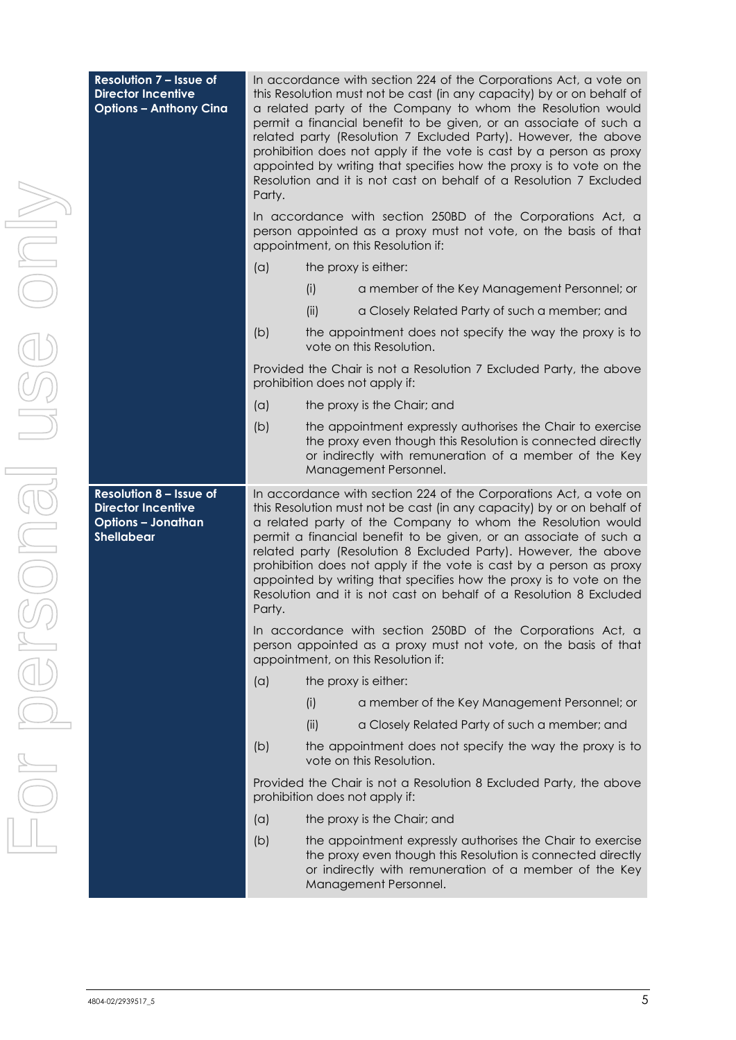| Resolution | Voting exclusion |
|---|---|
| **Resolution 7 – Issue of Director Incentive Options – Anthony Cina** | In accordance with section 224 of the Corporations Act, a vote on this Resolution must not be cast (in any capacity) by or on behalf of a related party of the Company to whom the Resolution would permit a financial benefit to be given, or an associate of such a related party (Resolution 7 Excluded Party). However, the above prohibition does not apply if the vote is cast by a person as proxy appointed by writing that specifies how the proxy is to vote on the Resolution and it is not cast on behalf of a Resolution 7 Excluded Party.<br><br>In accordance with section 250BD of the Corporations Act, a person appointed as a proxy must not vote, on the basis of that appointment, on this Resolution if:<br>(a) the proxy is either:<br>(i) a member of the Key Management Personnel; or<br>(ii) a Closely Related Party of such a member; and<br>(b) the appointment does not specify the way the proxy is to vote on this Resolution.<br><br>Provided the Chair is not a Resolution 7 Excluded Party, the above prohibition does not apply if:<br>(a) the proxy is the Chair; and<br>(b) the appointment expressly authorises the Chair to exercise the proxy even though this Resolution is connected directly or indirectly with remuneration of a member of the Key Management Personnel. |
| **Resolution 8 – Issue of Director Incentive Options – Jonathan Shellabear** | In accordance with section 224 of the Corporations Act, a vote on this Resolution must not be cast (in any capacity) by or on behalf of a related party of the Company to whom the Resolution would permit a financial benefit to be given, or an associate of such a related party (Resolution 8 Excluded Party). However, the above prohibition does not apply if the vote is cast by a person as proxy appointed by writing that specifies how the proxy is to vote on the Resolution and it is not cast on behalf of a Resolution 8 Excluded Party.<br><br>In accordance with section 250BD of the Corporations Act, a person appointed as a proxy must not vote, on the basis of that appointment, on this Resolution if:<br>(a) the proxy is either:<br>(i) a member of the Key Management Personnel; or<br>(ii) a Closely Related Party of such a member; and<br>(b) the appointment does not specify the way the proxy is to vote on this Resolution.<br><br>Provided the Chair is not a Resolution 8 Excluded Party, the above prohibition does not apply if:<br>(a) the proxy is the Chair; and<br>(b) the appointment expressly authorises the Chair to exercise the proxy even though this Resolution is connected directly or indirectly with remuneration of a member of the Key Management Personnel. |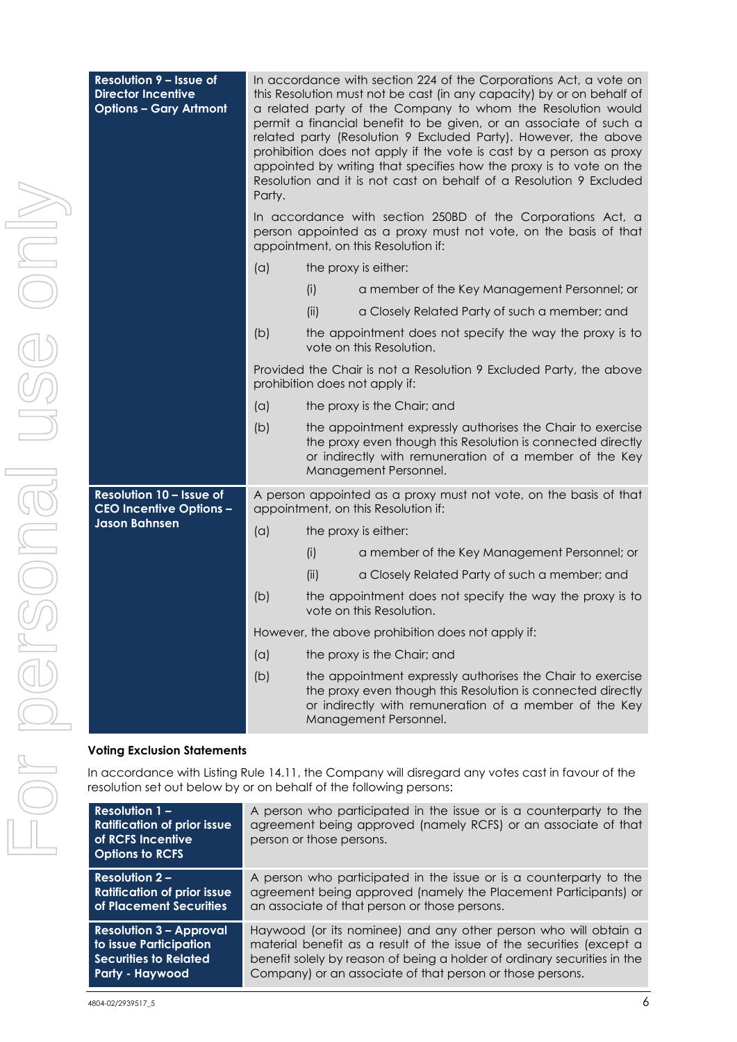| | |
|---|---|
| **Resolution 9 – Issue of Director Incentive Options – Gary Artmont** | In accordance with section 224 of the Corporations Act, a vote on this Resolution must not be cast (in any capacity) by or on behalf of a related party of the Company to whom the Resolution would permit a financial benefit to be given, or an associate of such a related party (Resolution 9 Excluded Party). However, the above prohibition does not apply if the vote is cast by a person as proxy appointed by writing that specifies how the proxy is to vote on the Resolution and it is not cast on behalf of a Resolution 9 Excluded Party.<br><br>In accordance with section 250BD of the Corporations Act, a person appointed as a proxy must not vote, on the basis of that appointment, on this Resolution if:<br>(a) the proxy is either:<br>(i) a member of the Key Management Personnel; or<br>(ii) a Closely Related Party of such a member; and<br>(b) the appointment does not specify the way the proxy is to vote on this Resolution.<br><br>Provided the Chair is not a Resolution 9 Excluded Party, the above prohibition does not apply if:<br>(a) the proxy is the Chair; and<br>(b) the appointment expressly authorises the Chair to exercise the proxy even though this Resolution is connected directly or indirectly with remuneration of a member of the Key Management Personnel. |
| **Resolution 10 – Issue of CEO Incentive Options – Jason Bahnsen** | A person appointed as a proxy must not vote, on the basis of that appointment, on this Resolution if:<br>(a) the proxy is either:<br>(i) a member of the Key Management Personnel; or<br>(ii) a Closely Related Party of such a member; and<br>(b) the appointment does not specify the way the proxy is to vote on this Resolution.<br><br>However, the above prohibition does not apply if:<br>(a) the proxy is the Chair; and<br>(b) the appointment expressly authorises the Chair to exercise the proxy even though this Resolution is connected directly or indirectly with remuneration of a member of the Key Management Personnel. |

**Voting Exclusion Statements**

In accordance with Listing Rule 14.11, the Company will disregard any votes cast in favour of the resolution set out below by or on behalf of the following persons:

| | |
|---|---|
| **Resolution 1 – Ratification of prior issue of RCFS Incentive Options to RCFS** | A person who participated in the issue or is a counterparty to the agreement being approved (namely RCFS) or an associate of that person or those persons. |
| **Resolution 2 – Ratification of prior issue of Placement Securities** | A person who participated in the issue or is a counterparty to the agreement being approved (namely the Placement Participants) or an associate of that person or those persons. |
| **Resolution 3 – Approval to issue Participation Securities to Related Party - Haywood** | Haywood (or its nominee) and any other person who will obtain a material benefit as a result of the issue of the securities (except a benefit solely by reason of being a holder of ordinary securities in the Company) or an associate of that person or those persons. |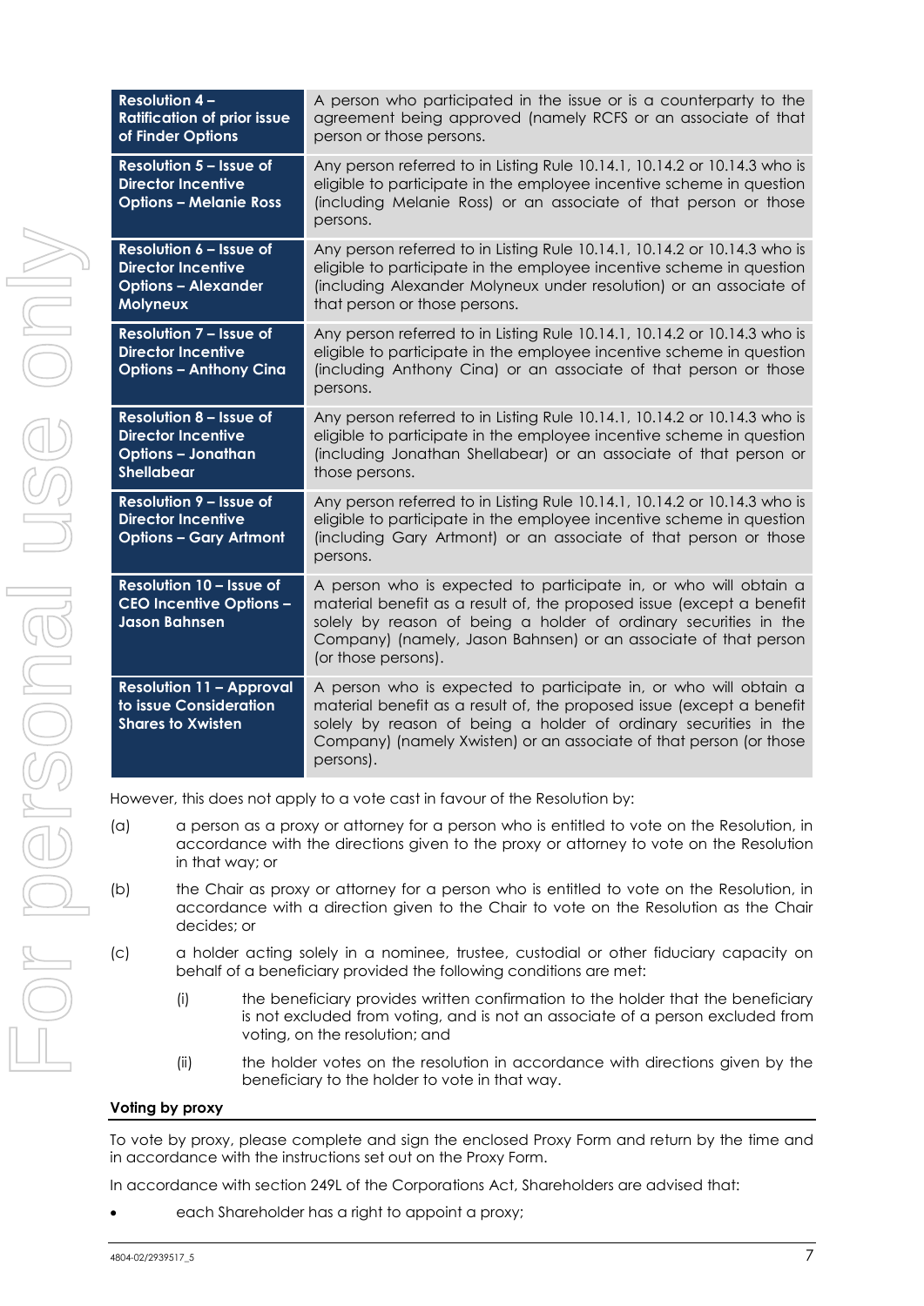| Resolution | Excluded persons |
|---|---|
| **Resolution 4 – Ratification of prior issue of Finder Options** | A person who participated in the issue or is a counterparty to the agreement being approved (namely RCFS or an associate of that person or those persons. |
| **Resolution 5 – Issue of Director Incentive Options – Melanie Ross** | Any person referred to in Listing Rule 10.14.1, 10.14.2 or 10.14.3 who is eligible to participate in the employee incentive scheme in question (including Melanie Ross) or an associate of that person or those persons. |
| **Resolution 6 – Issue of Director Incentive Options – Alexander Molyneux** | Any person referred to in Listing Rule 10.14.1, 10.14.2 or 10.14.3 who is eligible to participate in the employee incentive scheme in question (including Alexander Molyneux under resolution) or an associate of that person or those persons. |
| **Resolution 7 – Issue of Director Incentive Options – Anthony Cina** | Any person referred to in Listing Rule 10.14.1, 10.14.2 or 10.14.3 who is eligible to participate in the employee incentive scheme in question (including Anthony Cina) or an associate of that person or those persons. |
| **Resolution 8 – Issue of Director Incentive Options – Jonathan Shellabear** | Any person referred to in Listing Rule 10.14.1, 10.14.2 or 10.14.3 who is eligible to participate in the employee incentive scheme in question (including Jonathan Shellabear) or an associate of that person or those persons. |
| **Resolution 9 – Issue of Director Incentive Options – Gary Artmont** | Any person referred to in Listing Rule 10.14.1, 10.14.2 or 10.14.3 who is eligible to participate in the employee incentive scheme in question (including Gary Artmont) or an associate of that person or those persons. |
| **Resolution 10 – Issue of CEO Incentive Options – Jason Bahnsen** | A person who is expected to participate in, or who will obtain a material benefit as a result of, the proposed issue (except a benefit solely by reason of being a holder of ordinary securities in the Company) (namely, Jason Bahnsen) or an associate of that person (or those persons). |
| **Resolution 11 – Approval to issue Consideration Shares to Xwisten** | A person who is expected to participate in, or who will obtain a material benefit as a result of, the proposed issue (except a benefit solely by reason of being a holder of ordinary securities in the Company) (namely Xwisten) or an associate of that person (or those persons). |

However, this does not apply to a vote cast in favour of the Resolution by:

(a) a person as a proxy or attorney for a person who is entitled to vote on the Resolution, in accordance with the directions given to the proxy or attorney to vote on the Resolution in that way; or

(b) the Chair as proxy or attorney for a person who is entitled to vote on the Resolution, in accordance with a direction given to the Chair to vote on the Resolution as the Chair decides; or

(c) a holder acting solely in a nominee, trustee, custodial or other fiduciary capacity on behalf of a beneficiary provided the following conditions are met:

   (i) the beneficiary provides written confirmation to the holder that the beneficiary is not excluded from voting, and is not an associate of a person excluded from voting, on the resolution; and

   (ii) the holder votes on the resolution in accordance with directions given by the beneficiary to the holder to vote in that way.

**Voting by proxy**

To vote by proxy, please complete and sign the enclosed Proxy Form and return by the time and in accordance with the instructions set out on the Proxy Form.

In accordance with section 249L of the Corporations Act, Shareholders are advised that:

- each Shareholder has a right to appoint a proxy;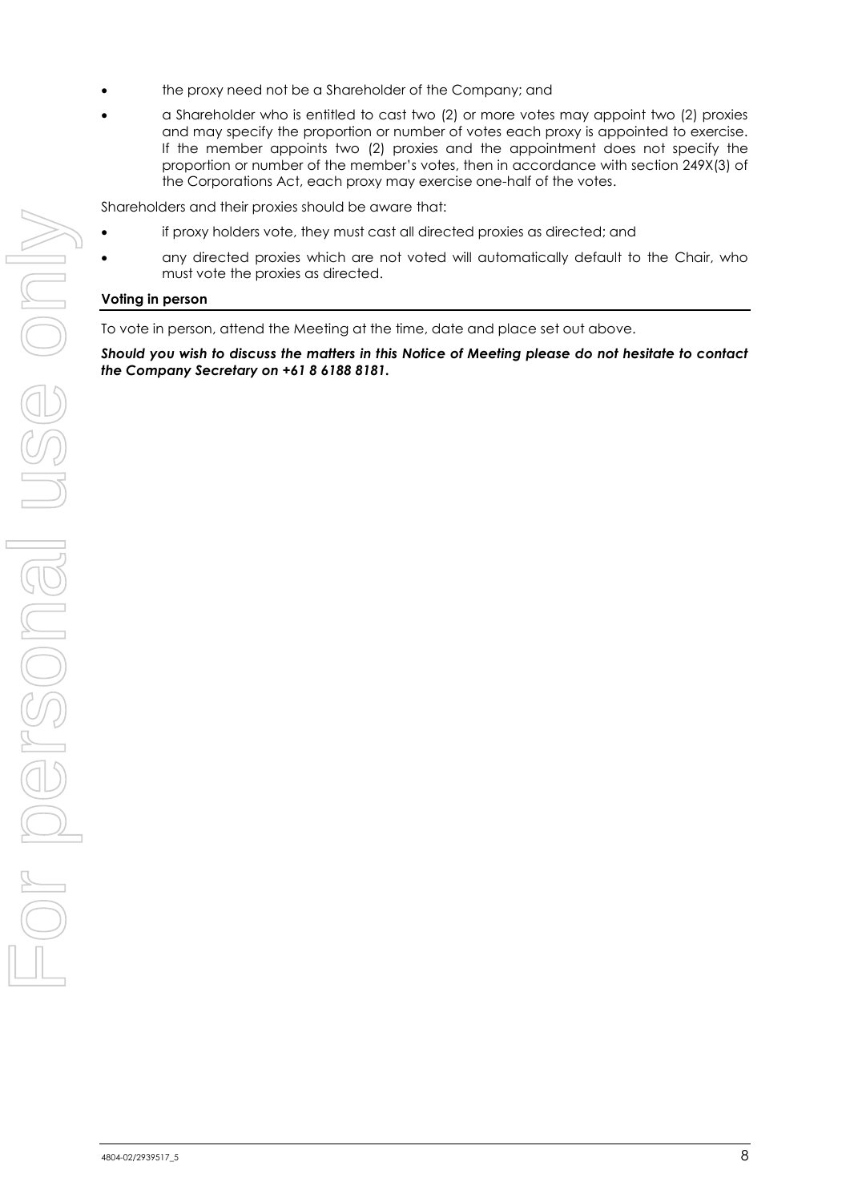- the proxy need not be a Shareholder of the Company; and
- a Shareholder who is entitled to cast two (2) or more votes may appoint two (2) proxies and may specify the proportion or number of votes each proxy is appointed to exercise. If the member appoints two (2) proxies and the appointment does not specify the proportion or number of the member's votes, then in accordance with section 249X(3) of the Corporations Act, each proxy may exercise one-half of the votes.

Shareholders and their proxies should be aware that:

- if proxy holders vote, they must cast all directed proxies as directed; and
- any directed proxies which are not voted will automatically default to the Chair, who must vote the proxies as directed.

**Voting in person**

To vote in person, attend the Meeting at the time, date and place set out above.

***Should you wish to discuss the matters in this Notice of Meeting please do not hesitate to contact the Company Secretary on +61 8 6188 8181.***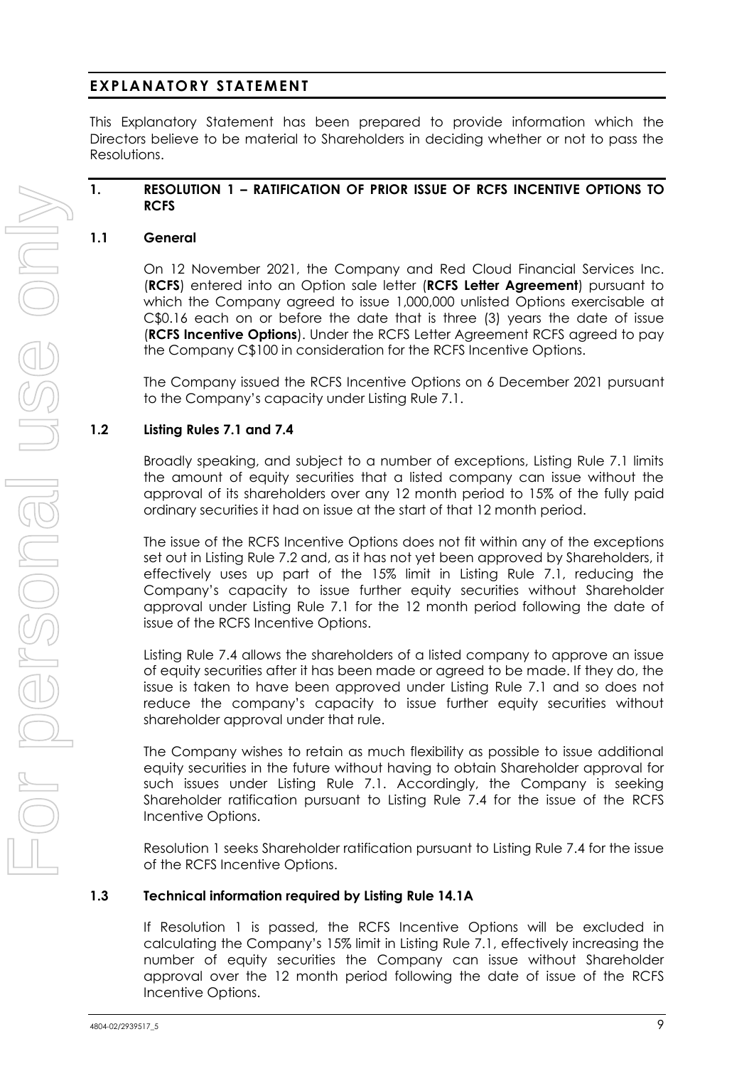# EXPLANATORY STATEMENT

This Explanatory Statement has been prepared to provide information which the Directors believe to be material to Shareholders in deciding whether or not to pass the Resolutions.

## 1. RESOLUTION 1 – RATIFICATION OF PRIOR ISSUE OF RCFS INCENTIVE OPTIONS TO RCFS

### 1.1 General

On 12 November 2021, the Company and Red Cloud Financial Services Inc. (**RCFS**) entered into an Option sale letter (**RCFS Letter Agreement**) pursuant to which the Company agreed to issue 1,000,000 unlisted Options exercisable at C$0.16 each on or before the date that is three (3) years the date of issue (**RCFS Incentive Options**). Under the RCFS Letter Agreement RCFS agreed to pay the Company C$100 in consideration for the RCFS Incentive Options.

The Company issued the RCFS Incentive Options on 6 December 2021 pursuant to the Company's capacity under Listing Rule 7.1.

### 1.2 Listing Rules 7.1 and 7.4

Broadly speaking, and subject to a number of exceptions, Listing Rule 7.1 limits the amount of equity securities that a listed company can issue without the approval of its shareholders over any 12 month period to 15% of the fully paid ordinary securities it had on issue at the start of that 12 month period.

The issue of the RCFS Incentive Options does not fit within any of the exceptions set out in Listing Rule 7.2 and, as it has not yet been approved by Shareholders, it effectively uses up part of the 15% limit in Listing Rule 7.1, reducing the Company's capacity to issue further equity securities without Shareholder approval under Listing Rule 7.1 for the 12 month period following the date of issue of the RCFS Incentive Options.

Listing Rule 7.4 allows the shareholders of a listed company to approve an issue of equity securities after it has been made or agreed to be made. If they do, the issue is taken to have been approved under Listing Rule 7.1 and so does not reduce the company's capacity to issue further equity securities without shareholder approval under that rule.

The Company wishes to retain as much flexibility as possible to issue additional equity securities in the future without having to obtain Shareholder approval for such issues under Listing Rule 7.1. Accordingly, the Company is seeking Shareholder ratification pursuant to Listing Rule 7.4 for the issue of the RCFS Incentive Options.

Resolution 1 seeks Shareholder ratification pursuant to Listing Rule 7.4 for the issue of the RCFS Incentive Options.

### 1.3 Technical information required by Listing Rule 14.1A

If Resolution 1 is passed, the RCFS Incentive Options will be excluded in calculating the Company's 15% limit in Listing Rule 7.1, effectively increasing the number of equity securities the Company can issue without Shareholder approval over the 12 month period following the date of issue of the RCFS Incentive Options.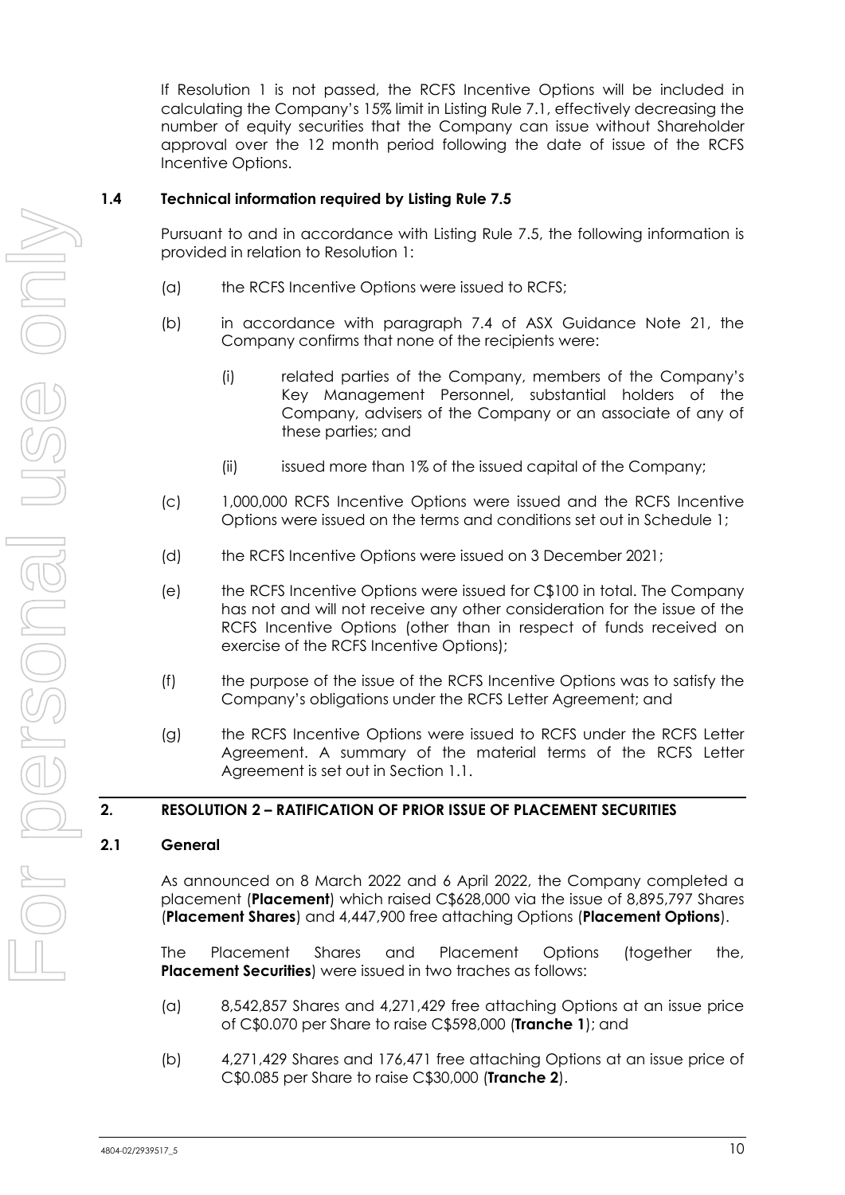If Resolution 1 is not passed, the RCFS Incentive Options will be included in calculating the Company's 15% limit in Listing Rule 7.1, effectively decreasing the number of equity securities that the Company can issue without Shareholder approval over the 12 month period following the date of issue of the RCFS Incentive Options.

### 1.4 Technical information required by Listing Rule 7.5

Pursuant to and in accordance with Listing Rule 7.5, the following information is provided in relation to Resolution 1:

(a) the RCFS Incentive Options were issued to RCFS;

(b) in accordance with paragraph 7.4 of ASX Guidance Note 21, the Company confirms that none of the recipients were:

  (i) related parties of the Company, members of the Company's Key Management Personnel, substantial holders of the Company, advisers of the Company or an associate of any of these parties; and

  (ii) issued more than 1% of the issued capital of the Company;

(c) 1,000,000 RCFS Incentive Options were issued and the RCFS Incentive Options were issued on the terms and conditions set out in Schedule 1;

(d) the RCFS Incentive Options were issued on 3 December 2021;

(e) the RCFS Incentive Options were issued for C$100 in total. The Company has not and will not receive any other consideration for the issue of the RCFS Incentive Options (other than in respect of funds received on exercise of the RCFS Incentive Options);

(f) the purpose of the issue of the RCFS Incentive Options was to satisfy the Company's obligations under the RCFS Letter Agreement; and

(g) the RCFS Incentive Options were issued to RCFS under the RCFS Letter Agreement. A summary of the material terms of the RCFS Letter Agreement is set out in Section 1.1.

## 2. RESOLUTION 2 – RATIFICATION OF PRIOR ISSUE OF PLACEMENT SECURITIES

### 2.1 General

As announced on 8 March 2022 and 6 April 2022, the Company completed a placement (**Placement**) which raised C$628,000 via the issue of 8,895,797 Shares (**Placement Shares**) and 4,447,900 free attaching Options (**Placement Options**).

The Placement Shares and Placement Options (together the, **Placement Securities**) were issued in two traches as follows:

(a) 8,542,857 Shares and 4,271,429 free attaching Options at an issue price of C$0.070 per Share to raise C$598,000 (**Tranche 1**); and

(b) 4,271,429 Shares and 176,471 free attaching Options at an issue price of C$0.085 per Share to raise C$30,000 (**Tranche 2**).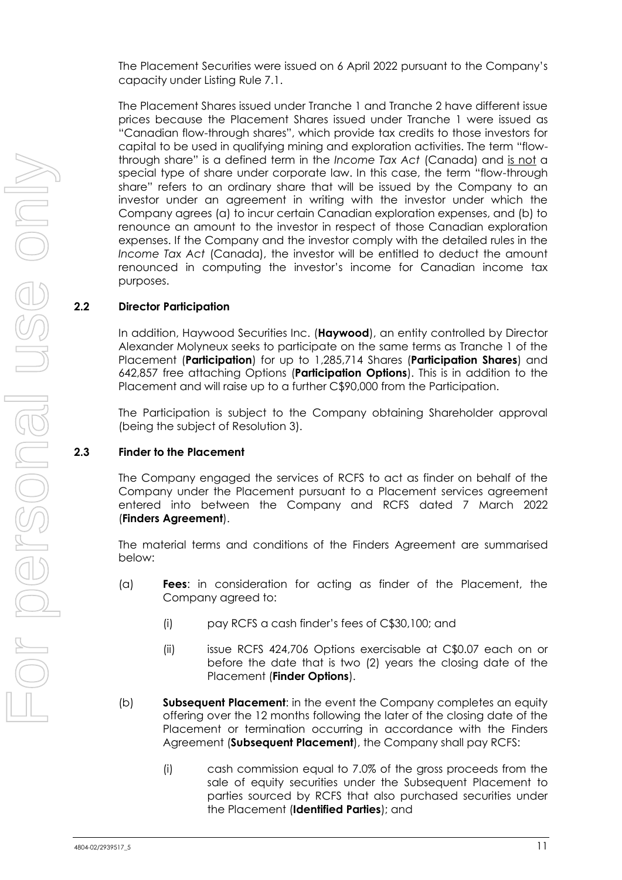The Placement Securities were issued on 6 April 2022 pursuant to the Company's capacity under Listing Rule 7.1.

The Placement Shares issued under Tranche 1 and Tranche 2 have different issue prices because the Placement Shares issued under Tranche 1 were issued as "Canadian flow-through shares", which provide tax credits to those investors for capital to be used in qualifying mining and exploration activities. The term "flow-through share" is a defined term in the *Income Tax Act* (Canada) and is not a special type of share under corporate law. In this case, the term "flow-through share" refers to an ordinary share that will be issued by the Company to an investor under an agreement in writing with the investor under which the Company agrees (a) to incur certain Canadian exploration expenses, and (b) to renounce an amount to the investor in respect of those Canadian exploration expenses. If the Company and the investor comply with the detailed rules in the *Income Tax Act* (Canada), the investor will be entitled to deduct the amount renounced in computing the investor's income for Canadian income tax purposes.

## 2.2 Director Participation

In addition, Haywood Securities Inc. (**Haywood**), an entity controlled by Director Alexander Molyneux seeks to participate on the same terms as Tranche 1 of the Placement (**Participation**) for up to 1,285,714 Shares (**Participation Shares**) and 642,857 free attaching Options (**Participation Options**). This is in addition to the Placement and will raise up to a further C$90,000 from the Participation.

The Participation is subject to the Company obtaining Shareholder approval (being the subject of Resolution 3).

## 2.3 Finder to the Placement

The Company engaged the services of RCFS to act as finder on behalf of the Company under the Placement pursuant to a Placement services agreement entered into between the Company and RCFS dated 7 March 2022 (**Finders Agreement**).

The material terms and conditions of the Finders Agreement are summarised below:

(a) **Fees**: in consideration for acting as finder of the Placement, the Company agreed to:

  (i) pay RCFS a cash finder's fees of C$30,100; and

  (ii) issue RCFS 424,706 Options exercisable at C$0.07 each on or before the date that is two (2) years the closing date of the Placement (**Finder Options**).

(b) **Subsequent Placement**: in the event the Company completes an equity offering over the 12 months following the later of the closing date of the Placement or termination occurring in accordance with the Finders Agreement (**Subsequent Placement**), the Company shall pay RCFS:

  (i) cash commission equal to 7.0% of the gross proceeds from the sale of equity securities under the Subsequent Placement to parties sourced by RCFS that also purchased securities under the Placement (**Identified Parties**); and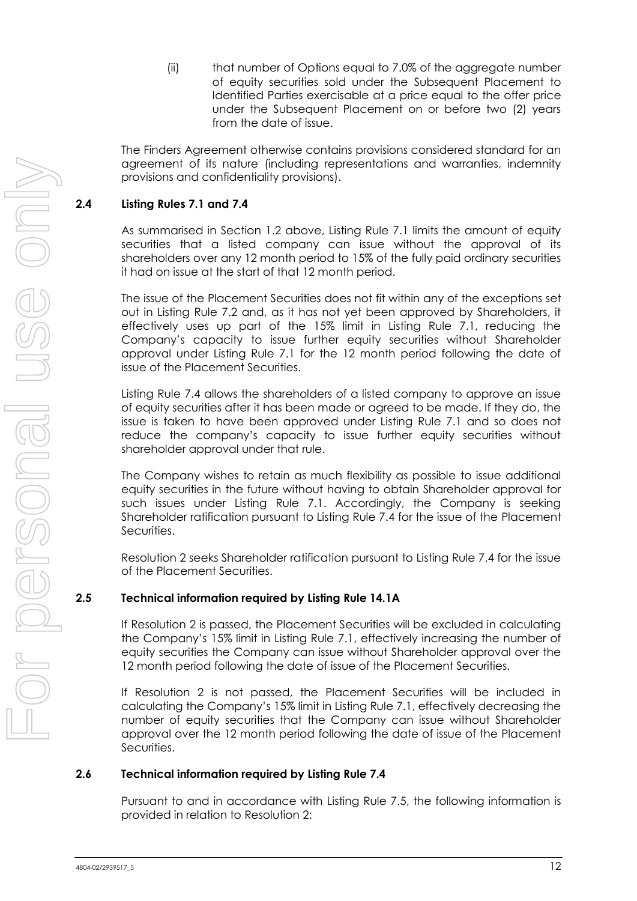(ii) that number of Options equal to 7.0% of the aggregate number of equity securities sold under the Subsequent Placement to Identified Parties exercisable at a price equal to the offer price under the Subsequent Placement on or before two (2) years from the date of issue.

The Finders Agreement otherwise contains provisions considered standard for an agreement of its nature (including representations and warranties, indemnity provisions and confidentiality provisions).

## 2.4 Listing Rules 7.1 and 7.4

As summarised in Section 1.2 above, Listing Rule 7.1 limits the amount of equity securities that a listed company can issue without the approval of its shareholders over any 12 month period to 15% of the fully paid ordinary securities it had on issue at the start of that 12 month period.

The issue of the Placement Securities does not fit within any of the exceptions set out in Listing Rule 7.2 and, as it has not yet been approved by Shareholders, it effectively uses up part of the 15% limit in Listing Rule 7.1, reducing the Company's capacity to issue further equity securities without Shareholder approval under Listing Rule 7.1 for the 12 month period following the date of issue of the Placement Securities.

Listing Rule 7.4 allows the shareholders of a listed company to approve an issue of equity securities after it has been made or agreed to be made. If they do, the issue is taken to have been approved under Listing Rule 7.1 and so does not reduce the company's capacity to issue further equity securities without shareholder approval under that rule.

The Company wishes to retain as much flexibility as possible to issue additional equity securities in the future without having to obtain Shareholder approval for such issues under Listing Rule 7.1. Accordingly, the Company is seeking Shareholder ratification pursuant to Listing Rule 7.4 for the issue of the Placement Securities.

Resolution 2 seeks Shareholder ratification pursuant to Listing Rule 7.4 for the issue of the Placement Securities.

## 2.5 Technical information required by Listing Rule 14.1A

If Resolution 2 is passed, the Placement Securities will be excluded in calculating the Company's 15% limit in Listing Rule 7.1, effectively increasing the number of equity securities the Company can issue without Shareholder approval over the 12 month period following the date of issue of the Placement Securities.

If Resolution 2 is not passed, the Placement Securities will be included in calculating the Company's 15% limit in Listing Rule 7.1, effectively decreasing the number of equity securities that the Company can issue without Shareholder approval over the 12 month period following the date of issue of the Placement Securities.

## 2.6 Technical information required by Listing Rule 7.4

Pursuant to and in accordance with Listing Rule 7.5, the following information is provided in relation to Resolution 2: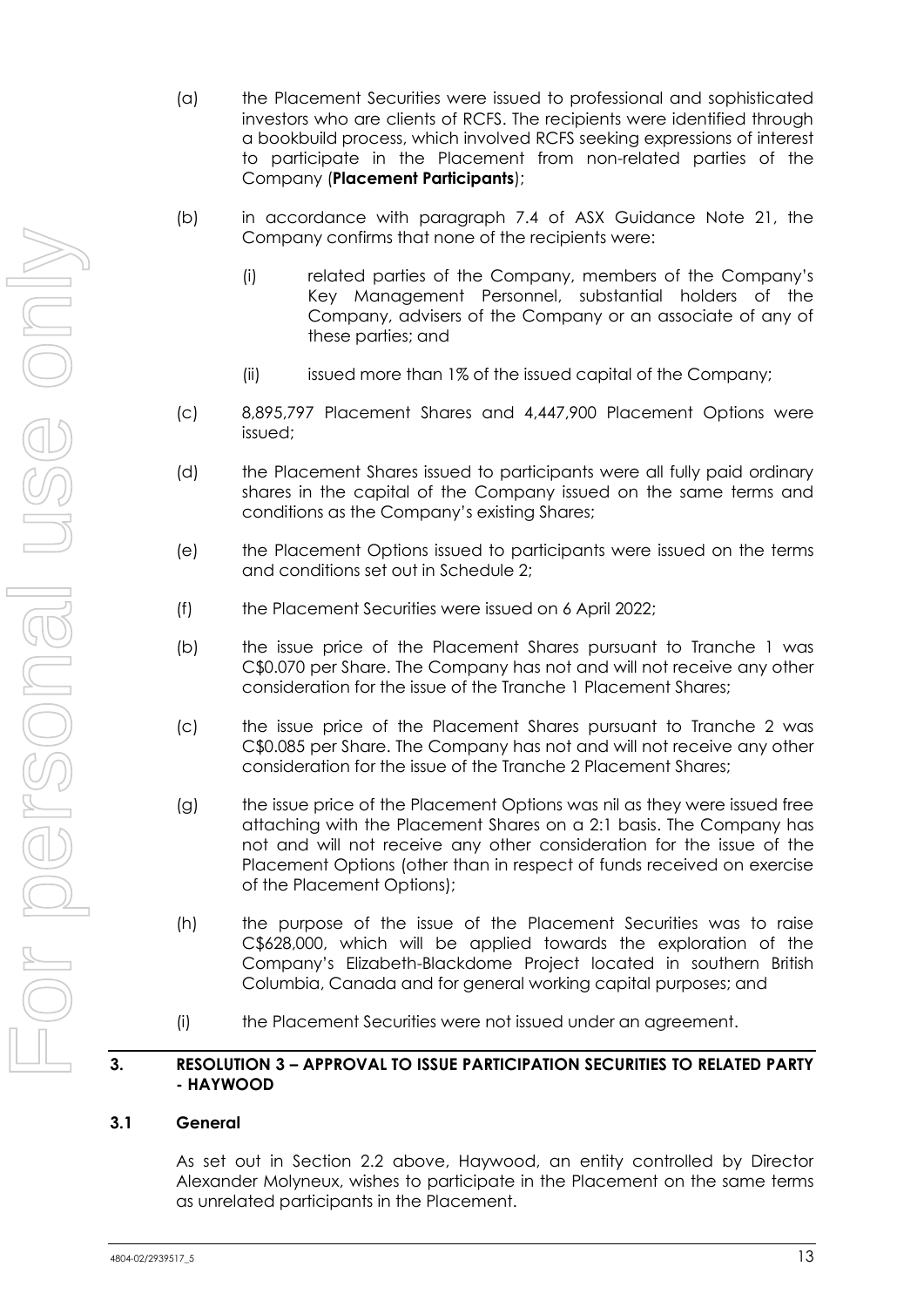(a) the Placement Securities were issued to professional and sophisticated investors who are clients of RCFS. The recipients were identified through a bookbuild process, which involved RCFS seeking expressions of interest to participate in the Placement from non-related parties of the Company (**Placement Participants**);

(b) in accordance with paragraph 7.4 of ASX Guidance Note 21, the Company confirms that none of the recipients were:

   (i) related parties of the Company, members of the Company's Key Management Personnel, substantial holders of the Company, advisers of the Company or an associate of any of these parties; and

   (ii) issued more than 1% of the issued capital of the Company;

(c) 8,895,797 Placement Shares and 4,447,900 Placement Options were issued;

(d) the Placement Shares issued to participants were all fully paid ordinary shares in the capital of the Company issued on the same terms and conditions as the Company's existing Shares;

(e) the Placement Options issued to participants were issued on the terms and conditions set out in Schedule 2;

(f) the Placement Securities were issued on 6 April 2022;

(b) the issue price of the Placement Shares pursuant to Tranche 1 was C$0.070 per Share. The Company has not and will not receive any other consideration for the issue of the Tranche 1 Placement Shares;

(c) the issue price of the Placement Shares pursuant to Tranche 2 was C$0.085 per Share. The Company has not and will not receive any other consideration for the issue of the Tranche 2 Placement Shares;

(g) the issue price of the Placement Options was nil as they were issued free attaching with the Placement Shares on a 2:1 basis. The Company has not and will not receive any other consideration for the issue of the Placement Options (other than in respect of funds received on exercise of the Placement Options);

(h) the purpose of the issue of the Placement Securities was to raise C$628,000, which will be applied towards the exploration of the Company's Elizabeth-Blackdome Project located in southern British Columbia, Canada and for general working capital purposes; and

(i) the Placement Securities were not issued under an agreement.

## 3. RESOLUTION 3 – APPROVAL TO ISSUE PARTICIPATION SECURITIES TO RELATED PARTY - HAYWOOD

### 3.1 General

As set out in Section 2.2 above, Haywood, an entity controlled by Director Alexander Molyneux, wishes to participate in the Placement on the same terms as unrelated participants in the Placement.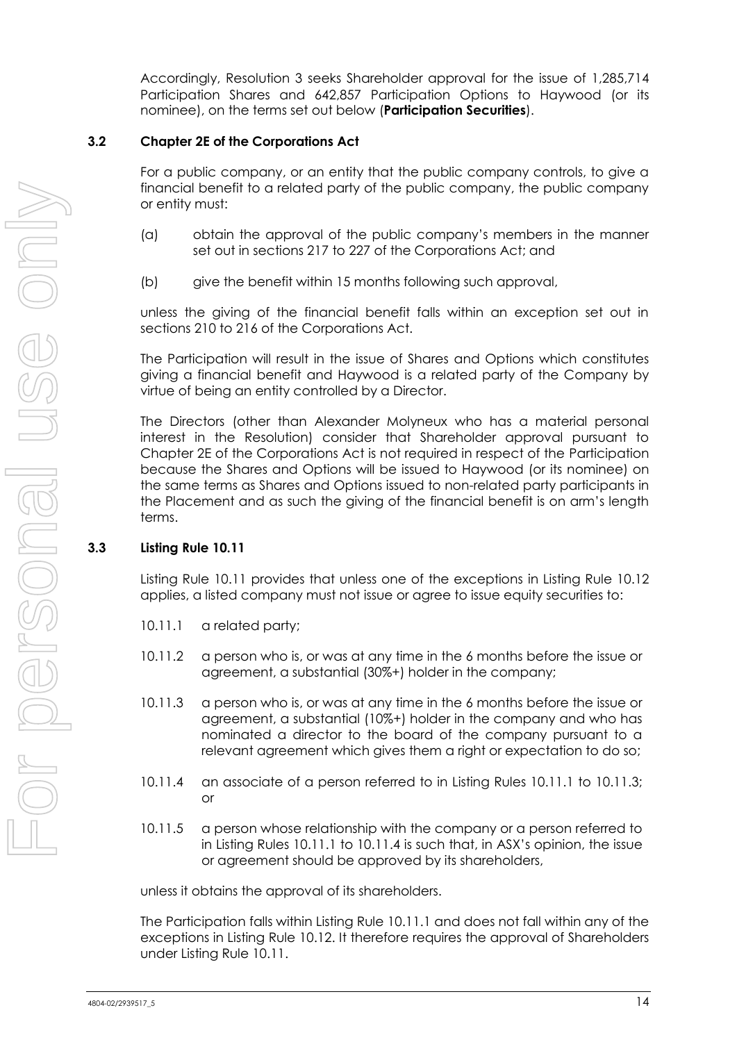Accordingly, Resolution 3 seeks Shareholder approval for the issue of 1,285,714 Participation Shares and 642,857 Participation Options to Haywood (or its nominee), on the terms set out below (**Participation Securities**).

### 3.2 Chapter 2E of the Corporations Act

For a public company, or an entity that the public company controls, to give a financial benefit to a related party of the public company, the public company or entity must:

(a) obtain the approval of the public company's members in the manner set out in sections 217 to 227 of the Corporations Act; and

(b) give the benefit within 15 months following such approval,

unless the giving of the financial benefit falls within an exception set out in sections 210 to 216 of the Corporations Act.

The Participation will result in the issue of Shares and Options which constitutes giving a financial benefit and Haywood is a related party of the Company by virtue of being an entity controlled by a Director.

The Directors (other than Alexander Molyneux who has a material personal interest in the Resolution) consider that Shareholder approval pursuant to Chapter 2E of the Corporations Act is not required in respect of the Participation because the Shares and Options will be issued to Haywood (or its nominee) on the same terms as Shares and Options issued to non-related party participants in the Placement and as such the giving of the financial benefit is on arm's length terms.

### 3.3 Listing Rule 10.11

Listing Rule 10.11 provides that unless one of the exceptions in Listing Rule 10.12 applies, a listed company must not issue or agree to issue equity securities to:

10.11.1 a related party;

10.11.2 a person who is, or was at any time in the 6 months before the issue or agreement, a substantial (30%+) holder in the company;

10.11.3 a person who is, or was at any time in the 6 months before the issue or agreement, a substantial (10%+) holder in the company and who has nominated a director to the board of the company pursuant to a relevant agreement which gives them a right or expectation to do so;

10.11.4 an associate of a person referred to in Listing Rules 10.11.1 to 10.11.3; or

10.11.5 a person whose relationship with the company or a person referred to in Listing Rules 10.11.1 to 10.11.4 is such that, in ASX's opinion, the issue or agreement should be approved by its shareholders,

unless it obtains the approval of its shareholders.

The Participation falls within Listing Rule 10.11.1 and does not fall within any of the exceptions in Listing Rule 10.12. It therefore requires the approval of Shareholders under Listing Rule 10.11.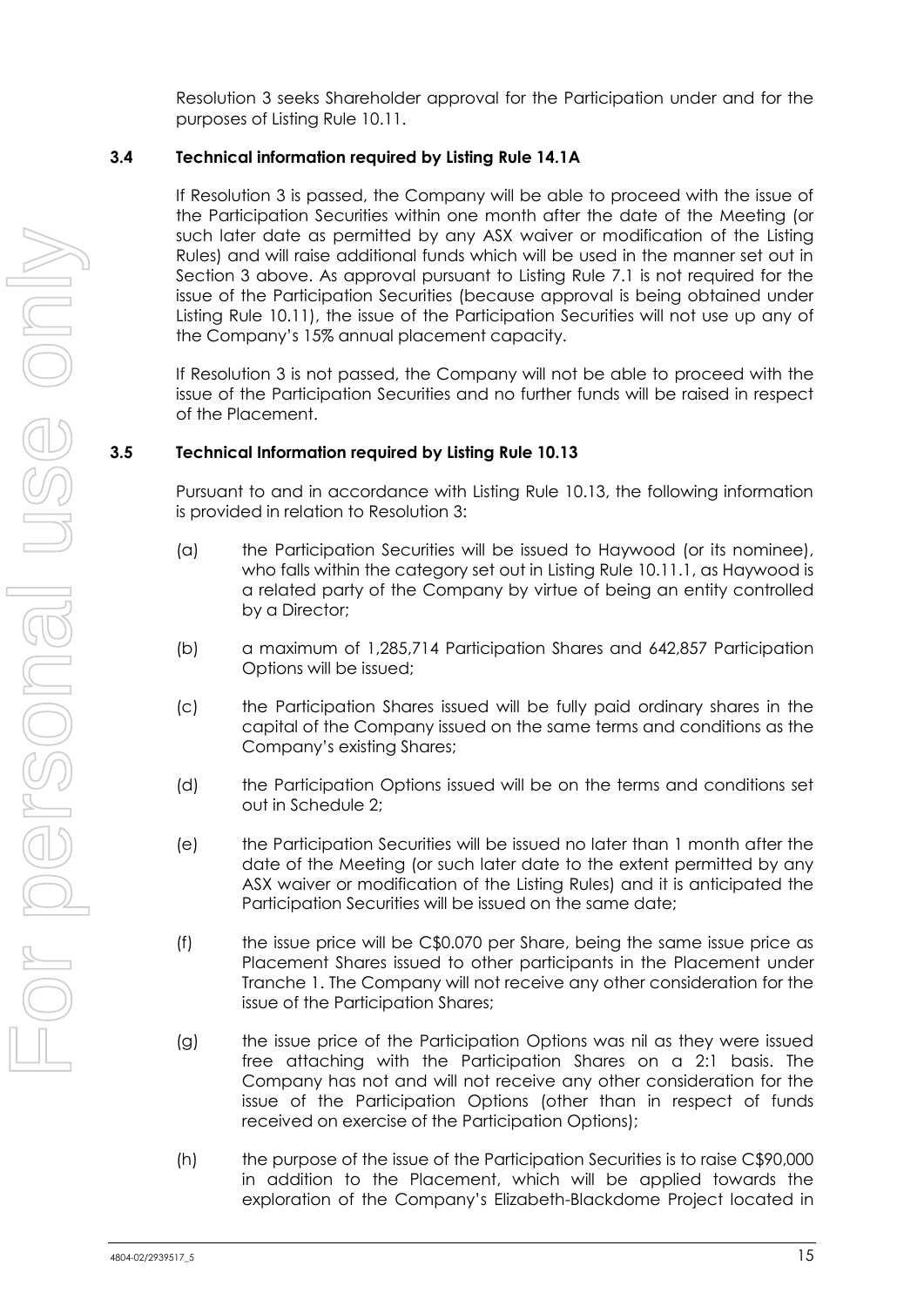Resolution 3 seeks Shareholder approval for the Participation under and for the purposes of Listing Rule 10.11.

### 3.4 Technical information required by Listing Rule 14.1A

If Resolution 3 is passed, the Company will be able to proceed with the issue of the Participation Securities within one month after the date of the Meeting (or such later date as permitted by any ASX waiver or modification of the Listing Rules) and will raise additional funds which will be used in the manner set out in Section 3 above. As approval pursuant to Listing Rule 7.1 is not required for the issue of the Participation Securities (because approval is being obtained under Listing Rule 10.11), the issue of the Participation Securities will not use up any of the Company's 15% annual placement capacity.

If Resolution 3 is not passed, the Company will not be able to proceed with the issue of the Participation Securities and no further funds will be raised in respect of the Placement.

### 3.5 Technical Information required by Listing Rule 10.13

Pursuant to and in accordance with Listing Rule 10.13, the following information is provided in relation to Resolution 3:

(a) the Participation Securities will be issued to Haywood (or its nominee), who falls within the category set out in Listing Rule 10.11.1, as Haywood is a related party of the Company by virtue of being an entity controlled by a Director;

(b) a maximum of 1,285,714 Participation Shares and 642,857 Participation Options will be issued;

(c) the Participation Shares issued will be fully paid ordinary shares in the capital of the Company issued on the same terms and conditions as the Company's existing Shares;

(d) the Participation Options issued will be on the terms and conditions set out in Schedule 2;

(e) the Participation Securities will be issued no later than 1 month after the date of the Meeting (or such later date to the extent permitted by any ASX waiver or modification of the Listing Rules) and it is anticipated the Participation Securities will be issued on the same date;

(f) the issue price will be C$0.070 per Share, being the same issue price as Placement Shares issued to other participants in the Placement under Tranche 1. The Company will not receive any other consideration for the issue of the Participation Shares;

(g) the issue price of the Participation Options was nil as they were issued free attaching with the Participation Shares on a 2:1 basis. The Company has not and will not receive any other consideration for the issue of the Participation Options (other than in respect of funds received on exercise of the Participation Options);

(h) the purpose of the issue of the Participation Securities is to raise C$90,000 in addition to the Placement, which will be applied towards the exploration of the Company's Elizabeth-Blackdome Project located in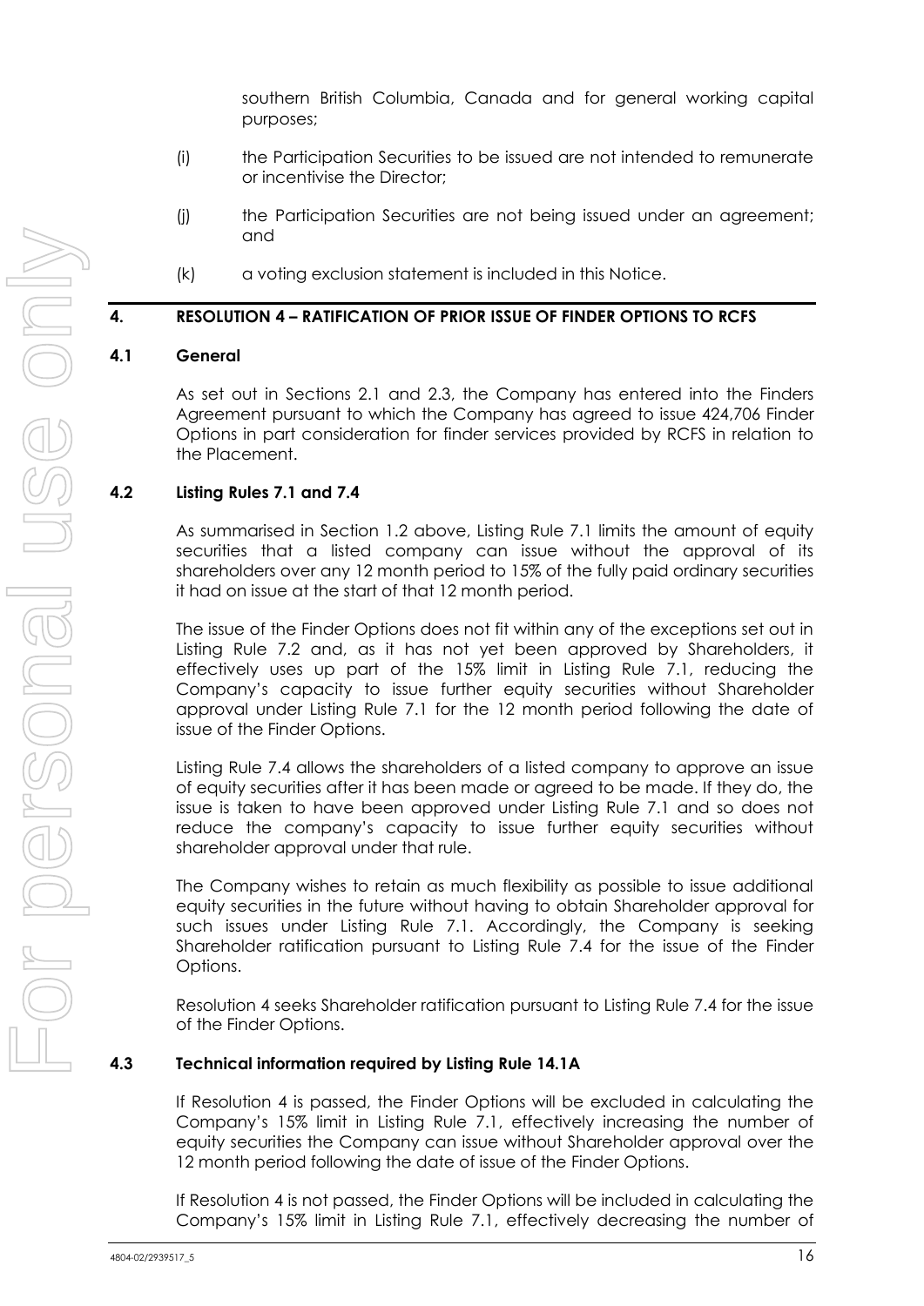southern British Columbia, Canada and for general working capital purposes;

(i) the Participation Securities to be issued are not intended to remunerate or incentivise the Director;

(j) the Participation Securities are not being issued under an agreement; and

(k) a voting exclusion statement is included in this Notice.

## 4. RESOLUTION 4 – RATIFICATION OF PRIOR ISSUE OF FINDER OPTIONS TO RCFS

### 4.1 General

As set out in Sections 2.1 and 2.3, the Company has entered into the Finders Agreement pursuant to which the Company has agreed to issue 424,706 Finder Options in part consideration for finder services provided by RCFS in relation to the Placement.

### 4.2 Listing Rules 7.1 and 7.4

As summarised in Section 1.2 above, Listing Rule 7.1 limits the amount of equity securities that a listed company can issue without the approval of its shareholders over any 12 month period to 15% of the fully paid ordinary securities it had on issue at the start of that 12 month period.

The issue of the Finder Options does not fit within any of the exceptions set out in Listing Rule 7.2 and, as it has not yet been approved by Shareholders, it effectively uses up part of the 15% limit in Listing Rule 7.1, reducing the Company's capacity to issue further equity securities without Shareholder approval under Listing Rule 7.1 for the 12 month period following the date of issue of the Finder Options.

Listing Rule 7.4 allows the shareholders of a listed company to approve an issue of equity securities after it has been made or agreed to be made. If they do, the issue is taken to have been approved under Listing Rule 7.1 and so does not reduce the company's capacity to issue further equity securities without shareholder approval under that rule.

The Company wishes to retain as much flexibility as possible to issue additional equity securities in the future without having to obtain Shareholder approval for such issues under Listing Rule 7.1. Accordingly, the Company is seeking Shareholder ratification pursuant to Listing Rule 7.4 for the issue of the Finder Options.

Resolution 4 seeks Shareholder ratification pursuant to Listing Rule 7.4 for the issue of the Finder Options.

### 4.3 Technical information required by Listing Rule 14.1A

If Resolution 4 is passed, the Finder Options will be excluded in calculating the Company's 15% limit in Listing Rule 7.1, effectively increasing the number of equity securities the Company can issue without Shareholder approval over the 12 month period following the date of issue of the Finder Options.

If Resolution 4 is not passed, the Finder Options will be included in calculating the Company's 15% limit in Listing Rule 7.1, effectively decreasing the number of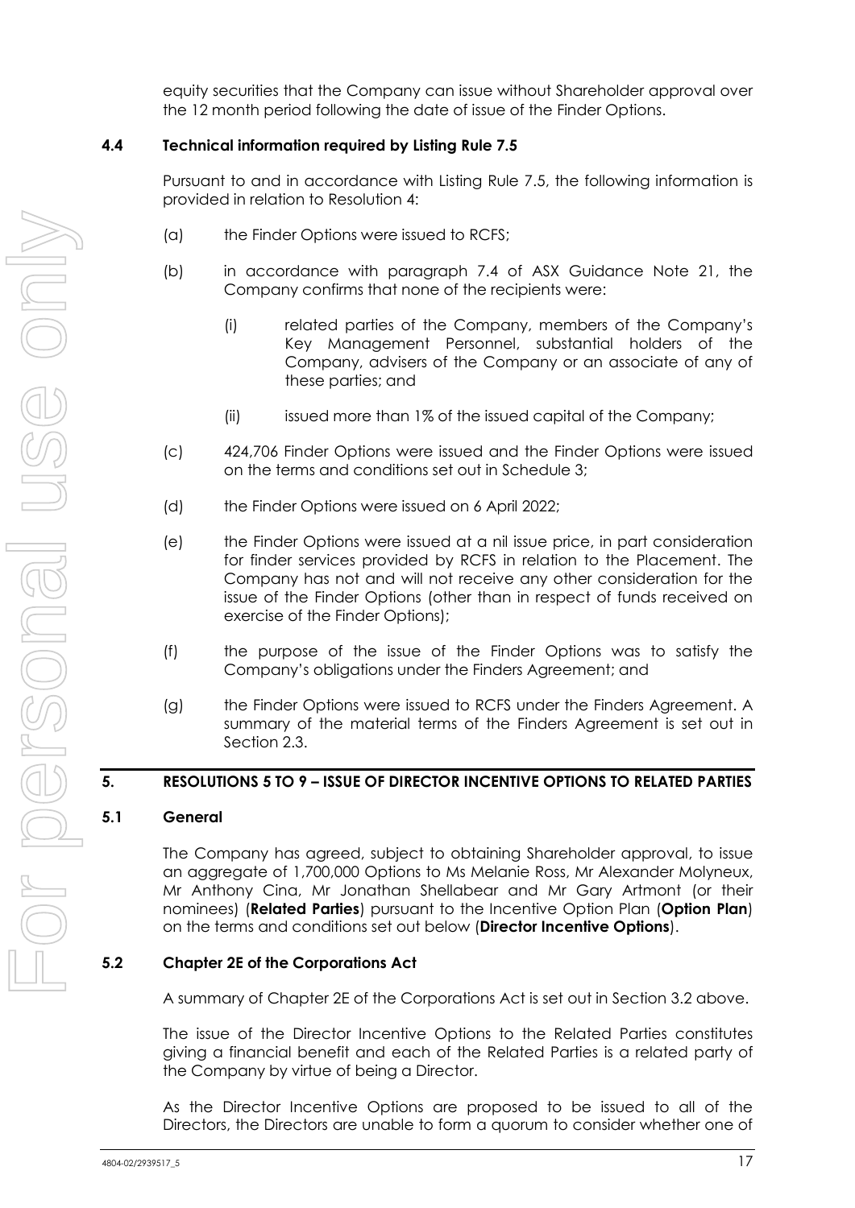equity securities that the Company can issue without Shareholder approval over the 12 month period following the date of issue of the Finder Options.

### 4.4 Technical information required by Listing Rule 7.5

Pursuant to and in accordance with Listing Rule 7.5, the following information is provided in relation to Resolution 4:

(a) the Finder Options were issued to RCFS;

(b) in accordance with paragraph 7.4 of ASX Guidance Note 21, the Company confirms that none of the recipients were:

   (i) related parties of the Company, members of the Company's Key Management Personnel, substantial holders of the Company, advisers of the Company or an associate of any of these parties; and

   (ii) issued more than 1% of the issued capital of the Company;

(c) 424,706 Finder Options were issued and the Finder Options were issued on the terms and conditions set out in Schedule 3;

(d) the Finder Options were issued on 6 April 2022;

(e) the Finder Options were issued at a nil issue price, in part consideration for finder services provided by RCFS in relation to the Placement. The Company has not and will not receive any other consideration for the issue of the Finder Options (other than in respect of funds received on exercise of the Finder Options);

(f) the purpose of the issue of the Finder Options was to satisfy the Company's obligations under the Finders Agreement; and

(g) the Finder Options were issued to RCFS under the Finders Agreement. A summary of the material terms of the Finders Agreement is set out in Section 2.3.

## 5. RESOLUTIONS 5 TO 9 – ISSUE OF DIRECTOR INCENTIVE OPTIONS TO RELATED PARTIES

### 5.1 General

The Company has agreed, subject to obtaining Shareholder approval, to issue an aggregate of 1,700,000 Options to Ms Melanie Ross, Mr Alexander Molyneux, Mr Anthony Cina, Mr Jonathan Shellabear and Mr Gary Artmont (or their nominees) (**Related Parties**) pursuant to the Incentive Option Plan (**Option Plan**) on the terms and conditions set out below (**Director Incentive Options**).

### 5.2 Chapter 2E of the Corporations Act

A summary of Chapter 2E of the Corporations Act is set out in Section 3.2 above.

The issue of the Director Incentive Options to the Related Parties constitutes giving a financial benefit and each of the Related Parties is a related party of the Company by virtue of being a Director.

As the Director Incentive Options are proposed to be issued to all of the Directors, the Directors are unable to form a quorum to consider whether one of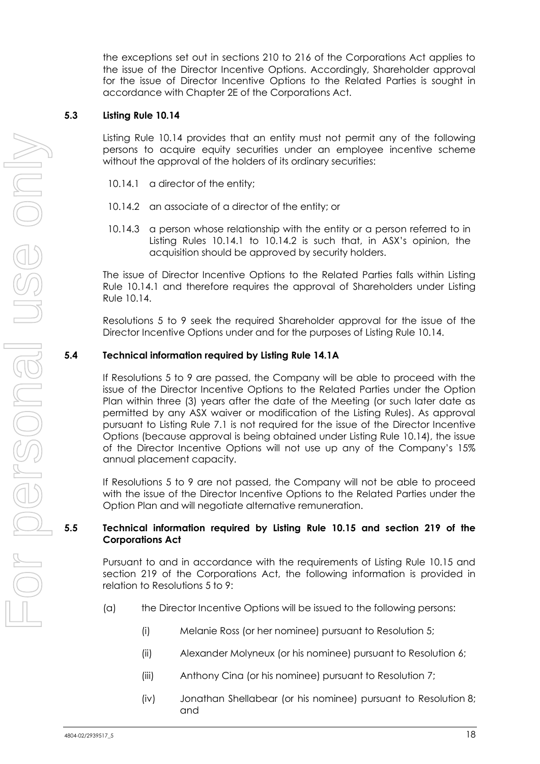the exceptions set out in sections 210 to 216 of the Corporations Act applies to the issue of the Director Incentive Options. Accordingly, Shareholder approval for the issue of Director Incentive Options to the Related Parties is sought in accordance with Chapter 2E of the Corporations Act.

### 5.3 Listing Rule 10.14

Listing Rule 10.14 provides that an entity must not permit any of the following persons to acquire equity securities under an employee incentive scheme without the approval of the holders of its ordinary securities:

10.14.1 a director of the entity;

10.14.2 an associate of a director of the entity; or

10.14.3 a person whose relationship with the entity or a person referred to in Listing Rules 10.14.1 to 10.14.2 is such that, in ASX's opinion, the acquisition should be approved by security holders.

The issue of Director Incentive Options to the Related Parties falls within Listing Rule 10.14.1 and therefore requires the approval of Shareholders under Listing Rule 10.14.

Resolutions 5 to 9 seek the required Shareholder approval for the issue of the Director Incentive Options under and for the purposes of Listing Rule 10.14.

### 5.4 Technical information required by Listing Rule 14.1A

If Resolutions 5 to 9 are passed, the Company will be able to proceed with the issue of the Director Incentive Options to the Related Parties under the Option Plan within three (3) years after the date of the Meeting (or such later date as permitted by any ASX waiver or modification of the Listing Rules). As approval pursuant to Listing Rule 7.1 is not required for the issue of the Director Incentive Options (because approval is being obtained under Listing Rule 10.14), the issue of the Director Incentive Options will not use up any of the Company's 15% annual placement capacity.

If Resolutions 5 to 9 are not passed, the Company will not be able to proceed with the issue of the Director Incentive Options to the Related Parties under the Option Plan and will negotiate alternative remuneration.

### 5.5 Technical information required by Listing Rule 10.15 and section 219 of the Corporations Act

Pursuant to and in accordance with the requirements of Listing Rule 10.15 and section 219 of the Corporations Act, the following information is provided in relation to Resolutions 5 to 9:

(a) the Director Incentive Options will be issued to the following persons:

  (i) Melanie Ross (or her nominee) pursuant to Resolution 5;

  (ii) Alexander Molyneux (or his nominee) pursuant to Resolution 6;

  (iii) Anthony Cina (or his nominee) pursuant to Resolution 7;

  (iv) Jonathan Shellabear (or his nominee) pursuant to Resolution 8; and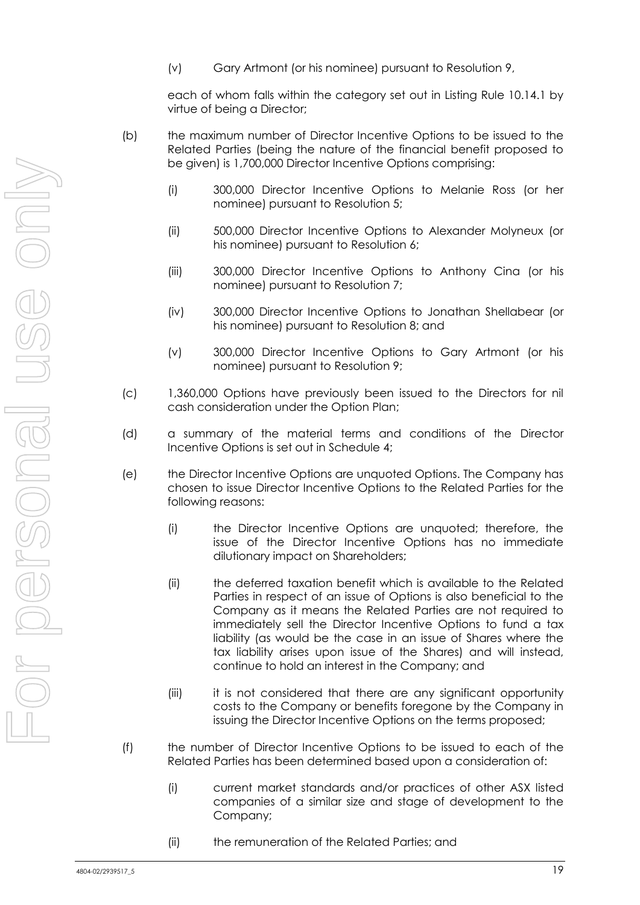(v) Gary Artmont (or his nominee) pursuant to Resolution 9,

each of whom falls within the category set out in Listing Rule 10.14.1 by virtue of being a Director;

(b) the maximum number of Director Incentive Options to be issued to the Related Parties (being the nature of the financial benefit proposed to be given) is 1,700,000 Director Incentive Options comprising:

(i) 300,000 Director Incentive Options to Melanie Ross (or her nominee) pursuant to Resolution 5;

(ii) 500,000 Director Incentive Options to Alexander Molyneux (or his nominee) pursuant to Resolution 6;

(iii) 300,000 Director Incentive Options to Anthony Cina (or his nominee) pursuant to Resolution 7;

(iv) 300,000 Director Incentive Options to Jonathan Shellabear (or his nominee) pursuant to Resolution 8; and

(v) 300,000 Director Incentive Options to Gary Artmont (or his nominee) pursuant to Resolution 9;

(c) 1,360,000 Options have previously been issued to the Directors for nil cash consideration under the Option Plan;

(d) a summary of the material terms and conditions of the Director Incentive Options is set out in Schedule 4;

(e) the Director Incentive Options are unquoted Options. The Company has chosen to issue Director Incentive Options to the Related Parties for the following reasons:

(i) the Director Incentive Options are unquoted; therefore, the issue of the Director Incentive Options has no immediate dilutionary impact on Shareholders;

(ii) the deferred taxation benefit which is available to the Related Parties in respect of an issue of Options is also beneficial to the Company as it means the Related Parties are not required to immediately sell the Director Incentive Options to fund a tax liability (as would be the case in an issue of Shares where the tax liability arises upon issue of the Shares) and will instead, continue to hold an interest in the Company; and

(iii) it is not considered that there are any significant opportunity costs to the Company or benefits foregone by the Company in issuing the Director Incentive Options on the terms proposed;

(f) the number of Director Incentive Options to be issued to each of the Related Parties has been determined based upon a consideration of:

(i) current market standards and/or practices of other ASX listed companies of a similar size and stage of development to the Company;

(ii) the remuneration of the Related Parties; and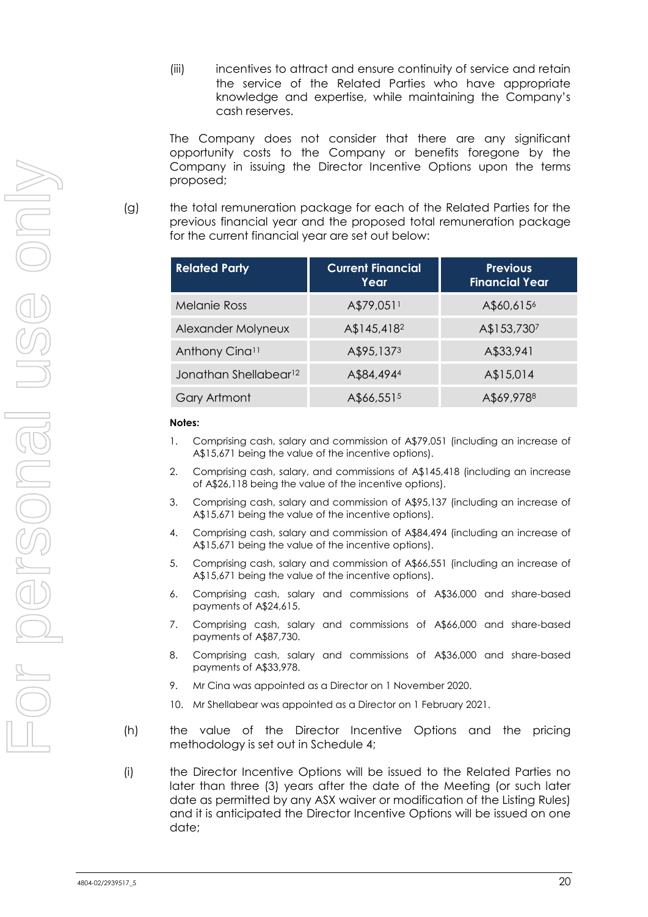(iii) incentives to attract and ensure continuity of service and retain the service of the Related Parties who have appropriate knowledge and expertise, while maintaining the Company's cash reserves.

The Company does not consider that there are any significant opportunity costs to the Company or benefits foregone by the Company in issuing the Director Incentive Options upon the terms proposed;

(g) the total remuneration package for each of the Related Parties for the previous financial year and the proposed total remuneration package for the current financial year are set out below:

| Related Party | Current Financial Year | Previous Financial Year |
|---|---|---|
| Melanie Ross | A$79,051[1] | A$60,615[6] |
| Alexander Molyneux | A$145,418[2] | A$153,730[7] |
| Anthony Cina[11] | A$95,137[3] | A$33,941 |
| Jonathan Shellabear[12] | A$84,494[4] | A$15,014 |
| Gary Artmont | A$66,551[5] | A$69,978[8] |

**Notes:**

1. Comprising cash, salary and commission of A$79,051 (including an increase of A$15,671 being the value of the incentive options).
2. Comprising cash, salary, and commissions of A$145,418 (including an increase of A$26,118 being the value of the incentive options).
3. Comprising cash, salary and commission of A$95,137 (including an increase of A$15,671 being the value of the incentive options).
4. Comprising cash, salary and commission of A$84,494 (including an increase of A$15,671 being the value of the incentive options).
5. Comprising cash, salary and commission of A$66,551 (including an increase of A$15,671 being the value of the incentive options).
6. Comprising cash, salary and commissions of A$36,000 and share-based payments of A$24,615.
7. Comprising cash, salary and commissions of A$66,000 and share-based payments of A$87,730.
8. Comprising cash, salary and commissions of A$36,000 and share-based payments of A$33,978.
9. Mr Cina was appointed as a Director on 1 November 2020.
10. Mr Shellabear was appointed as a Director on 1 February 2021.

(h) the value of the Director Incentive Options and the pricing methodology is set out in Schedule 4;

(i) the Director Incentive Options will be issued to the Related Parties no later than three (3) years after the date of the Meeting (or such later date as permitted by any ASX waiver or modification of the Listing Rules) and it is anticipated the Director Incentive Options will be issued on one date;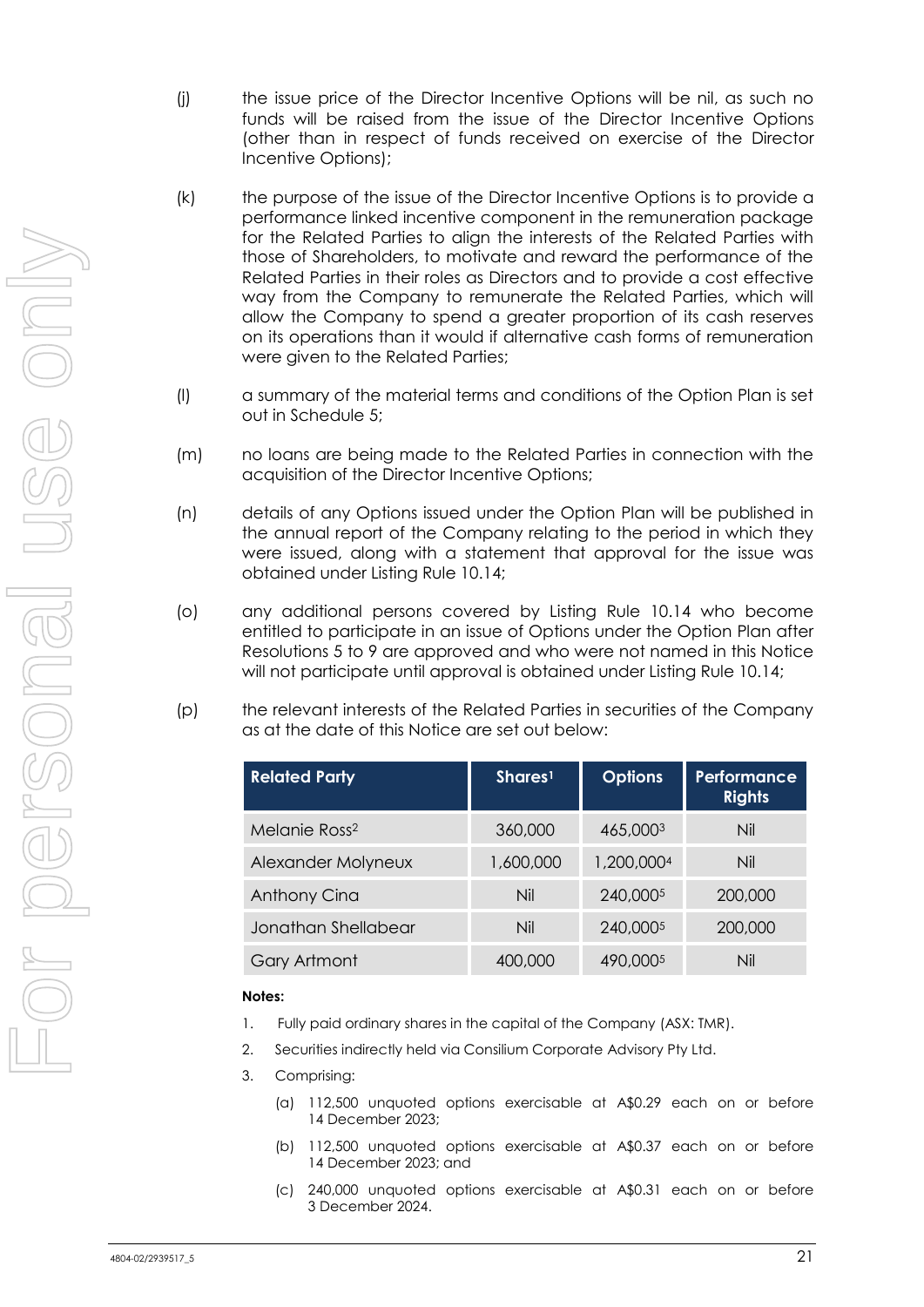(j) the issue price of the Director Incentive Options will be nil, as such no funds will be raised from the issue of the Director Incentive Options (other than in respect of funds received on exercise of the Director Incentive Options);

(k) the purpose of the issue of the Director Incentive Options is to provide a performance linked incentive component in the remuneration package for the Related Parties to align the interests of the Related Parties with those of Shareholders, to motivate and reward the performance of the Related Parties in their roles as Directors and to provide a cost effective way from the Company to remunerate the Related Parties, which will allow the Company to spend a greater proportion of its cash reserves on its operations than it would if alternative cash forms of remuneration were given to the Related Parties;

(l) a summary of the material terms and conditions of the Option Plan is set out in Schedule 5;

(m) no loans are being made to the Related Parties in connection with the acquisition of the Director Incentive Options;

(n) details of any Options issued under the Option Plan will be published in the annual report of the Company relating to the period in which they were issued, along with a statement that approval for the issue was obtained under Listing Rule 10.14;

(o) any additional persons covered by Listing Rule 10.14 who become entitled to participate in an issue of Options under the Option Plan after Resolutions 5 to 9 are approved and who were not named in this Notice will not participate until approval is obtained under Listing Rule 10.14;

(p) the relevant interests of the Related Parties in securities of the Company as at the date of this Notice are set out below:

| Related Party | Shares[1] | Options | Performance Rights |
|---|---|---|---|
| Melanie Ross[2] | 360,000 | 465,000[3] | Nil |
| Alexander Molyneux | 1,600,000 | 1,200,000[4] | Nil |
| Anthony Cina | Nil | 240,000[5] | 200,000 |
| Jonathan Shellabear | Nil | 240,000[5] | 200,000 |
| Gary Artmont | 400,000 | 490,000[5] | Nil |

**Notes:**

1. Fully paid ordinary shares in the capital of the Company (ASX: TMR).
2. Securities indirectly held via Consilium Corporate Advisory Pty Ltd.
3. Comprising:
   (a) 112,500 unquoted options exercisable at A$0.29 each on or before 14 December 2023;
   (b) 112,500 unquoted options exercisable at A$0.37 each on or before 14 December 2023; and
   (c) 240,000 unquoted options exercisable at A$0.31 each on or before 3 December 2024.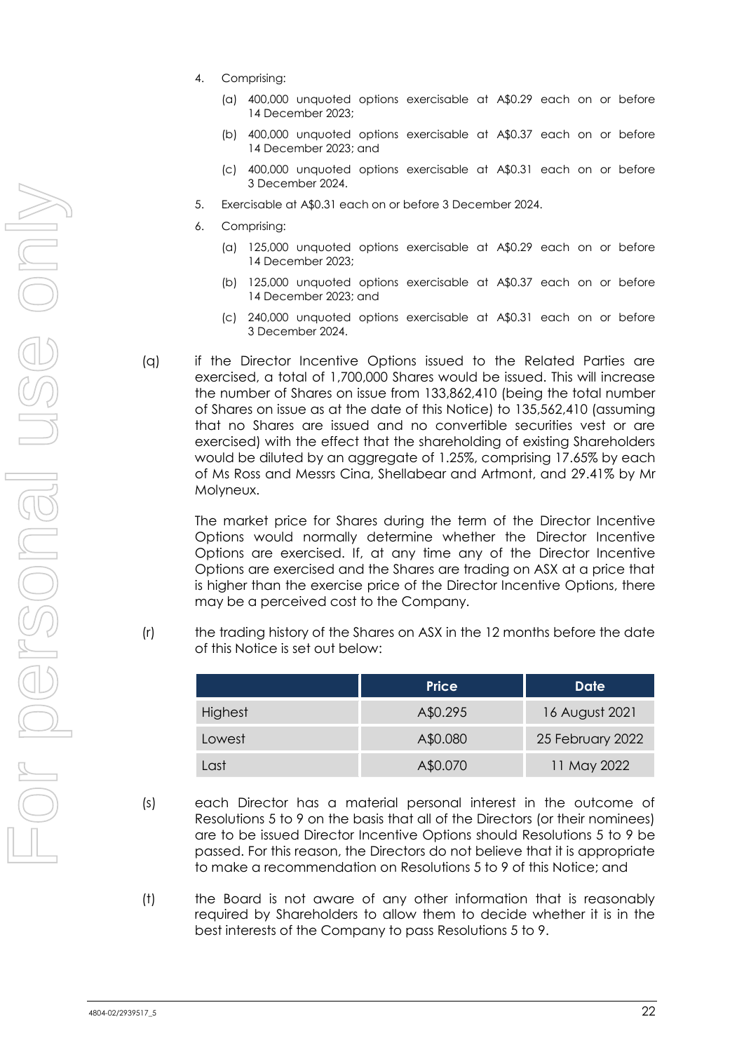4. Comprising:

   (a) 400,000 unquoted options exercisable at A$0.29 each on or before 14 December 2023;

   (b) 400,000 unquoted options exercisable at A$0.37 each on or before 14 December 2023; and

   (c) 400,000 unquoted options exercisable at A$0.31 each on or before 3 December 2024.

5. Exercisable at A$0.31 each on or before 3 December 2024.

6. Comprising:

   (a) 125,000 unquoted options exercisable at A$0.29 each on or before 14 December 2023;

   (b) 125,000 unquoted options exercisable at A$0.37 each on or before 14 December 2023; and

   (c) 240,000 unquoted options exercisable at A$0.31 each on or before 3 December 2024.

(q) if the Director Incentive Options issued to the Related Parties are exercised, a total of 1,700,000 Shares would be issued. This will increase the number of Shares on issue from 133,862,410 (being the total number of Shares on issue as at the date of this Notice) to 135,562,410 (assuming that no Shares are issued and no convertible securities vest or are exercised) with the effect that the shareholding of existing Shareholders would be diluted by an aggregate of 1.25%, comprising 17.65% by each of Ms Ross and Messrs Cina, Shellabear and Artmont, and 29.41% by Mr Molyneux.

    The market price for Shares during the term of the Director Incentive Options would normally determine whether the Director Incentive Options are exercised. If, at any time any of the Director Incentive Options are exercised and the Shares are trading on ASX at a price that is higher than the exercise price of the Director Incentive Options, there may be a perceived cost to the Company.

(r) the trading history of the Shares on ASX in the 12 months before the date of this Notice is set out below:

| | Price | Date |
|---|---|---|
| Highest | A$0.295 | 16 August 2021 |
| Lowest | A$0.080 | 25 February 2022 |
| Last | A$0.070 | 11 May 2022 |

(s) each Director has a material personal interest in the outcome of Resolutions 5 to 9 on the basis that all of the Directors (or their nominees) are to be issued Director Incentive Options should Resolutions 5 to 9 be passed. For this reason, the Directors do not believe that it is appropriate to make a recommendation on Resolutions 5 to 9 of this Notice; and

(t) the Board is not aware of any other information that is reasonably required by Shareholders to allow them to decide whether it is in the best interests of the Company to pass Resolutions 5 to 9.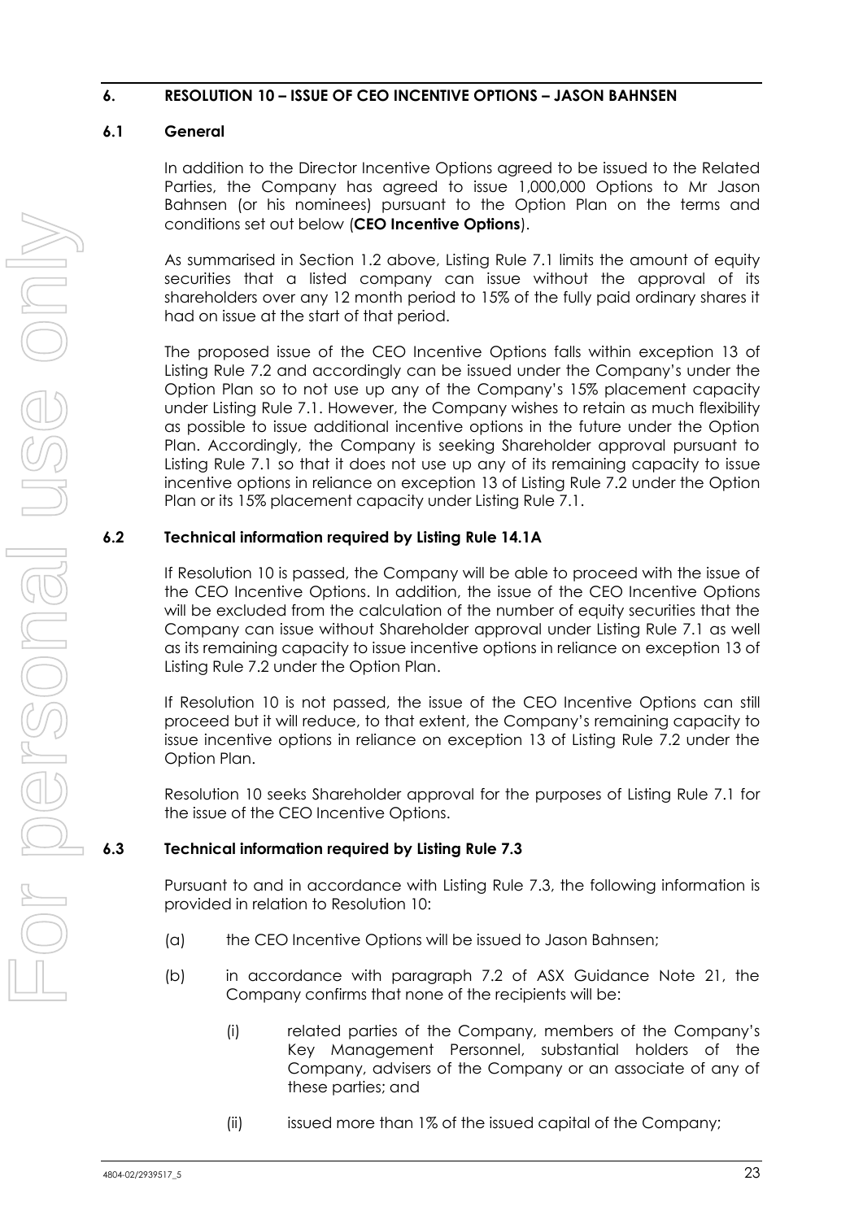## 6. RESOLUTION 10 – ISSUE OF CEO INCENTIVE OPTIONS – JASON BAHNSEN

### 6.1 General

In addition to the Director Incentive Options agreed to be issued to the Related Parties, the Company has agreed to issue 1,000,000 Options to Mr Jason Bahnsen (or his nominees) pursuant to the Option Plan on the terms and conditions set out below (**CEO Incentive Options**).

As summarised in Section 1.2 above, Listing Rule 7.1 limits the amount of equity securities that a listed company can issue without the approval of its shareholders over any 12 month period to 15% of the fully paid ordinary shares it had on issue at the start of that period.

The proposed issue of the CEO Incentive Options falls within exception 13 of Listing Rule 7.2 and accordingly can be issued under the Company's under the Option Plan so to not use up any of the Company's 15% placement capacity under Listing Rule 7.1. However, the Company wishes to retain as much flexibility as possible to issue additional incentive options in the future under the Option Plan. Accordingly, the Company is seeking Shareholder approval pursuant to Listing Rule 7.1 so that it does not use up any of its remaining capacity to issue incentive options in reliance on exception 13 of Listing Rule 7.2 under the Option Plan or its 15% placement capacity under Listing Rule 7.1.

### 6.2 Technical information required by Listing Rule 14.1A

If Resolution 10 is passed, the Company will be able to proceed with the issue of the CEO Incentive Options. In addition, the issue of the CEO Incentive Options will be excluded from the calculation of the number of equity securities that the Company can issue without Shareholder approval under Listing Rule 7.1 as well as its remaining capacity to issue incentive options in reliance on exception 13 of Listing Rule 7.2 under the Option Plan.

If Resolution 10 is not passed, the issue of the CEO Incentive Options can still proceed but it will reduce, to that extent, the Company's remaining capacity to issue incentive options in reliance on exception 13 of Listing Rule 7.2 under the Option Plan.

Resolution 10 seeks Shareholder approval for the purposes of Listing Rule 7.1 for the issue of the CEO Incentive Options.

### 6.3 Technical information required by Listing Rule 7.3

Pursuant to and in accordance with Listing Rule 7.3, the following information is provided in relation to Resolution 10:

(a) the CEO Incentive Options will be issued to Jason Bahnsen;

(b) in accordance with paragraph 7.2 of ASX Guidance Note 21, the Company confirms that none of the recipients will be:

   (i) related parties of the Company, members of the Company's Key Management Personnel, substantial holders of the Company, advisers of the Company or an associate of any of these parties; and

   (ii) issued more than 1% of the issued capital of the Company;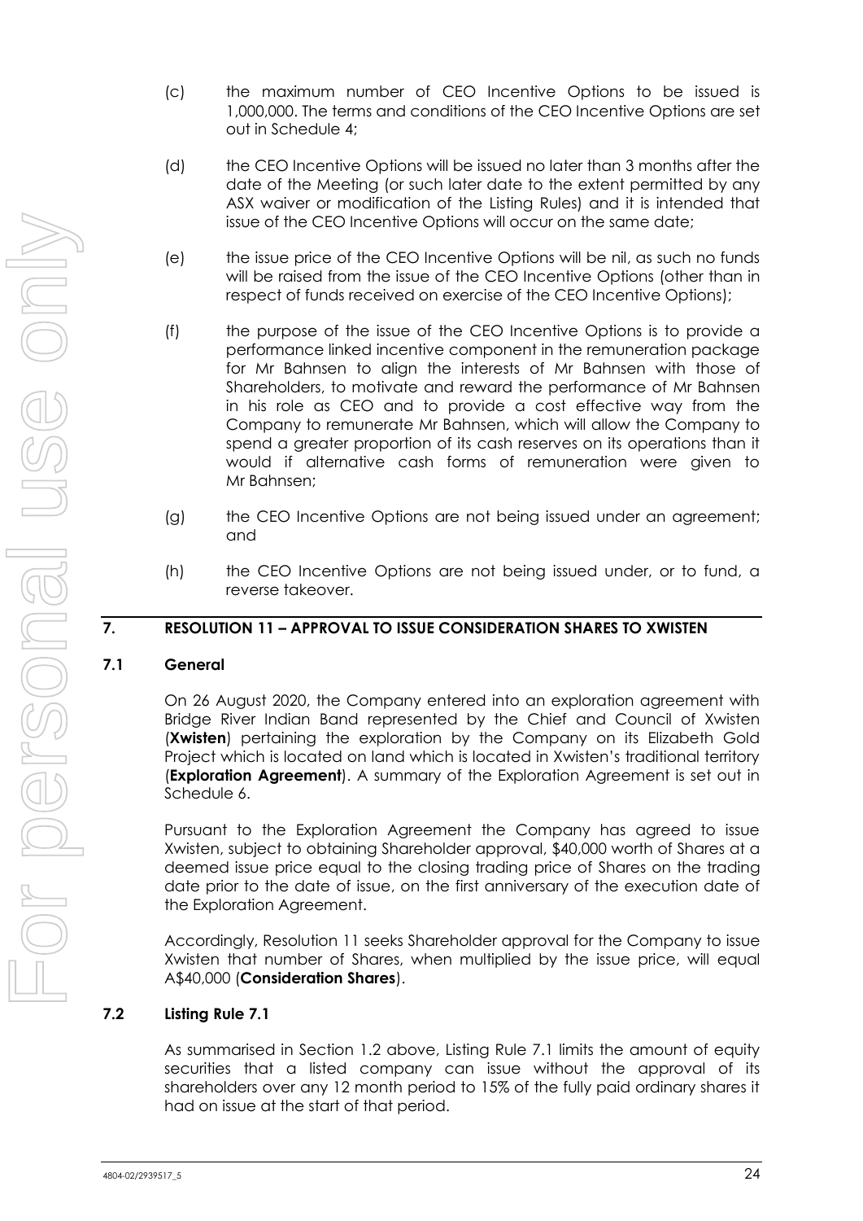(c) the maximum number of CEO Incentive Options to be issued is 1,000,000. The terms and conditions of the CEO Incentive Options are set out in Schedule 4;

(d) the CEO Incentive Options will be issued no later than 3 months after the date of the Meeting (or such later date to the extent permitted by any ASX waiver or modification of the Listing Rules) and it is intended that issue of the CEO Incentive Options will occur on the same date;

(e) the issue price of the CEO Incentive Options will be nil, as such no funds will be raised from the issue of the CEO Incentive Options (other than in respect of funds received on exercise of the CEO Incentive Options);

(f) the purpose of the issue of the CEO Incentive Options is to provide a performance linked incentive component in the remuneration package for Mr Bahnsen to align the interests of Mr Bahnsen with those of Shareholders, to motivate and reward the performance of Mr Bahnsen in his role as CEO and to provide a cost effective way from the Company to remunerate Mr Bahnsen, which will allow the Company to spend a greater proportion of its cash reserves on its operations than it would if alternative cash forms of remuneration were given to Mr Bahnsen;

(g) the CEO Incentive Options are not being issued under an agreement; and

(h) the CEO Incentive Options are not being issued under, or to fund, a reverse takeover.

## 7. RESOLUTION 11 – APPROVAL TO ISSUE CONSIDERATION SHARES TO XWISTEN

### 7.1 General

On 26 August 2020, the Company entered into an exploration agreement with Bridge River Indian Band represented by the Chief and Council of Xwisten (**Xwisten**) pertaining the exploration by the Company on its Elizabeth Gold Project which is located on land which is located in Xwisten's traditional territory (**Exploration Agreement**). A summary of the Exploration Agreement is set out in Schedule 6.

Pursuant to the Exploration Agreement the Company has agreed to issue Xwisten, subject to obtaining Shareholder approval, $40,000 worth of Shares at a deemed issue price equal to the closing trading price of Shares on the trading date prior to the date of issue, on the first anniversary of the execution date of the Exploration Agreement.

Accordingly, Resolution 11 seeks Shareholder approval for the Company to issue Xwisten that number of Shares, when multiplied by the issue price, will equal A$40,000 (**Consideration Shares**).

### 7.2 Listing Rule 7.1

As summarised in Section 1.2 above, Listing Rule 7.1 limits the amount of equity securities that a listed company can issue without the approval of its shareholders over any 12 month period to 15% of the fully paid ordinary shares it had on issue at the start of that period.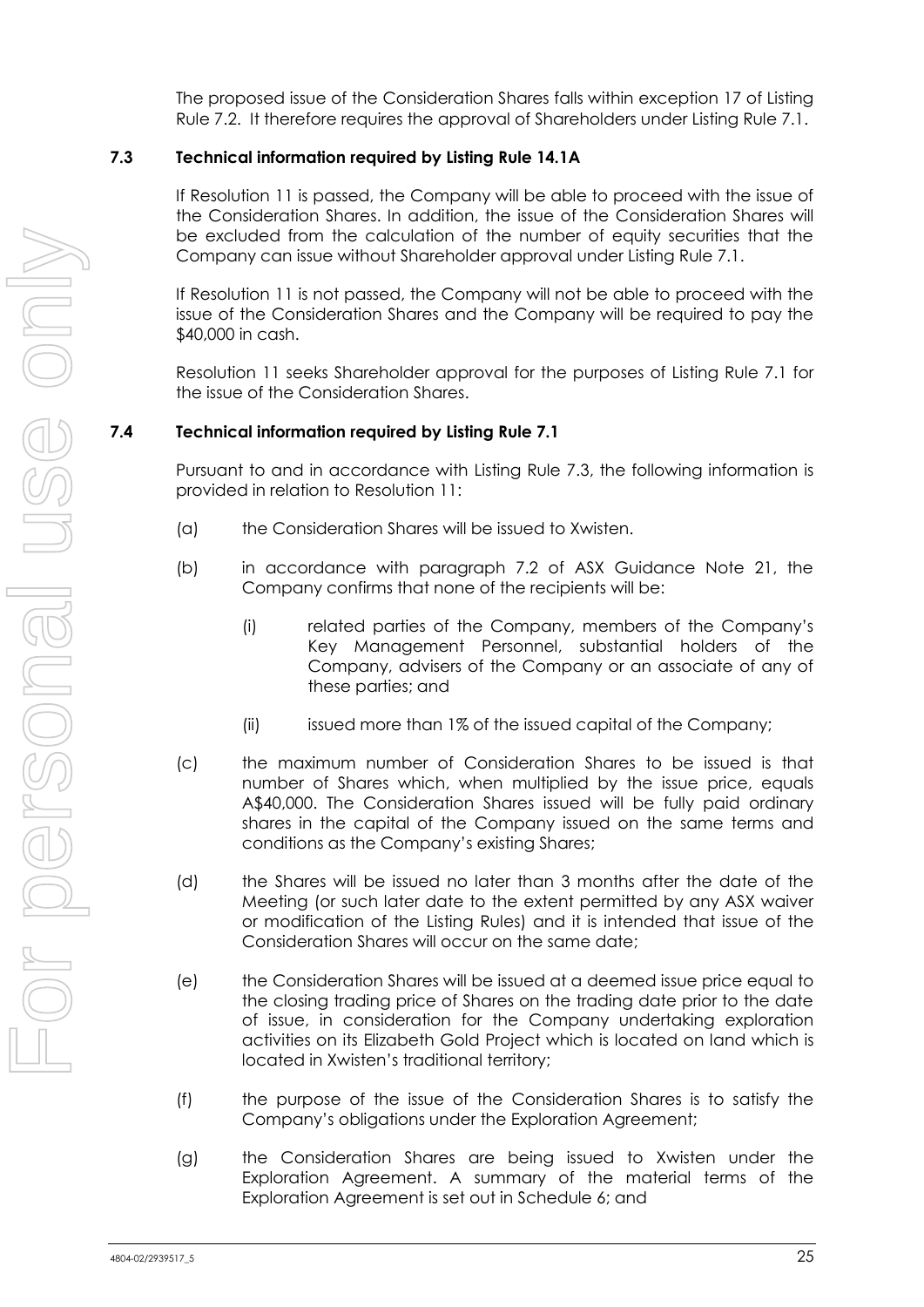The proposed issue of the Consideration Shares falls within exception 17 of Listing Rule 7.2. It therefore requires the approval of Shareholders under Listing Rule 7.1.

### 7.3 Technical information required by Listing Rule 14.1A

If Resolution 11 is passed, the Company will be able to proceed with the issue of the Consideration Shares. In addition, the issue of the Consideration Shares will be excluded from the calculation of the number of equity securities that the Company can issue without Shareholder approval under Listing Rule 7.1.

If Resolution 11 is not passed, the Company will not be able to proceed with the issue of the Consideration Shares and the Company will be required to pay the $40,000 in cash.

Resolution 11 seeks Shareholder approval for the purposes of Listing Rule 7.1 for the issue of the Consideration Shares.

### 7.4 Technical information required by Listing Rule 7.1

Pursuant to and in accordance with Listing Rule 7.3, the following information is provided in relation to Resolution 11:

(a) the Consideration Shares will be issued to Xwisten.

(b) in accordance with paragraph 7.2 of ASX Guidance Note 21, the Company confirms that none of the recipients will be:

  (i) related parties of the Company, members of the Company's Key Management Personnel, substantial holders of the Company, advisers of the Company or an associate of any of these parties; and

  (ii) issued more than 1% of the issued capital of the Company;

(c) the maximum number of Consideration Shares to be issued is that number of Shares which, when multiplied by the issue price, equals A$40,000. The Consideration Shares issued will be fully paid ordinary shares in the capital of the Company issued on the same terms and conditions as the Company's existing Shares;

(d) the Shares will be issued no later than 3 months after the date of the Meeting (or such later date to the extent permitted by any ASX waiver or modification of the Listing Rules) and it is intended that issue of the Consideration Shares will occur on the same date;

(e) the Consideration Shares will be issued at a deemed issue price equal to the closing trading price of Shares on the trading date prior to the date of issue, in consideration for the Company undertaking exploration activities on its Elizabeth Gold Project which is located on land which is located in Xwisten's traditional territory;

(f) the purpose of the issue of the Consideration Shares is to satisfy the Company's obligations under the Exploration Agreement;

(g) the Consideration Shares are being issued to Xwisten under the Exploration Agreement. A summary of the material terms of the Exploration Agreement is set out in Schedule 6; and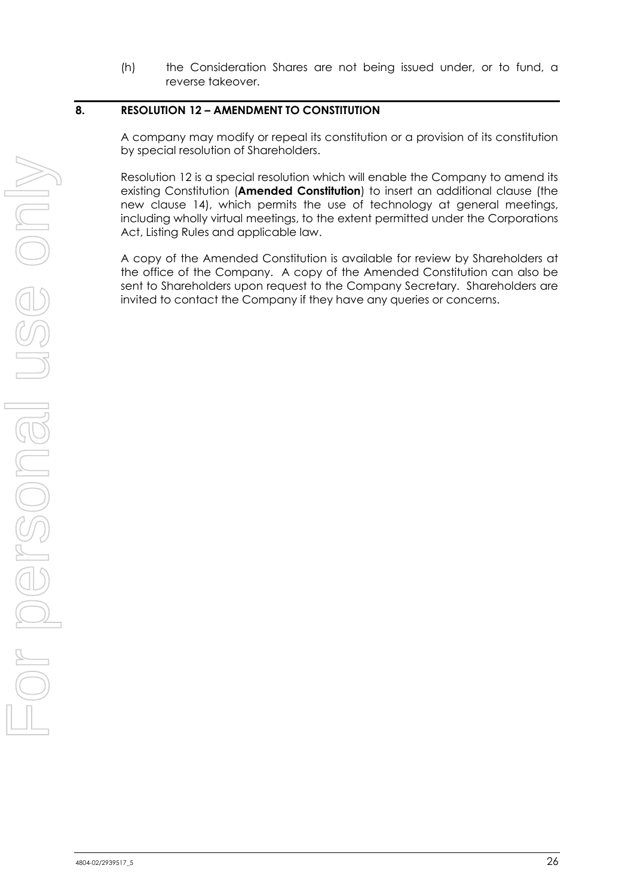(h) the Consideration Shares are not being issued under, or to fund, a reverse takeover.

## 8. RESOLUTION 12 – AMENDMENT TO CONSTITUTION

A company may modify or repeal its constitution or a provision of its constitution by special resolution of Shareholders.

Resolution 12 is a special resolution which will enable the Company to amend its existing Constitution (**Amended Constitution**) to insert an additional clause (the new clause 14), which permits the use of technology at general meetings, including wholly virtual meetings, to the extent permitted under the Corporations Act, Listing Rules and applicable law.

A copy of the Amended Constitution is available for review by Shareholders at the office of the Company. A copy of the Amended Constitution can also be sent to Shareholders upon request to the Company Secretary. Shareholders are invited to contact the Company if they have any queries or concerns.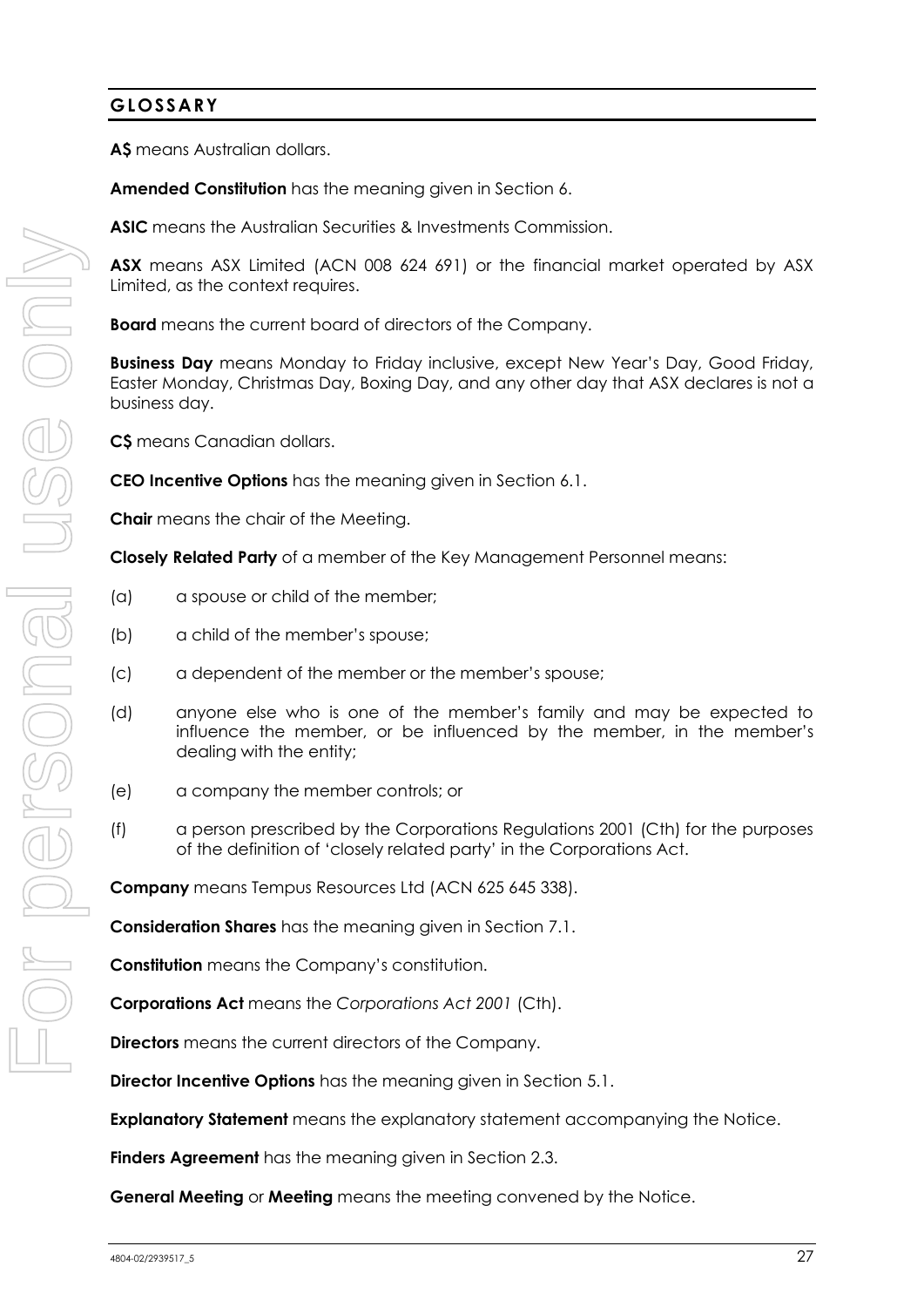## GLOSSARY

**A$** means Australian dollars.

**Amended Constitution** has the meaning given in Section 6.

**ASIC** means the Australian Securities & Investments Commission.

**ASX** means ASX Limited (ACN 008 624 691) or the financial market operated by ASX Limited, as the context requires.

**Board** means the current board of directors of the Company.

**Business Day** means Monday to Friday inclusive, except New Year's Day, Good Friday, Easter Monday, Christmas Day, Boxing Day, and any other day that ASX declares is not a business day.

**C$** means Canadian dollars.

**CEO Incentive Options** has the meaning given in Section 6.1.

**Chair** means the chair of the Meeting.

**Closely Related Party** of a member of the Key Management Personnel means:

(a) a spouse or child of the member;

(b) a child of the member's spouse;

(c) a dependent of the member or the member's spouse;

(d) anyone else who is one of the member's family and may be expected to influence the member, or be influenced by the member, in the member's dealing with the entity;

(e) a company the member controls; or

(f) a person prescribed by the Corporations Regulations 2001 (Cth) for the purposes of the definition of 'closely related party' in the Corporations Act.

**Company** means Tempus Resources Ltd (ACN 625 645 338).

**Consideration Shares** has the meaning given in Section 7.1.

**Constitution** means the Company's constitution.

**Corporations Act** means the *Corporations Act 2001* (Cth).

**Directors** means the current directors of the Company.

**Director Incentive Options** has the meaning given in Section 5.1.

**Explanatory Statement** means the explanatory statement accompanying the Notice.

**Finders Agreement** has the meaning given in Section 2.3.

**General Meeting** or **Meeting** means the meeting convened by the Notice.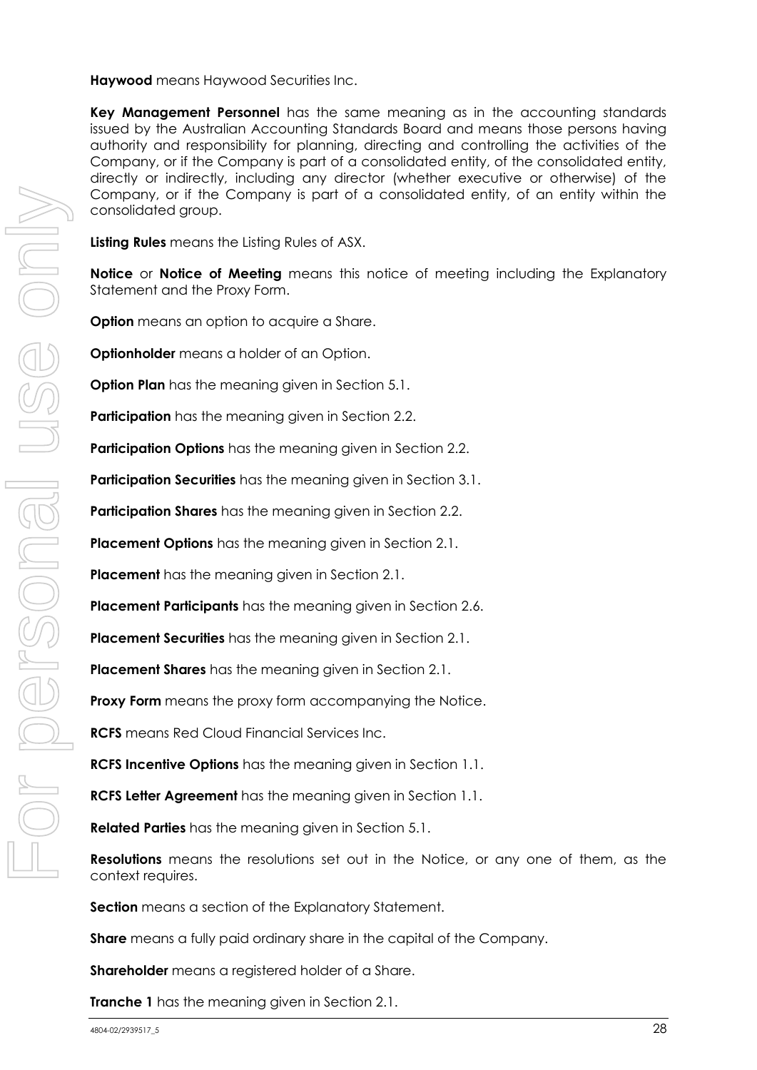**Haywood** means Haywood Securities Inc.

**Key Management Personnel** has the same meaning as in the accounting standards issued by the Australian Accounting Standards Board and means those persons having authority and responsibility for planning, directing and controlling the activities of the Company, or if the Company is part of a consolidated entity, of the consolidated entity, directly or indirectly, including any director (whether executive or otherwise) of the Company, or if the Company is part of a consolidated entity, of an entity within the consolidated group.

**Listing Rules** means the Listing Rules of ASX.

**Notice** or **Notice of Meeting** means this notice of meeting including the Explanatory Statement and the Proxy Form.

**Option** means an option to acquire a Share.

**Optionholder** means a holder of an Option.

**Option Plan** has the meaning given in Section 5.1.

**Participation** has the meaning given in Section 2.2.

**Participation Options** has the meaning given in Section 2.2.

**Participation Securities** has the meaning given in Section 3.1.

**Participation Shares** has the meaning given in Section 2.2.

**Placement Options** has the meaning given in Section 2.1.

**Placement** has the meaning given in Section 2.1.

**Placement Participants** has the meaning given in Section 2.6.

**Placement Securities** has the meaning given in Section 2.1.

**Placement Shares** has the meaning given in Section 2.1.

**Proxy Form** means the proxy form accompanying the Notice.

**RCFS** means Red Cloud Financial Services Inc.

**RCFS Incentive Options** has the meaning given in Section 1.1.

**RCFS Letter Agreement** has the meaning given in Section 1.1.

**Related Parties** has the meaning given in Section 5.1.

**Resolutions** means the resolutions set out in the Notice, or any one of them, as the context requires.

**Section** means a section of the Explanatory Statement.

**Share** means a fully paid ordinary share in the capital of the Company.

**Shareholder** means a registered holder of a Share.

**Tranche 1** has the meaning given in Section 2.1.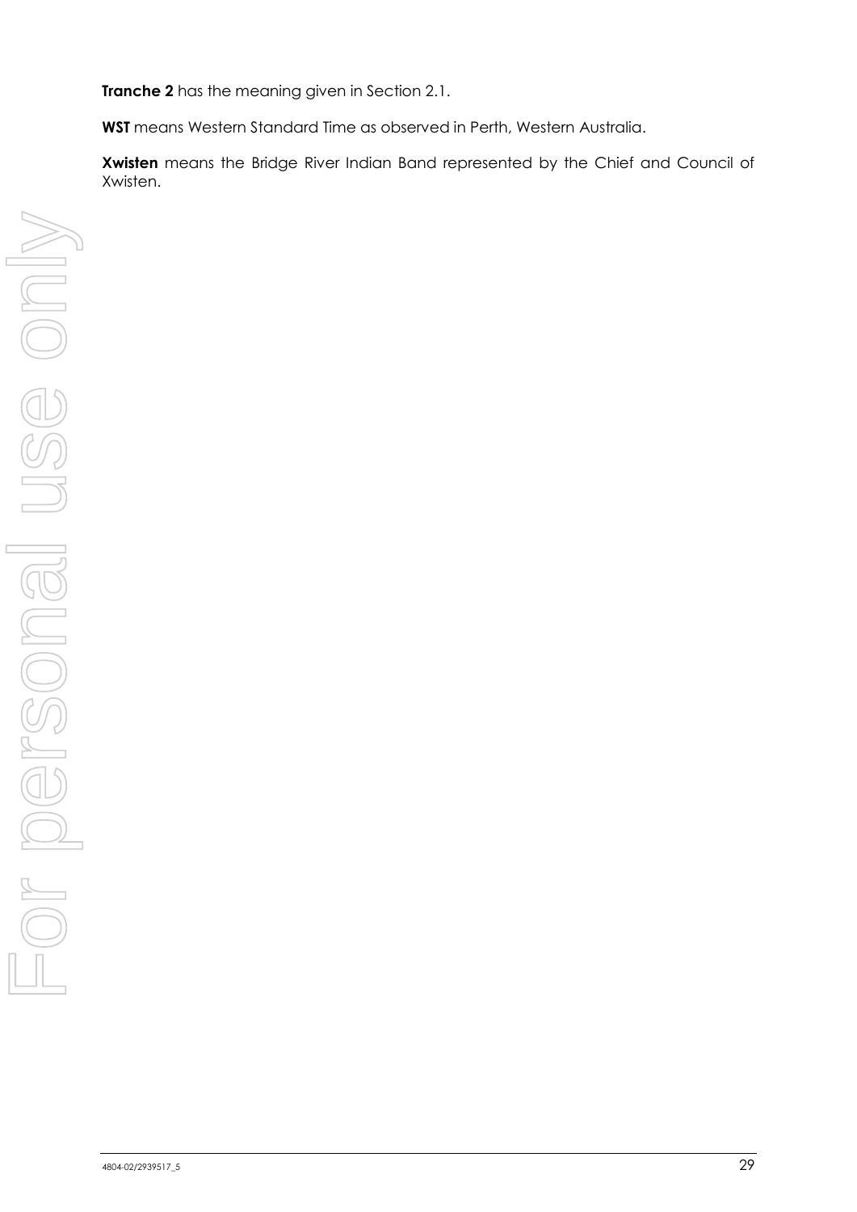**Tranche 2** has the meaning given in Section 2.1.

**WST** means Western Standard Time as observed in Perth, Western Australia.

**Xwisten** means the Bridge River Indian Band represented by the Chief and Council of Xwisten.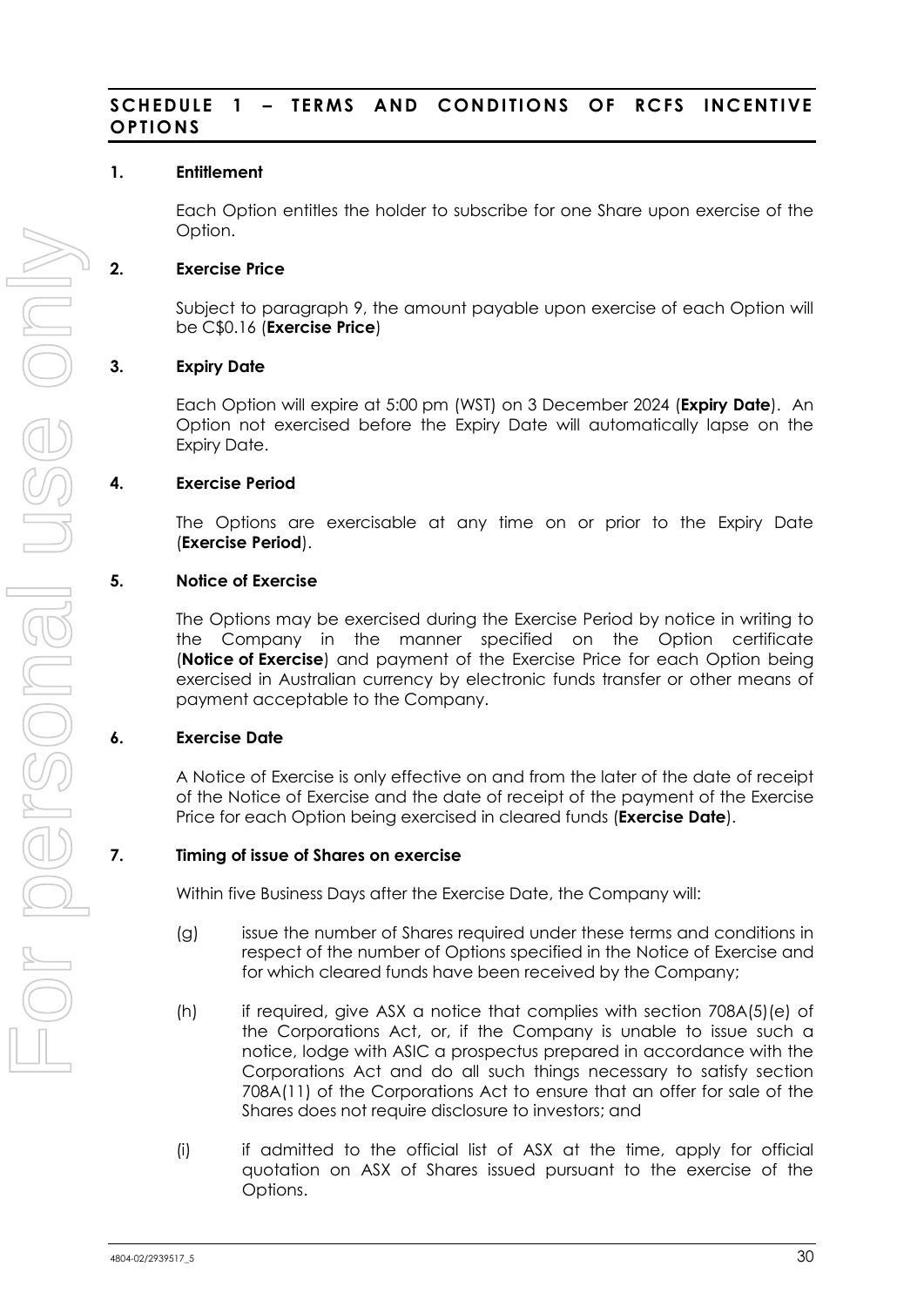## SCHEDULE 1 – TERMS AND CONDITIONS OF RCFS INCENTIVE OPTIONS

### 1. Entitlement

Each Option entitles the holder to subscribe for one Share upon exercise of the Option.

### 2. Exercise Price

Subject to paragraph 9, the amount payable upon exercise of each Option will be C$0.16 (**Exercise Price**)

### 3. Expiry Date

Each Option will expire at 5:00 pm (WST) on 3 December 2024 (**Expiry Date**). An Option not exercised before the Expiry Date will automatically lapse on the Expiry Date.

### 4. Exercise Period

The Options are exercisable at any time on or prior to the Expiry Date (**Exercise Period**).

### 5. Notice of Exercise

The Options may be exercised during the Exercise Period by notice in writing to the Company in the manner specified on the Option certificate (**Notice of Exercise**) and payment of the Exercise Price for each Option being exercised in Australian currency by electronic funds transfer or other means of payment acceptable to the Company.

### 6. Exercise Date

A Notice of Exercise is only effective on and from the later of the date of receipt of the Notice of Exercise and the date of receipt of the payment of the Exercise Price for each Option being exercised in cleared funds (**Exercise Date**).

### 7. Timing of issue of Shares on exercise

Within five Business Days after the Exercise Date, the Company will:

(g) issue the number of Shares required under these terms and conditions in respect of the number of Options specified in the Notice of Exercise and for which cleared funds have been received by the Company;

(h) if required, give ASX a notice that complies with section 708A(5)(e) of the Corporations Act, or, if the Company is unable to issue such a notice, lodge with ASIC a prospectus prepared in accordance with the Corporations Act and do all such things necessary to satisfy section 708A(11) of the Corporations Act to ensure that an offer for sale of the Shares does not require disclosure to investors; and

(i) if admitted to the official list of ASX at the time, apply for official quotation on ASX of Shares issued pursuant to the exercise of the Options.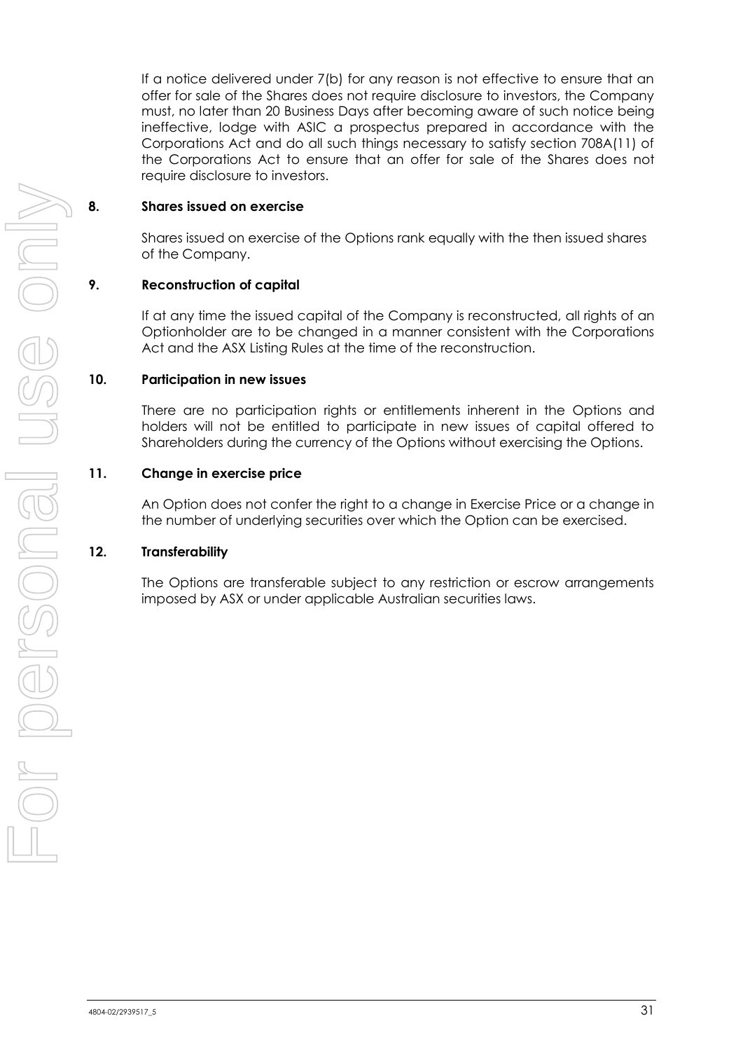If a notice delivered under 7(b) for any reason is not effective to ensure that an offer for sale of the Shares does not require disclosure to investors, the Company must, no later than 20 Business Days after becoming aware of such notice being ineffective, lodge with ASIC a prospectus prepared in accordance with the Corporations Act and do all such things necessary to satisfy section 708A(11) of the Corporations Act to ensure that an offer for sale of the Shares does not require disclosure to investors.

**8. Shares issued on exercise**

Shares issued on exercise of the Options rank equally with the then issued shares of the Company.

**9. Reconstruction of capital**

If at any time the issued capital of the Company is reconstructed, all rights of an Optionholder are to be changed in a manner consistent with the Corporations Act and the ASX Listing Rules at the time of the reconstruction.

**10. Participation in new issues**

There are no participation rights or entitlements inherent in the Options and holders will not be entitled to participate in new issues of capital offered to Shareholders during the currency of the Options without exercising the Options.

**11. Change in exercise price**

An Option does not confer the right to a change in Exercise Price or a change in the number of underlying securities over which the Option can be exercised.

**12. Transferability**

The Options are transferable subject to any restriction or escrow arrangements imposed by ASX or under applicable Australian securities laws.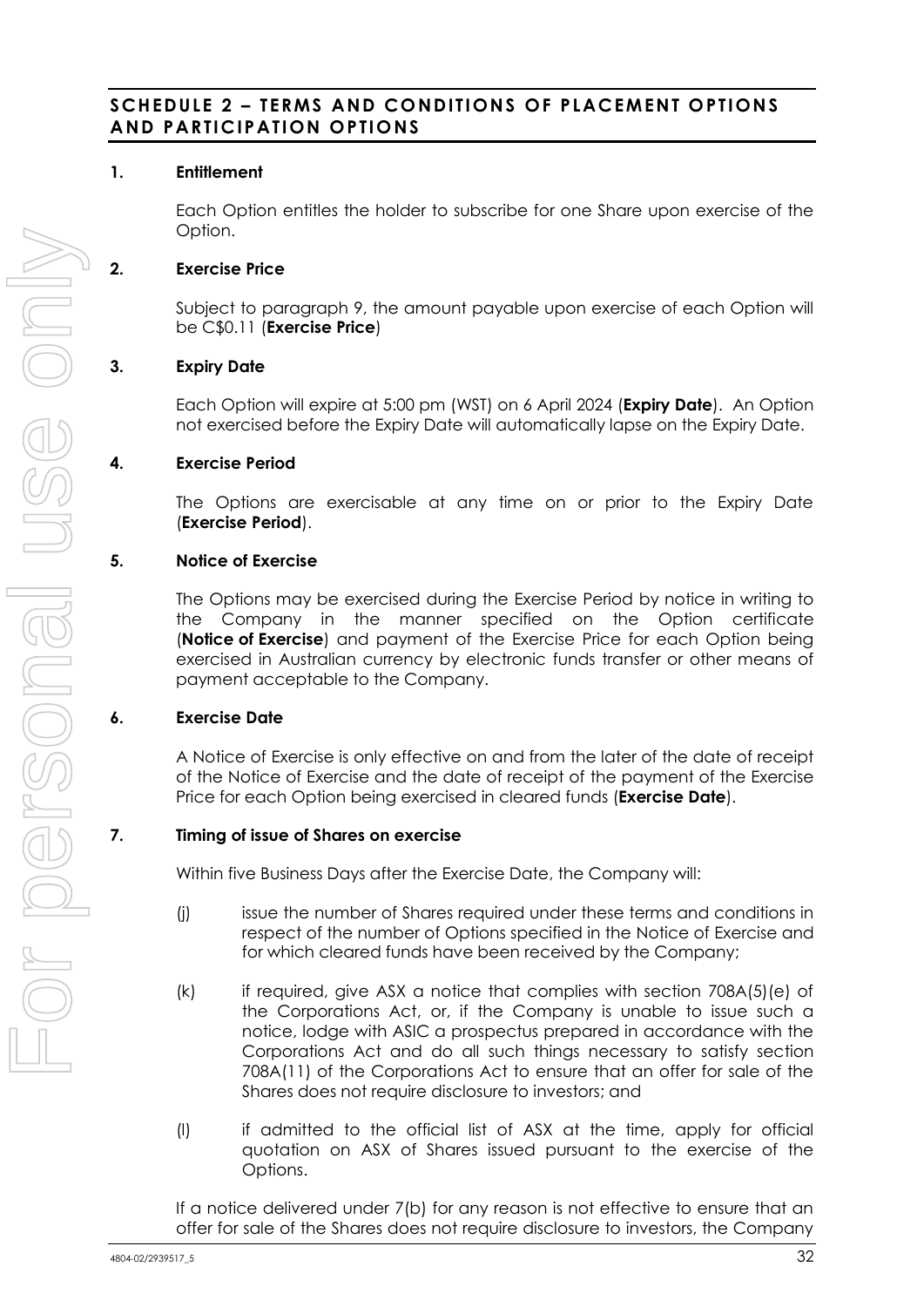## SCHEDULE 2 – TERMS AND CONDITIONS OF PLACEMENT OPTIONS AND PARTICIPATION OPTIONS

**1. Entitlement**

Each Option entitles the holder to subscribe for one Share upon exercise of the Option.

**2. Exercise Price**

Subject to paragraph 9, the amount payable upon exercise of each Option will be C$0.11 (**Exercise Price**)

**3. Expiry Date**

Each Option will expire at 5:00 pm (WST) on 6 April 2024 (**Expiry Date**). An Option not exercised before the Expiry Date will automatically lapse on the Expiry Date.

**4. Exercise Period**

The Options are exercisable at any time on or prior to the Expiry Date (**Exercise Period**).

**5. Notice of Exercise**

The Options may be exercised during the Exercise Period by notice in writing to the Company in the manner specified on the Option certificate (**Notice of Exercise**) and payment of the Exercise Price for each Option being exercised in Australian currency by electronic funds transfer or other means of payment acceptable to the Company.

**6. Exercise Date**

A Notice of Exercise is only effective on and from the later of the date of receipt of the Notice of Exercise and the date of receipt of the payment of the Exercise Price for each Option being exercised in cleared funds (**Exercise Date**).

**7. Timing of issue of Shares on exercise**

Within five Business Days after the Exercise Date, the Company will:

(j) issue the number of Shares required under these terms and conditions in respect of the number of Options specified in the Notice of Exercise and for which cleared funds have been received by the Company;

(k) if required, give ASX a notice that complies with section 708A(5)(e) of the Corporations Act, or, if the Company is unable to issue such a notice, lodge with ASIC a prospectus prepared in accordance with the Corporations Act and do all such things necessary to satisfy section 708A(11) of the Corporations Act to ensure that an offer for sale of the Shares does not require disclosure to investors; and

(l) if admitted to the official list of ASX at the time, apply for official quotation on ASX of Shares issued pursuant to the exercise of the Options.

If a notice delivered under 7(b) for any reason is not effective to ensure that an offer for sale of the Shares does not require disclosure to investors, the Company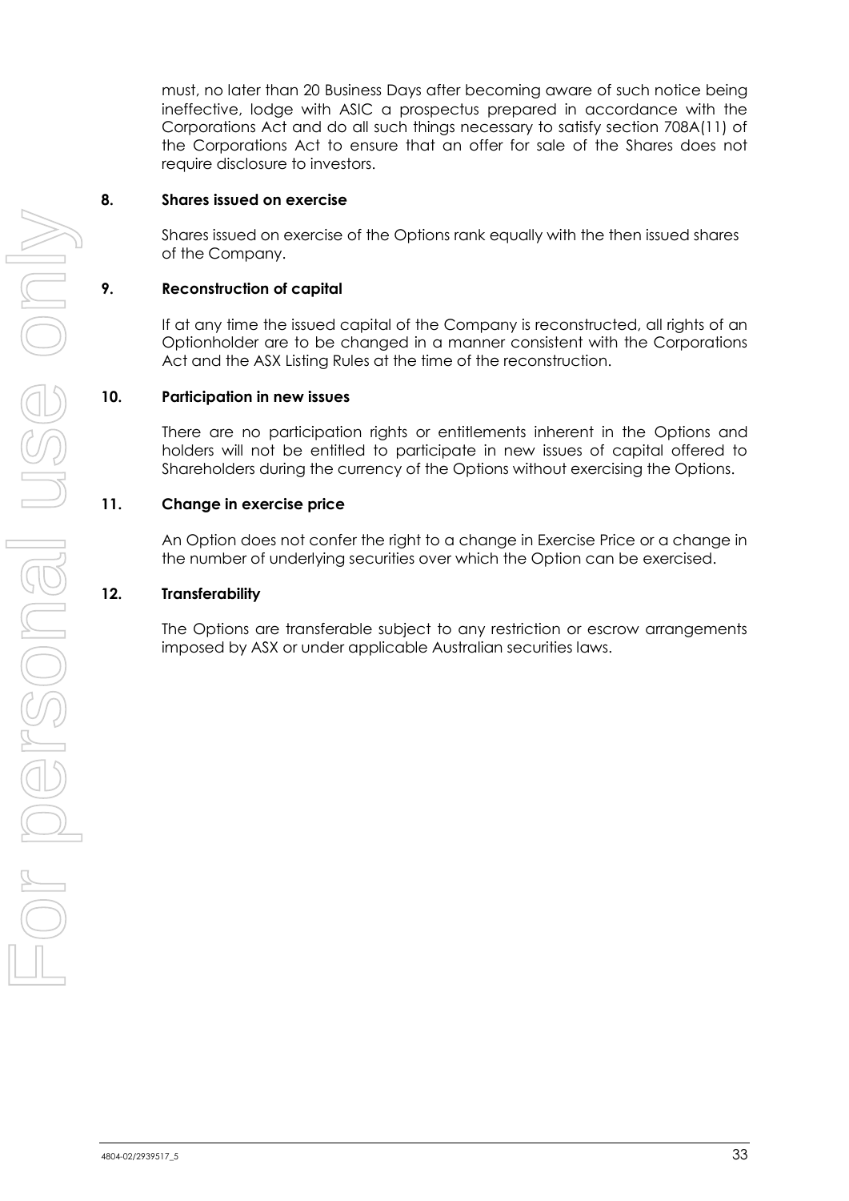must, no later than 20 Business Days after becoming aware of such notice being ineffective, lodge with ASIC a prospectus prepared in accordance with the Corporations Act and do all such things necessary to satisfy section 708A(11) of the Corporations Act to ensure that an offer for sale of the Shares does not require disclosure to investors.

**8. Shares issued on exercise**

Shares issued on exercise of the Options rank equally with the then issued shares of the Company.

**9. Reconstruction of capital**

If at any time the issued capital of the Company is reconstructed, all rights of an Optionholder are to be changed in a manner consistent with the Corporations Act and the ASX Listing Rules at the time of the reconstruction.

**10. Participation in new issues**

There are no participation rights or entitlements inherent in the Options and holders will not be entitled to participate in new issues of capital offered to Shareholders during the currency of the Options without exercising the Options.

**11. Change in exercise price**

An Option does not confer the right to a change in Exercise Price or a change in the number of underlying securities over which the Option can be exercised.

**12. Transferability**

The Options are transferable subject to any restriction or escrow arrangements imposed by ASX or under applicable Australian securities laws.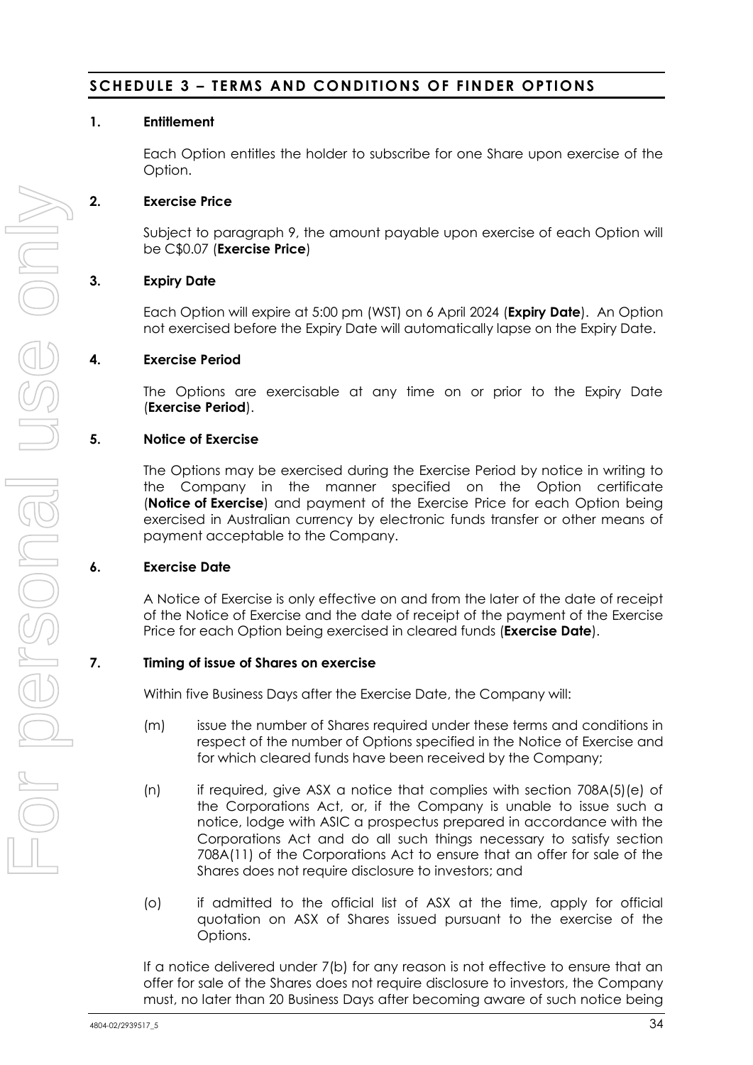## SCHEDULE 3 – TERMS AND CONDITIONS OF FINDER OPTIONS

**1. Entitlement**

Each Option entitles the holder to subscribe for one Share upon exercise of the Option.

**2. Exercise Price**

Subject to paragraph 9, the amount payable upon exercise of each Option will be C$0.07 (**Exercise Price**)

**3. Expiry Date**

Each Option will expire at 5:00 pm (WST) on 6 April 2024 (**Expiry Date**). An Option not exercised before the Expiry Date will automatically lapse on the Expiry Date.

**4. Exercise Period**

The Options are exercisable at any time on or prior to the Expiry Date (**Exercise Period**).

**5. Notice of Exercise**

The Options may be exercised during the Exercise Period by notice in writing to the Company in the manner specified on the Option certificate (**Notice of Exercise**) and payment of the Exercise Price for each Option being exercised in Australian currency by electronic funds transfer or other means of payment acceptable to the Company.

**6. Exercise Date**

A Notice of Exercise is only effective on and from the later of the date of receipt of the Notice of Exercise and the date of receipt of the payment of the Exercise Price for each Option being exercised in cleared funds (**Exercise Date**).

**7. Timing of issue of Shares on exercise**

Within five Business Days after the Exercise Date, the Company will:

(m) issue the number of Shares required under these terms and conditions in respect of the number of Options specified in the Notice of Exercise and for which cleared funds have been received by the Company;

(n) if required, give ASX a notice that complies with section 708A(5)(e) of the Corporations Act, or, if the Company is unable to issue such a notice, lodge with ASIC a prospectus prepared in accordance with the Corporations Act and do all such things necessary to satisfy section 708A(11) of the Corporations Act to ensure that an offer for sale of the Shares does not require disclosure to investors; and

(o) if admitted to the official list of ASX at the time, apply for official quotation on ASX of Shares issued pursuant to the exercise of the Options.

If a notice delivered under 7(b) for any reason is not effective to ensure that an offer for sale of the Shares does not require disclosure to investors, the Company must, no later than 20 Business Days after becoming aware of such notice being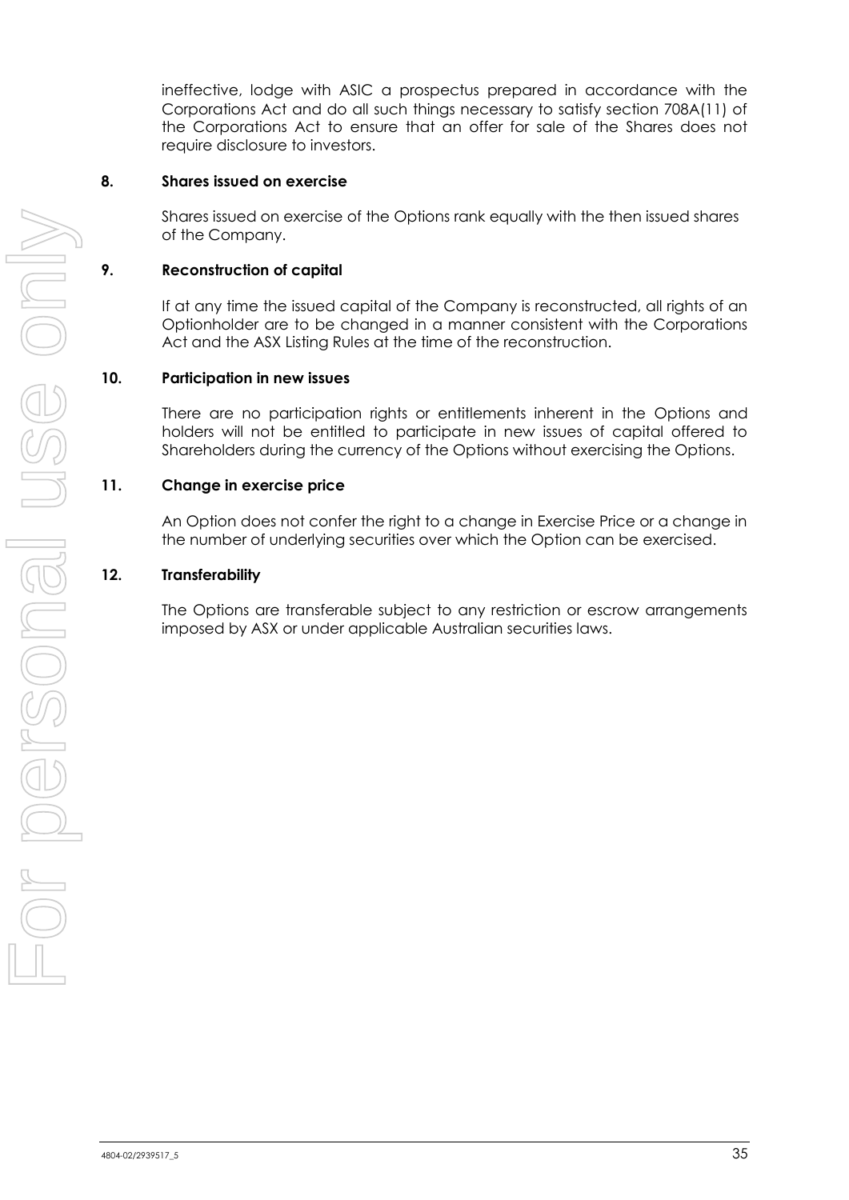ineffective, lodge with ASIC a prospectus prepared in accordance with the Corporations Act and do all such things necessary to satisfy section 708A(11) of the Corporations Act to ensure that an offer for sale of the Shares does not require disclosure to investors.

**8. Shares issued on exercise**

Shares issued on exercise of the Options rank equally with the then issued shares of the Company.

**9. Reconstruction of capital**

If at any time the issued capital of the Company is reconstructed, all rights of an Optionholder are to be changed in a manner consistent with the Corporations Act and the ASX Listing Rules at the time of the reconstruction.

**10. Participation in new issues**

There are no participation rights or entitlements inherent in the Options and holders will not be entitled to participate in new issues of capital offered to Shareholders during the currency of the Options without exercising the Options.

**11. Change in exercise price**

An Option does not confer the right to a change in Exercise Price or a change in the number of underlying securities over which the Option can be exercised.

**12. Transferability**

The Options are transferable subject to any restriction or escrow arrangements imposed by ASX or under applicable Australian securities laws.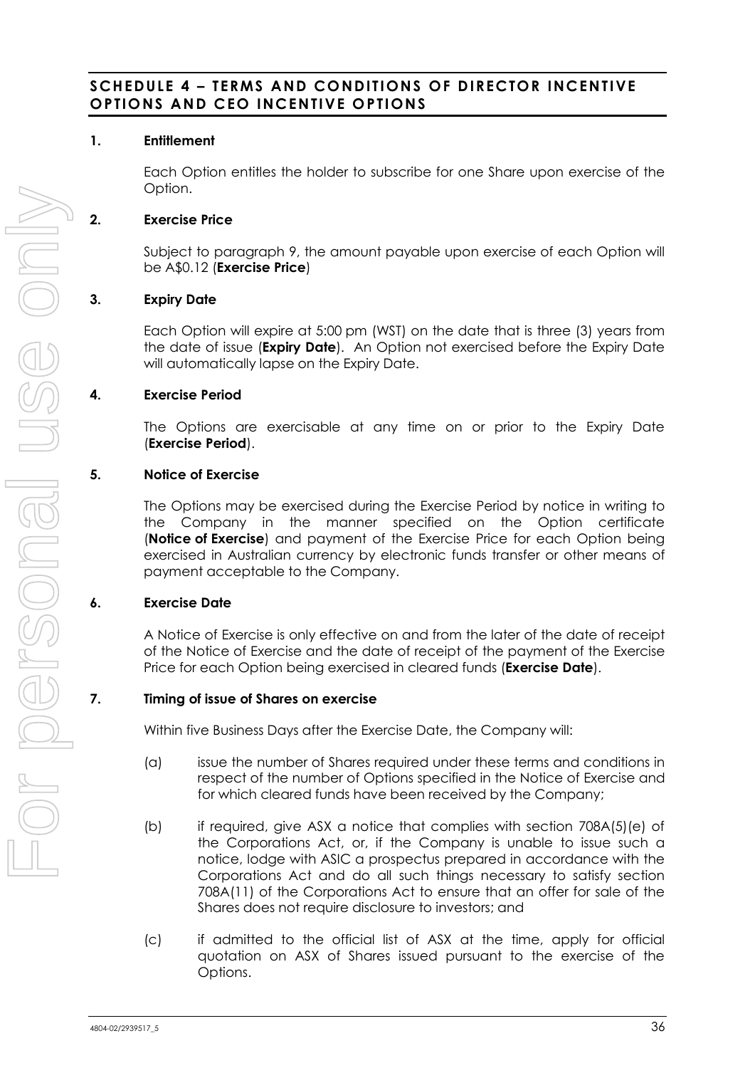## SCHEDULE 4 – TERMS AND CONDITIONS OF DIRECTOR INCENTIVE OPTIONS AND CEO INCENTIVE OPTIONS

### 1. Entitlement

Each Option entitles the holder to subscribe for one Share upon exercise of the Option.

### 2. Exercise Price

Subject to paragraph 9, the amount payable upon exercise of each Option will be A$0.12 (**Exercise Price**)

### 3. Expiry Date

Each Option will expire at 5:00 pm (WST) on the date that is three (3) years from the date of issue (**Expiry Date**). An Option not exercised before the Expiry Date will automatically lapse on the Expiry Date.

### 4. Exercise Period

The Options are exercisable at any time on or prior to the Expiry Date (**Exercise Period**).

### 5. Notice of Exercise

The Options may be exercised during the Exercise Period by notice in writing to the Company in the manner specified on the Option certificate (**Notice of Exercise**) and payment of the Exercise Price for each Option being exercised in Australian currency by electronic funds transfer or other means of payment acceptable to the Company.

### 6. Exercise Date

A Notice of Exercise is only effective on and from the later of the date of receipt of the Notice of Exercise and the date of receipt of the payment of the Exercise Price for each Option being exercised in cleared funds (**Exercise Date**).

### 7. Timing of issue of Shares on exercise

Within five Business Days after the Exercise Date, the Company will:

(a) issue the number of Shares required under these terms and conditions in respect of the number of Options specified in the Notice of Exercise and for which cleared funds have been received by the Company;

(b) if required, give ASX a notice that complies with section 708A(5)(e) of the Corporations Act, or, if the Company is unable to issue such a notice, lodge with ASIC a prospectus prepared in accordance with the Corporations Act and do all such things necessary to satisfy section 708A(11) of the Corporations Act to ensure that an offer for sale of the Shares does not require disclosure to investors; and

(c) if admitted to the official list of ASX at the time, apply for official quotation on ASX of Shares issued pursuant to the exercise of the Options.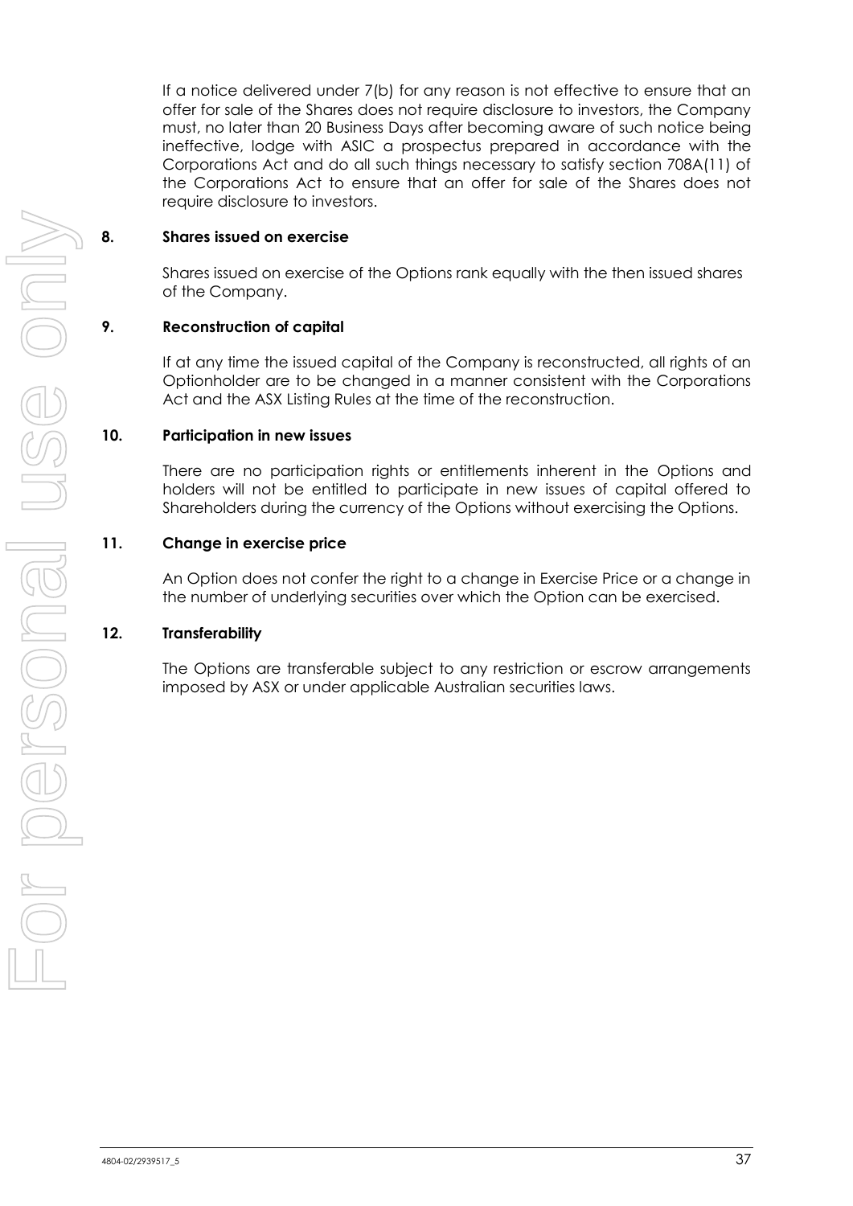If a notice delivered under 7(b) for any reason is not effective to ensure that an offer for sale of the Shares does not require disclosure to investors, the Company must, no later than 20 Business Days after becoming aware of such notice being ineffective, lodge with ASIC a prospectus prepared in accordance with the Corporations Act and do all such things necessary to satisfy section 708A(11) of the Corporations Act to ensure that an offer for sale of the Shares does not require disclosure to investors.

## 8. Shares issued on exercise

Shares issued on exercise of the Options rank equally with the then issued shares of the Company.

## 9. Reconstruction of capital

If at any time the issued capital of the Company is reconstructed, all rights of an Optionholder are to be changed in a manner consistent with the Corporations Act and the ASX Listing Rules at the time of the reconstruction.

## 10. Participation in new issues

There are no participation rights or entitlements inherent in the Options and holders will not be entitled to participate in new issues of capital offered to Shareholders during the currency of the Options without exercising the Options.

## 11. Change in exercise price

An Option does not confer the right to a change in Exercise Price or a change in the number of underlying securities over which the Option can be exercised.

## 12. Transferability

The Options are transferable subject to any restriction or escrow arrangements imposed by ASX or under applicable Australian securities laws.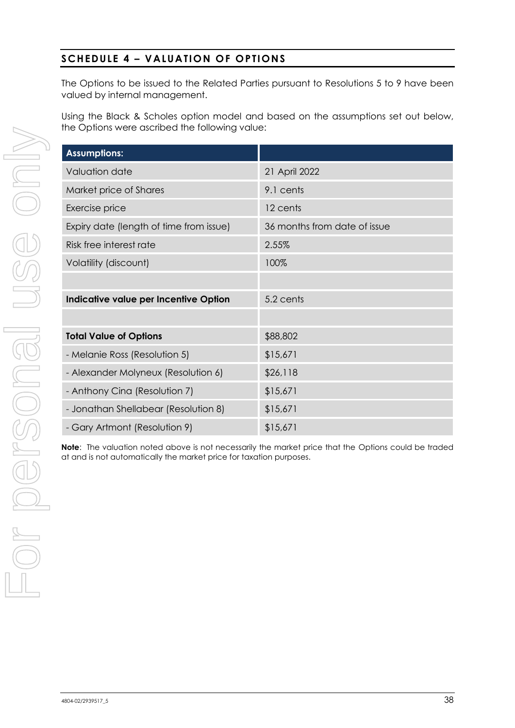## SCHEDULE 4 – VALUATION OF OPTIONS

The Options to be issued to the Related Parties pursuant to Resolutions 5 to 9 have been valued by internal management.

Using the Black & Scholes option model and based on the assumptions set out below, the Options were ascribed the following value:

| **Assumptions:** | |
|---|---|
| Valuation date | 21 April 2022 |
| Market price of Shares | 9.1 cents |
| Exercise price | 12 cents |
| Expiry date (length of time from issue) | 36 months from date of issue |
| Risk free interest rate | 2.55% |
| Volatility (discount) | 100% |
| | |
| **Indicative value per Incentive Option** | 5.2 cents |
| | |
| **Total Value of Options** | $88,802 |
| - Melanie Ross (Resolution 5) | $15,671 |
| - Alexander Molyneux (Resolution 6) | $26,118 |
| - Anthony Cina (Resolution 7) | $15,671 |
| - Jonathan Shellabear (Resolution 8) | $15,671 |
| - Gary Artmont (Resolution 9) | $15,671 |

**Note**: The valuation noted above is not necessarily the market price that the Options could be traded at and is not automatically the market price for taxation purposes.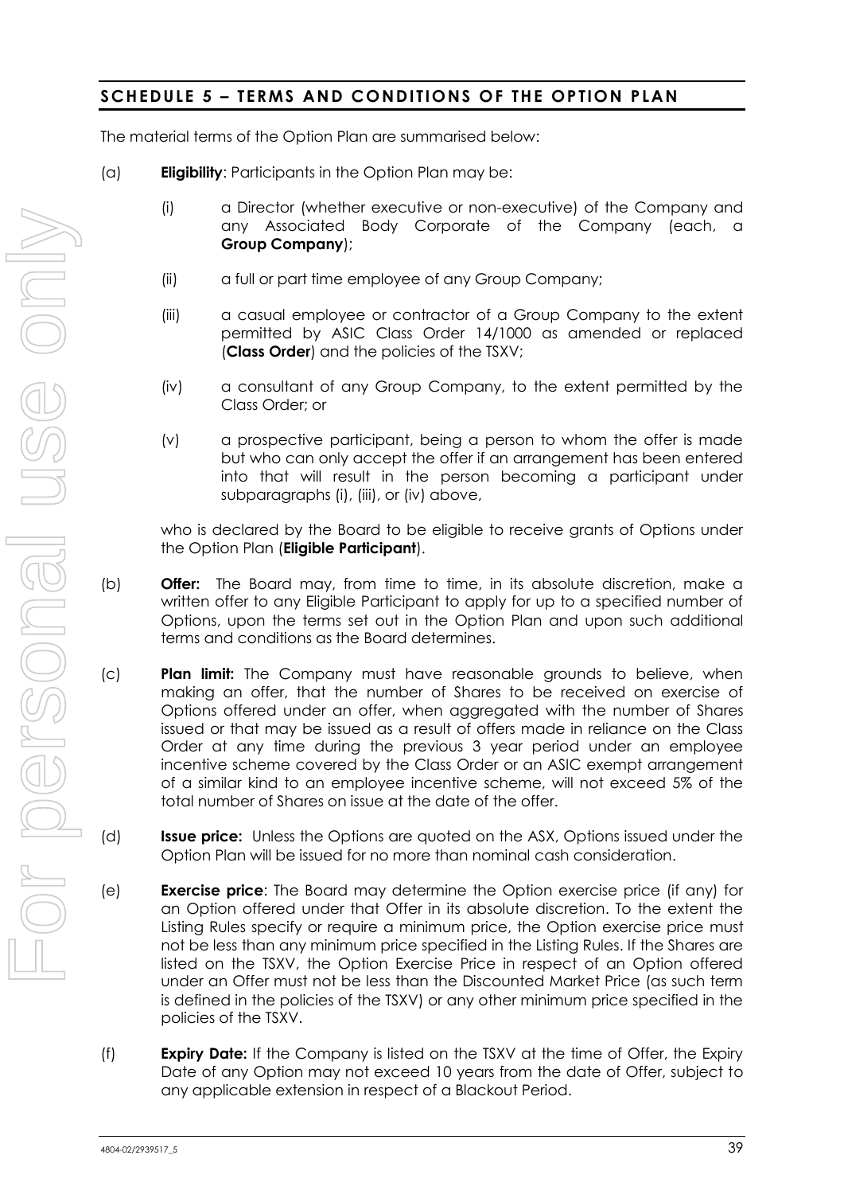## SCHEDULE 5 – TERMS AND CONDITIONS OF THE OPTION PLAN

The material terms of the Option Plan are summarised below:

(a) **Eligibility**: Participants in the Option Plan may be:

(i) a Director (whether executive or non-executive) of the Company and any Associated Body Corporate of the Company (each, a **Group Company**);

(ii) a full or part time employee of any Group Company;

(iii) a casual employee or contractor of a Group Company to the extent permitted by ASIC Class Order 14/1000 as amended or replaced (**Class Order**) and the policies of the TSXV;

(iv) a consultant of any Group Company, to the extent permitted by the Class Order; or

(v) a prospective participant, being a person to whom the offer is made but who can only accept the offer if an arrangement has been entered into that will result in the person becoming a participant under subparagraphs (i), (iii), or (iv) above,

who is declared by the Board to be eligible to receive grants of Options under the Option Plan (**Eligible Participant**).

(b) **Offer:** The Board may, from time to time, in its absolute discretion, make a written offer to any Eligible Participant to apply for up to a specified number of Options, upon the terms set out in the Option Plan and upon such additional terms and conditions as the Board determines.

(c) **Plan limit:** The Company must have reasonable grounds to believe, when making an offer, that the number of Shares to be received on exercise of Options offered under an offer, when aggregated with the number of Shares issued or that may be issued as a result of offers made in reliance on the Class Order at any time during the previous 3 year period under an employee incentive scheme covered by the Class Order or an ASIC exempt arrangement of a similar kind to an employee incentive scheme, will not exceed 5% of the total number of Shares on issue at the date of the offer.

(d) **Issue price:** Unless the Options are quoted on the ASX, Options issued under the Option Plan will be issued for no more than nominal cash consideration.

(e) **Exercise price**: The Board may determine the Option exercise price (if any) for an Option offered under that Offer in its absolute discretion. To the extent the Listing Rules specify or require a minimum price, the Option exercise price must not be less than any minimum price specified in the Listing Rules. If the Shares are listed on the TSXV, the Option Exercise Price in respect of an Option offered under an Offer must not be less than the Discounted Market Price (as such term is defined in the policies of the TSXV) or any other minimum price specified in the policies of the TSXV.

(f) **Expiry Date:** If the Company is listed on the TSXV at the time of Offer, the Expiry Date of any Option may not exceed 10 years from the date of Offer, subject to any applicable extension in respect of a Blackout Period.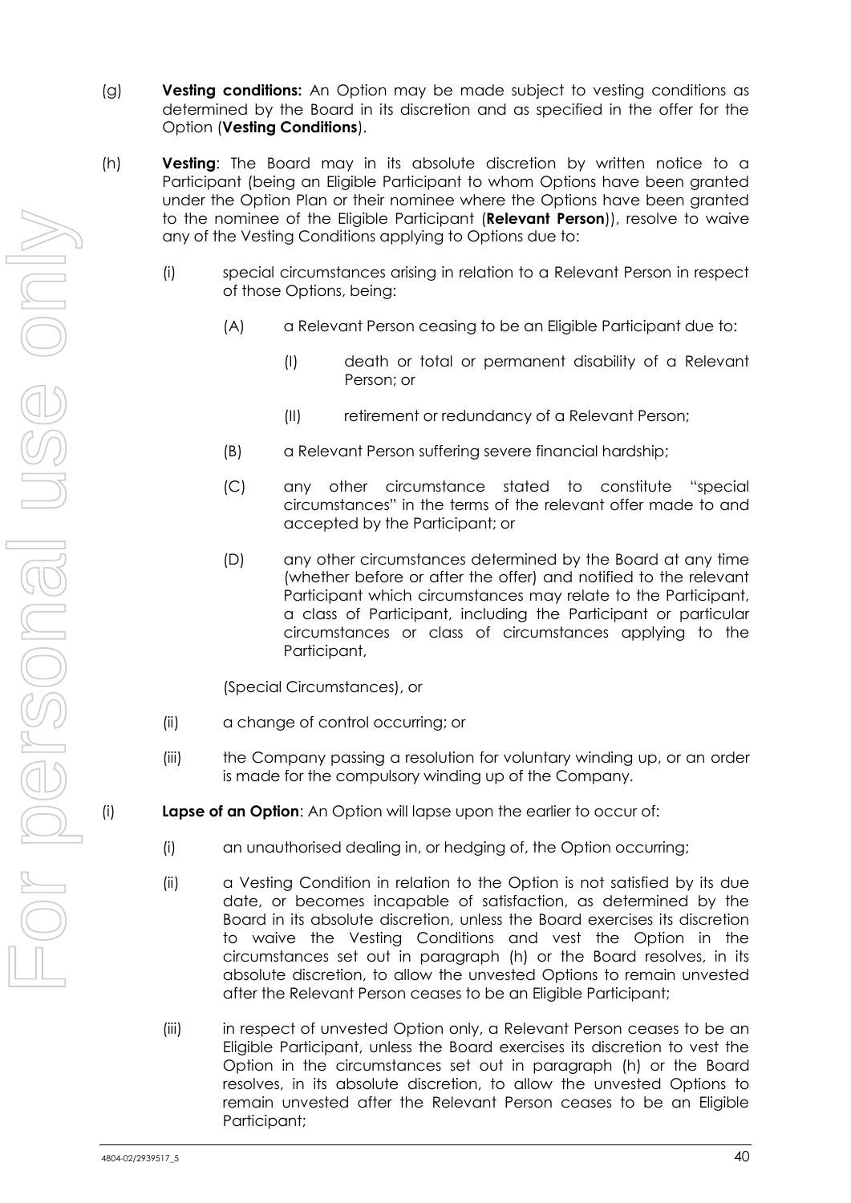(g) **Vesting conditions:** An Option may be made subject to vesting conditions as determined by the Board in its discretion and as specified in the offer for the Option (**Vesting Conditions**).

(h) **Vesting**: The Board may in its absolute discretion by written notice to a Participant (being an Eligible Participant to whom Options have been granted under the Option Plan or their nominee where the Options have been granted to the nominee of the Eligible Participant (**Relevant Person**)), resolve to waive any of the Vesting Conditions applying to Options due to:

(i) special circumstances arising in relation to a Relevant Person in respect of those Options, being:

(A) a Relevant Person ceasing to be an Eligible Participant due to:

(I) death or total or permanent disability of a Relevant Person; or

(II) retirement or redundancy of a Relevant Person;

(B) a Relevant Person suffering severe financial hardship;

(C) any other circumstance stated to constitute "special circumstances" in the terms of the relevant offer made to and accepted by the Participant; or

(D) any other circumstances determined by the Board at any time (whether before or after the offer) and notified to the relevant Participant which circumstances may relate to the Participant, a class of Participant, including the Participant or particular circumstances or class of circumstances applying to the Participant,

(Special Circumstances), or

(ii) a change of control occurring; or

(iii) the Company passing a resolution for voluntary winding up, or an order is made for the compulsory winding up of the Company.

(i) **Lapse of an Option**: An Option will lapse upon the earlier to occur of:

(i) an unauthorised dealing in, or hedging of, the Option occurring;

(ii) a Vesting Condition in relation to the Option is not satisfied by its due date, or becomes incapable of satisfaction, as determined by the Board in its absolute discretion, unless the Board exercises its discretion to waive the Vesting Conditions and vest the Option in the circumstances set out in paragraph (h) or the Board resolves, in its absolute discretion, to allow the unvested Options to remain unvested after the Relevant Person ceases to be an Eligible Participant;

(iii) in respect of unvested Option only, a Relevant Person ceases to be an Eligible Participant, unless the Board exercises its discretion to vest the Option in the circumstances set out in paragraph (h) or the Board resolves, in its absolute discretion, to allow the unvested Options to remain unvested after the Relevant Person ceases to be an Eligible Participant;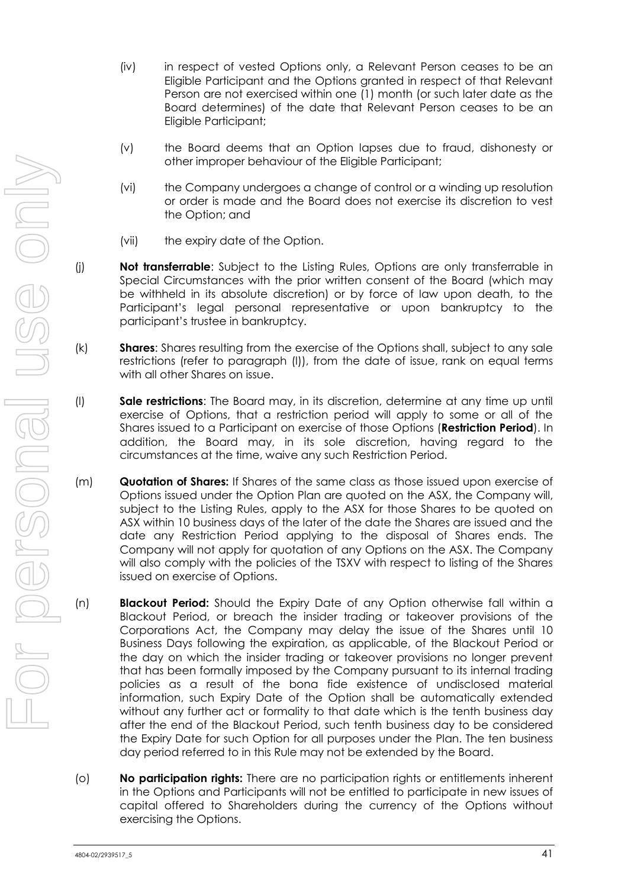(iv) in respect of vested Options only, a Relevant Person ceases to be an Eligible Participant and the Options granted in respect of that Relevant Person are not exercised within one (1) month (or such later date as the Board determines) of the date that Relevant Person ceases to be an Eligible Participant;

(v) the Board deems that an Option lapses due to fraud, dishonesty or other improper behaviour of the Eligible Participant;

(vi) the Company undergoes a change of control or a winding up resolution or order is made and the Board does not exercise its discretion to vest the Option; and

(vii) the expiry date of the Option.

(j) **Not transferrable**: Subject to the Listing Rules, Options are only transferrable in Special Circumstances with the prior written consent of the Board (which may be withheld in its absolute discretion) or by force of law upon death, to the Participant's legal personal representative or upon bankruptcy to the participant's trustee in bankruptcy.

(k) **Shares**: Shares resulting from the exercise of the Options shall, subject to any sale restrictions (refer to paragraph (l)), from the date of issue, rank on equal terms with all other Shares on issue.

(l) **Sale restrictions**: The Board may, in its discretion, determine at any time up until exercise of Options, that a restriction period will apply to some or all of the Shares issued to a Participant on exercise of those Options (**Restriction Period**). In addition, the Board may, in its sole discretion, having regard to the circumstances at the time, waive any such Restriction Period.

(m) **Quotation of Shares:** If Shares of the same class as those issued upon exercise of Options issued under the Option Plan are quoted on the ASX, the Company will, subject to the Listing Rules, apply to the ASX for those Shares to be quoted on ASX within 10 business days of the later of the date the Shares are issued and the date any Restriction Period applying to the disposal of Shares ends. The Company will not apply for quotation of any Options on the ASX. The Company will also comply with the policies of the TSXV with respect to listing of the Shares issued on exercise of Options.

(n) **Blackout Period:** Should the Expiry Date of any Option otherwise fall within a Blackout Period, or breach the insider trading or takeover provisions of the Corporations Act, the Company may delay the issue of the Shares until 10 Business Days following the expiration, as applicable, of the Blackout Period or the day on which the insider trading or takeover provisions no longer prevent that has been formally imposed by the Company pursuant to its internal trading policies as a result of the bona fide existence of undisclosed material information, such Expiry Date of the Option shall be automatically extended without any further act or formality to that date which is the tenth business day after the end of the Blackout Period, such tenth business day to be considered the Expiry Date for such Option for all purposes under the Plan. The ten business day period referred to in this Rule may not be extended by the Board.

(o) **No participation rights:** There are no participation rights or entitlements inherent in the Options and Participants will not be entitled to participate in new issues of capital offered to Shareholders during the currency of the Options without exercising the Options.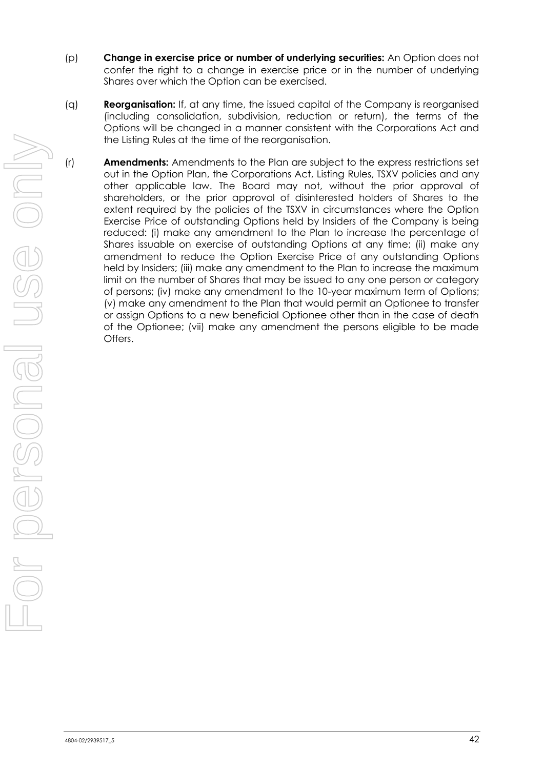(p) **Change in exercise price or number of underlying securities:** An Option does not confer the right to a change in exercise price or in the number of underlying Shares over which the Option can be exercised.

(q) **Reorganisation:** If, at any time, the issued capital of the Company is reorganised (including consolidation, subdivision, reduction or return), the terms of the Options will be changed in a manner consistent with the Corporations Act and the Listing Rules at the time of the reorganisation.

(r) **Amendments:** Amendments to the Plan are subject to the express restrictions set out in the Option Plan, the Corporations Act, Listing Rules, TSXV policies and any other applicable law. The Board may not, without the prior approval of shareholders, or the prior approval of disinterested holders of Shares to the extent required by the policies of the TSXV in circumstances where the Option Exercise Price of outstanding Options held by Insiders of the Company is being reduced: (i) make any amendment to the Plan to increase the percentage of Shares issuable on exercise of outstanding Options at any time; (ii) make any amendment to reduce the Option Exercise Price of any outstanding Options held by Insiders; (iii) make any amendment to the Plan to increase the maximum limit on the number of Shares that may be issued to any one person or category of persons; (iv) make any amendment to the 10-year maximum term of Options; (v) make any amendment to the Plan that would permit an Optionee to transfer or assign Options to a new beneficial Optionee other than in the case of death of the Optionee; (vii) make any amendment the persons eligible to be made Offers.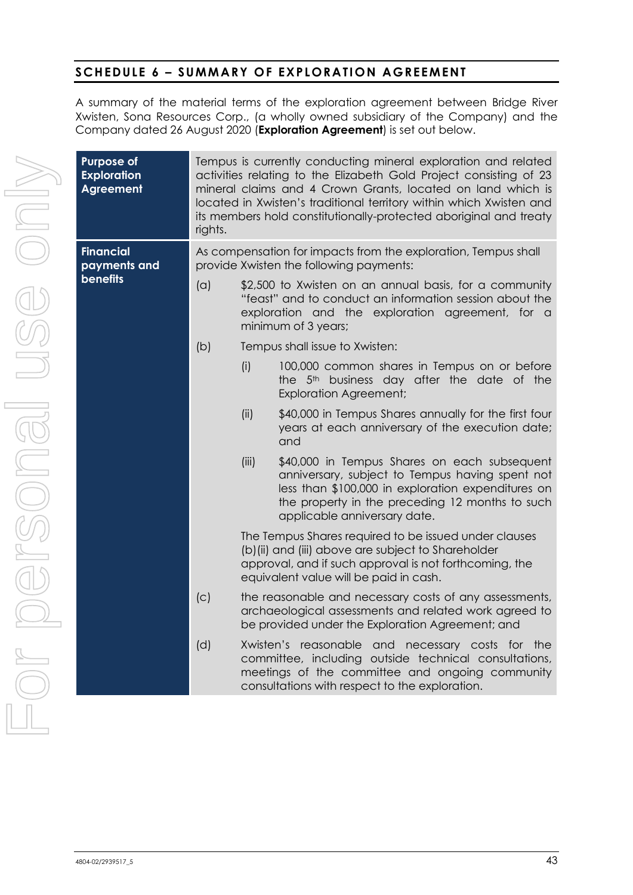## SCHEDULE 6 – SUMMARY OF EXPLORATION AGREEMENT

A summary of the material terms of the exploration agreement between Bridge River Xwisten, Sona Resources Corp., (a wholly owned subsidiary of the Company) and the Company dated 26 August 2020 (**Exploration Agreement**) is set out below.

| | |
|---|---|
| **Purpose of Exploration Agreement** | Tempus is currently conducting mineral exploration and related activities relating to the Elizabeth Gold Project consisting of 23 mineral claims and 4 Crown Grants, located on land which is located in Xwisten's traditional territory within which Xwisten and its members hold constitutionally-protected aboriginal and treaty rights. |
| **Financial payments and benefits** | As compensation for impacts from the exploration, Tempus shall provide Xwisten the following payments:<br>(a) $2,500 to Xwisten on an annual basis, for a community "feast" and to conduct an information session about the exploration and the exploration agreement, for a minimum of 3 years;<br>(b) Tempus shall issue to Xwisten:<br>(i) 100,000 common shares in Tempus on or before the 5th business day after the date of the Exploration Agreement;<br>(ii) $40,000 in Tempus Shares annually for the first four years at each anniversary of the execution date; and<br>(iii) $40,000 in Tempus Shares on each subsequent anniversary, subject to Tempus having spent not less than $100,000 in exploration expenditures on the property in the preceding 12 months to such applicable anniversary date.<br>The Tempus Shares required to be issued under clauses (b)(ii) and (iii) above are subject to Shareholder approval, and if such approval is not forthcoming, the equivalent value will be paid in cash.<br>(c) the reasonable and necessary costs of any assessments, archaeological assessments and related work agreed to be provided under the Exploration Agreement; and<br>(d) Xwisten's reasonable and necessary costs for the committee, including outside technical consultations, meetings of the committee and ongoing community consultations with respect to the exploration. |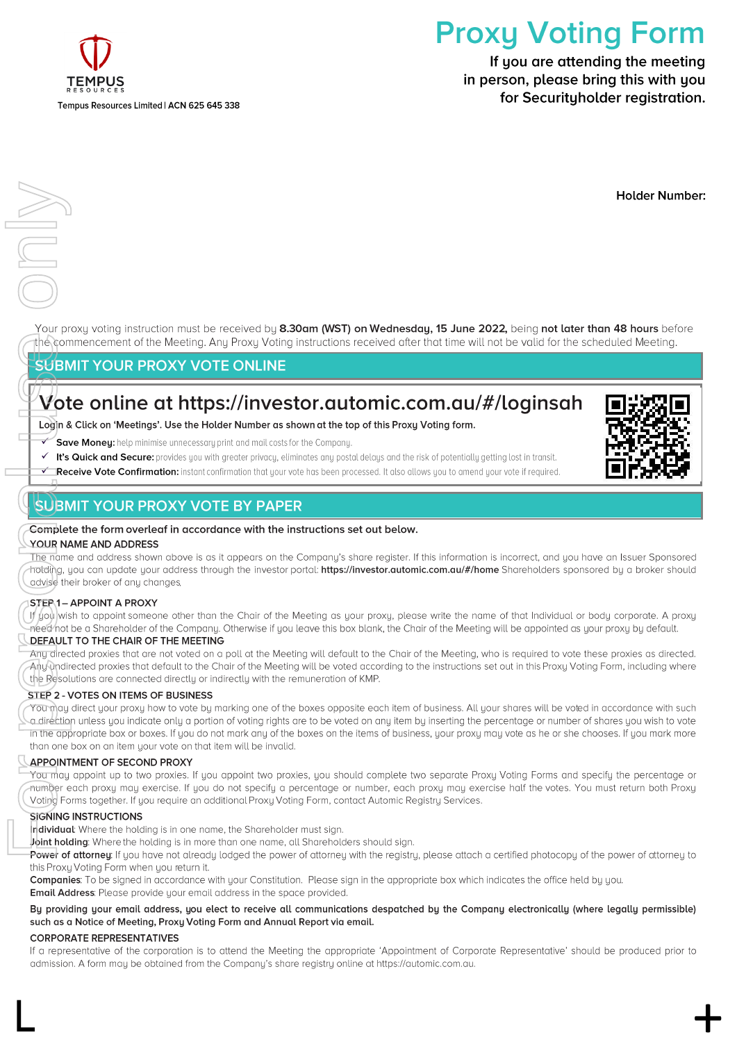# Proxy Voting Form

Tempus Resources Limited | ACN 625 645 338

If you are attending the meeting in person, please bring this with you for Securityholder registration.

Holder Number:

Your proxy voting instruction must be received by **8.30am (WST) on Wednesday, 15 June 2022,** being **not later than 48 hours** before the commencement of the Meeting. Any Proxy Voting instructions received after that time will not be valid for the scheduled Meeting.

## SUBMIT YOUR PROXY VOTE ONLINE

### Vote online at https://investor.automic.com.au/#/loginsah

**Login & Click on 'Meetings'. Use the Holder Number as shown at the top of this Proxy Voting form.**

- ✓ **Save Money:** help minimise unnecessary print and mail costs for the Company.
- ✓ **It's Quick and Secure:** provides you with greater privacy, eliminates any postal delays and the risk of potentially getting lost in transit.
- ✓ **Receive Vote Confirmation:** instant confirmation that your vote has been processed. It also allows you to amend your vote if required.

## SUBMIT YOUR PROXY VOTE BY PAPER

**Complete the form overleaf in accordance with the instructions set out below.**

**YOUR NAME AND ADDRESS**

The name and address shown above is as it appears on the Company's share register. If this information is incorrect, and you have an Issuer Sponsored holding, you can update your address through the investor portal: **https://investor.automic.com.au/#/home** Shareholders sponsored by a broker should advise their broker of any changes.

**STEP 1 – APPOINT A PROXY**

If you wish to appoint someone other than the Chair of the Meeting as your proxy, please write the name of that Individual or body corporate. A proxy need not be a Shareholder of the Company. Otherwise if you leave this box blank, the Chair of the Meeting will be appointed as your proxy by default.

**DEFAULT TO THE CHAIR OF THE MEETING**

Any directed proxies that are not voted on a poll at the Meeting will default to the Chair of the Meeting, who is required to vote these proxies as directed. Any undirected proxies that default to the Chair of the Meeting will be voted according to the instructions set out in this Proxy Voting Form, including where the Resolutions are connected directly or indirectly with the remuneration of KMP.

**STEP 2 - VOTES ON ITEMS OF BUSINESS**

You may direct your proxy how to vote by marking one of the boxes opposite each item of business. All your shares will be voted in accordance with such a direction unless you indicate only a portion of voting rights are to be voted on any item by inserting the percentage or number of shares you wish to vote in the appropriate box or boxes. If you do not mark any of the boxes on the items of business, your proxy may vote as he or she chooses. If you mark more than one box on an item your vote on that item will be invalid.

**APPOINTMENT OF SECOND PROXY**

You may appoint up to two proxies. If you appoint two proxies, you should complete two separate Proxy Voting Forms and specify the percentage or number each proxy may exercise. If you do not specify a percentage or number, each proxy may exercise half the votes. You must return both Proxy Voting Forms together. If you require an additional Proxy Voting Form, contact Automic Registry Services.

**SIGNING INSTRUCTIONS**

**Individual**: Where the holding is in one name, the Shareholder must sign.

**Joint holding**: Where the holding is in more than one name, all Shareholders should sign.

**Power of attorney**: If you have not already lodged the power of attorney with the registry, please attach a certified photocopy of the power of attorney to this Proxy Voting Form when you return it.

**Companies**: To be signed in accordance with your Constitution. Please sign in the appropriate box which indicates the office held by you.

**Email Address**: Please provide your email address in the space provided.

**By providing your email address, you elect to receive all communications despatched by the Company electronically (where legally permissible) such as a Notice of Meeting, Proxy Voting Form and Annual Report via email.**

**CORPORATE REPRESENTATIVES**

If a representative of the corporation is to attend the Meeting the appropriate 'Appointment of Corporate Representative' should be produced prior to admission. A form may be obtained from the Company's share registry online at https://automic.com.au.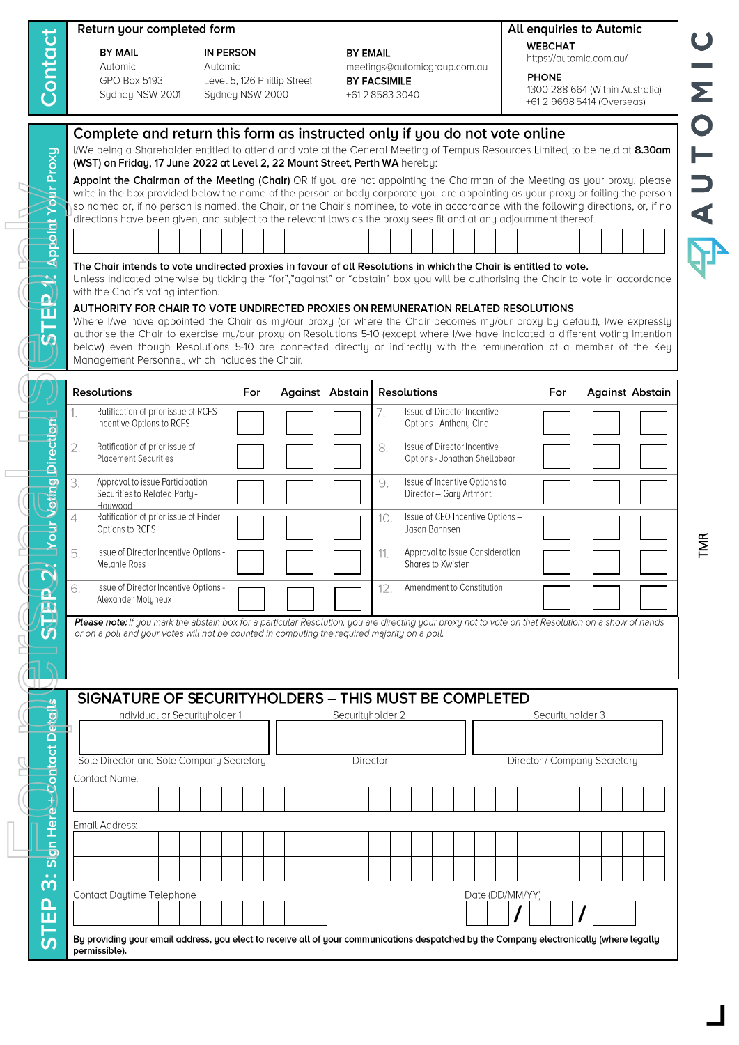## Contact

**Return your completed form**

**BY MAIL**
Automic
GPO Box 5193
Sydney NSW 2001

**IN PERSON**
Automic
Level 5, 126 Phillip Street
Sydney NSW 2000

**BY EMAIL**
meetings@automicgroup.com.au

**BY FACSIMILE**
+61 2 8583 3040

**All enquiries to Automic**

**WEBCHAT**
https://automic.com.au/

**PHONE**
1300 288 664 (Within Australia)
+61 2 9698 5414 (Overseas)

## STEP 1: Appoint Your Proxy

### Complete and return this form as instructed only if you do not vote online

I/We being a Shareholder entitled to attend and vote at the General Meeting of Tempus Resources Limited, to be held at **8.30am (WST) on Friday, 17 June 2022 at Level 2, 22 Mount Street, Perth WA** hereby:

**Appoint the Chairman of the Meeting (Chair)** OR if you are not appointing the Chairman of the Meeting as your proxy, please write in the box provided below the name of the person or body corporate you are appointing as your proxy or failing the person so named or, if no person is named, the Chair, or the Chair's nominee, to vote in accordance with the following directions, or, if no directions have been given, and subject to the relevant laws as the proxy sees fit and at any adjournment thereof.

**The Chair intends to vote undirected proxies in favour of all Resolutions in which the Chair is entitled to vote.**
Unless indicated otherwise by ticking the "for","against" or "abstain" box you will be authorising the Chair to vote in accordance with the Chair's voting intention.

**AUTHORITY FOR CHAIR TO VOTE UNDIRECTED PROXIES ON REMUNERATION RELATED RESOLUTIONS**
Where I/we have appointed the Chair as my/our proxy (or where the Chair becomes my/our proxy by default), I/we expressly authorise the Chair to exercise my/our proxy on Resolutions 5-10 (except where I/we have indicated a different voting intention below) even though Resolutions 5-10 are connected directly or indirectly with the remuneration of a member of the Key Management Personnel, which includes the Chair.

## STEP 2: Your Voting Direction

| Resolutions | For | Against | Abstain | Resolutions | For | Against | Abstain |
|---|---|---|---|---|---|---|---|
| 1. Ratification of prior issue of RCFS Incentive Options to RCFS | | | | 7. Issue of Director Incentive Options - Anthony Cina | | | |
| 2. Ratification of prior issue of Placement Securities | | | | 8. Issue of Director Incentive Options - Jonathan Shellabear | | | |
| 3. Approval to issue Participation Securities to Related Party - Haywood | | | | 9. Issue of Incentive Options to Director – Gary Artmont | | | |
| 4. Ratification of prior issue of Finder Options to RCFS | | | | 10. Issue of CEO Incentive Options – Jason Bahnsen | | | |
| 5. Issue of Director Incentive Options - Melanie Ross | | | | 11. Approval to issue Consideration Shares to Xwisten | | | |
| 6. Issue of Director Incentive Options - Alexander Molyneux | | | | 12. Amendment to Constitution | | | |

***Please note:** If you mark the abstain box for a particular Resolution, you are directing your proxy not to vote on that Resolution on a show of hands or on a poll and your votes will not be counted in computing the required majority on a poll.*

## STEP 3: Sign Here + Contact Details

### SIGNATURE OF SECURITYHOLDERS – THIS MUST BE COMPLETED

| Individual or Securityholder 1 | Securityholder 2 | Securityholder 3 |
|---|---|---|
| | | |
| Sole Director and Sole Company Secretary | Director | Director / Company Secretary |

Contact Name:

Email Address:

Contact Daytime Telephone

Date (DD/MM/YY)
/ /

**By providing your email address, you elect to receive all of your communications despatched by the Company electronically (where legally permissible).**

TMR